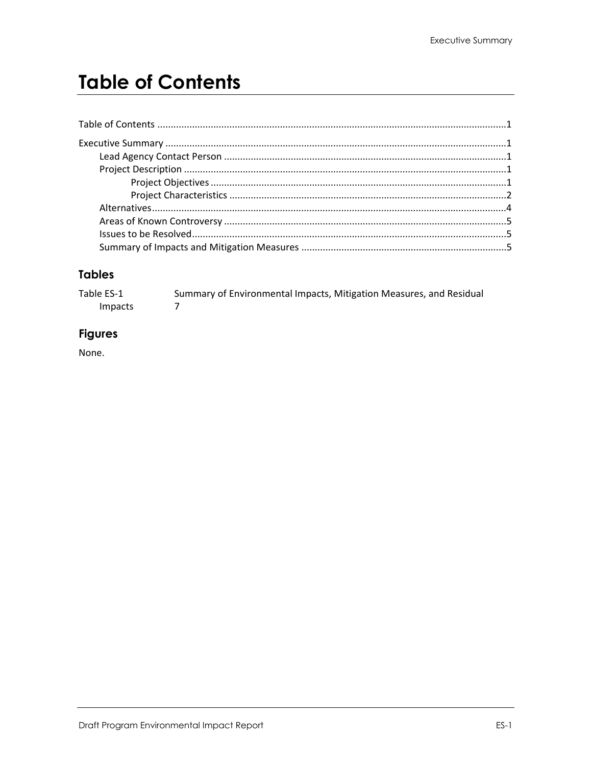# Table of Contents

Table of Contents ....................................................................................................................................1

Executive Summary ..................................................................................................................................1
- Lead Agency Contact Person ..........................................................................................................1
- Project Description ..........................................................................................................................1
  - Project Objectives ..............................................................................................................1
  - Project Characteristics ........................................................................................................2
- Alternatives......................................................................................................................................4
- Areas of Known Controversy ..........................................................................................................5
- Issues to be Resolved......................................................................................................................5
- Summary of Impacts and Mitigation Measures ..............................................................................5

## Tables

Table ES-1 Summary of Environmental Impacts, Mitigation Measures, and Residual Impacts 7

## Figures

None.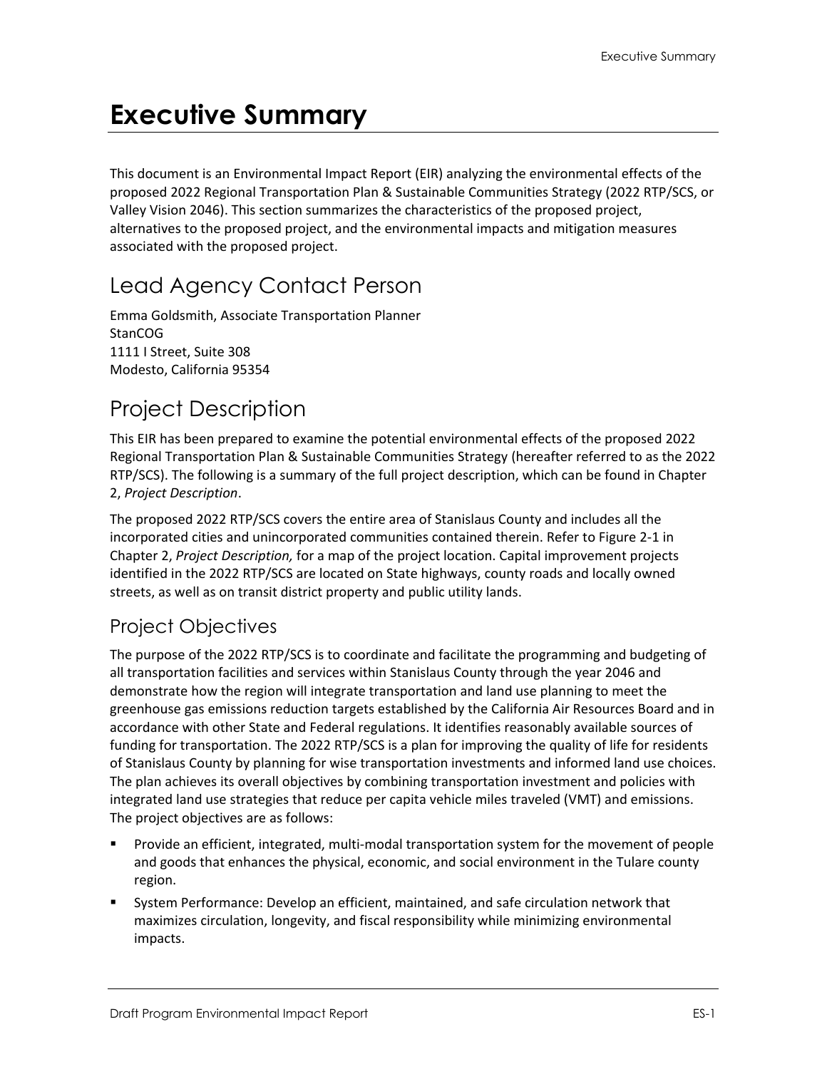# Executive Summary

This document is an Environmental Impact Report (EIR) analyzing the environmental effects of the proposed 2022 Regional Transportation Plan & Sustainable Communities Strategy (2022 RTP/SCS, or Valley Vision 2046). This section summarizes the characteristics of the proposed project, alternatives to the proposed project, and the environmental impacts and mitigation measures associated with the proposed project.

## Lead Agency Contact Person

Emma Goldsmith, Associate Transportation Planner
StanCOG
1111 I Street, Suite 308
Modesto, California 95354

## Project Description

This EIR has been prepared to examine the potential environmental effects of the proposed 2022 Regional Transportation Plan & Sustainable Communities Strategy (hereafter referred to as the 2022 RTP/SCS). The following is a summary of the full project description, which can be found in Chapter 2, *Project Description*.

The proposed 2022 RTP/SCS covers the entire area of Stanislaus County and includes all the incorporated cities and unincorporated communities contained therein. Refer to Figure 2-1 in Chapter 2, *Project Description,* for a map of the project location. Capital improvement projects identified in the 2022 RTP/SCS are located on State highways, county roads and locally owned streets, as well as on transit district property and public utility lands.

### Project Objectives

The purpose of the 2022 RTP/SCS is to coordinate and facilitate the programming and budgeting of all transportation facilities and services within Stanislaus County through the year 2046 and demonstrate how the region will integrate transportation and land use planning to meet the greenhouse gas emissions reduction targets established by the California Air Resources Board and in accordance with other State and Federal regulations. It identifies reasonably available sources of funding for transportation. The 2022 RTP/SCS is a plan for improving the quality of life for residents of Stanislaus County by planning for wise transportation investments and informed land use choices. The plan achieves its overall objectives by combining transportation investment and policies with integrated land use strategies that reduce per capita vehicle miles traveled (VMT) and emissions. The project objectives are as follows:

- Provide an efficient, integrated, multi-modal transportation system for the movement of people and goods that enhances the physical, economic, and social environment in the Tulare county region.
- System Performance: Develop an efficient, maintained, and safe circulation network that maximizes circulation, longevity, and fiscal responsibility while minimizing environmental impacts.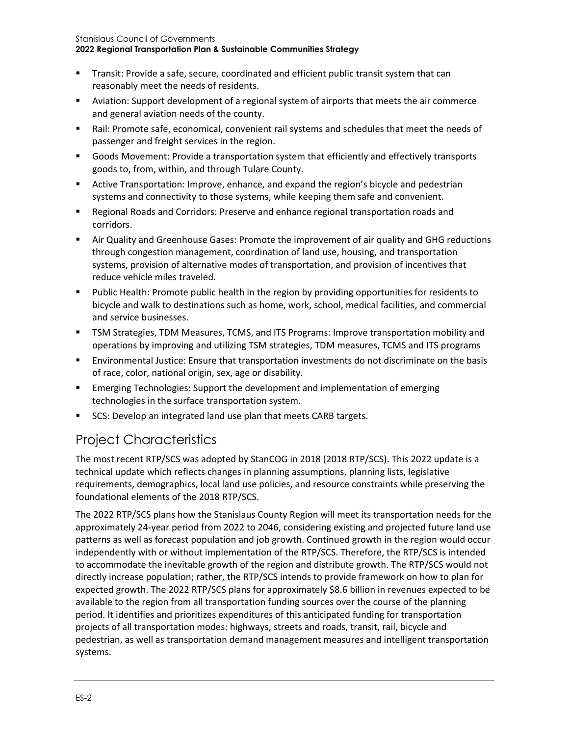- Transit: Provide a safe, secure, coordinated and efficient public transit system that can reasonably meet the needs of residents.
- Aviation: Support development of a regional system of airports that meets the air commerce and general aviation needs of the county.
- Rail: Promote safe, economical, convenient rail systems and schedules that meet the needs of passenger and freight services in the region.
- Goods Movement: Provide a transportation system that efficiently and effectively transports goods to, from, within, and through Tulare County.
- Active Transportation: Improve, enhance, and expand the region's bicycle and pedestrian systems and connectivity to those systems, while keeping them safe and convenient.
- Regional Roads and Corridors: Preserve and enhance regional transportation roads and corridors.
- Air Quality and Greenhouse Gases: Promote the improvement of air quality and GHG reductions through congestion management, coordination of land use, housing, and transportation systems, provision of alternative modes of transportation, and provision of incentives that reduce vehicle miles traveled.
- Public Health: Promote public health in the region by providing opportunities for residents to bicycle and walk to destinations such as home, work, school, medical facilities, and commercial and service businesses.
- TSM Strategies, TDM Measures, TCMS, and ITS Programs: Improve transportation mobility and operations by improving and utilizing TSM strategies, TDM measures, TCMS and ITS programs
- Environmental Justice: Ensure that transportation investments do not discriminate on the basis of race, color, national origin, sex, age or disability.
- Emerging Technologies: Support the development and implementation of emerging technologies in the surface transportation system.
- SCS: Develop an integrated land use plan that meets CARB targets.

## Project Characteristics

The most recent RTP/SCS was adopted by StanCOG in 2018 (2018 RTP/SCS). This 2022 update is a technical update which reflects changes in planning assumptions, planning lists, legislative requirements, demographics, local land use policies, and resource constraints while preserving the foundational elements of the 2018 RTP/SCS.

The 2022 RTP/SCS plans how the Stanislaus County Region will meet its transportation needs for the approximately 24-year period from 2022 to 2046, considering existing and projected future land use patterns as well as forecast population and job growth. Continued growth in the region would occur independently with or without implementation of the RTP/SCS. Therefore, the RTP/SCS is intended to accommodate the inevitable growth of the region and distribute growth. The RTP/SCS would not directly increase population; rather, the RTP/SCS intends to provide framework on how to plan for expected growth. The 2022 RTP/SCS plans for approximately $8.6 billion in revenues expected to be available to the region from all transportation funding sources over the course of the planning period. It identifies and prioritizes expenditures of this anticipated funding for transportation projects of all transportation modes: highways, streets and roads, transit, rail, bicycle and pedestrian, as well as transportation demand management measures and intelligent transportation systems.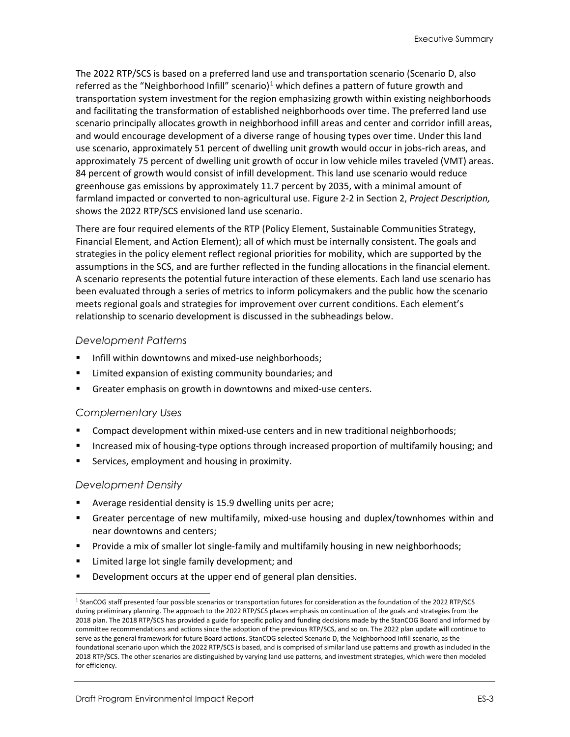The 2022 RTP/SCS is based on a preferred land use and transportation scenario (Scenario D, also referred as the "Neighborhood Infill" scenario)[1] which defines a pattern of future growth and transportation system investment for the region emphasizing growth within existing neighborhoods and facilitating the transformation of established neighborhoods over time. The preferred land use scenario principally allocates growth in neighborhood infill areas and center and corridor infill areas, and would encourage development of a diverse range of housing types over time. Under this land use scenario, approximately 51 percent of dwelling unit growth would occur in jobs-rich areas, and approximately 75 percent of dwelling unit growth of occur in low vehicle miles traveled (VMT) areas. 84 percent of growth would consist of infill development. This land use scenario would reduce greenhouse gas emissions by approximately 11.7 percent by 2035, with a minimal amount of farmland impacted or converted to non-agricultural use. Figure 2-2 in Section 2, *Project Description,* shows the 2022 RTP/SCS envisioned land use scenario.

There are four required elements of the RTP (Policy Element, Sustainable Communities Strategy, Financial Element, and Action Element); all of which must be internally consistent. The goals and strategies in the policy element reflect regional priorities for mobility, which are supported by the assumptions in the SCS, and are further reflected in the funding allocations in the financial element. A scenario represents the potential future interaction of these elements. Each land use scenario has been evaluated through a series of metrics to inform policymakers and the public how the scenario meets regional goals and strategies for improvement over current conditions. Each element's relationship to scenario development is discussed in the subheadings below.

### *Development Patterns*

- Infill within downtowns and mixed-use neighborhoods;
- Limited expansion of existing community boundaries; and
- Greater emphasis on growth in downtowns and mixed-use centers.

### *Complementary Uses*

- Compact development within mixed-use centers and in new traditional neighborhoods;
- Increased mix of housing-type options through increased proportion of multifamily housing; and
- Services, employment and housing in proximity.

### *Development Density*

- Average residential density is 15.9 dwelling units per acre;
- Greater percentage of new multifamily, mixed-use housing and duplex/townhomes within and near downtowns and centers;
- Provide a mix of smaller lot single-family and multifamily housing in new neighborhoods;
- Limited large lot single family development; and
- Development occurs at the upper end of general plan densities.

[1] StanCOG staff presented four possible scenarios or transportation futures for consideration as the foundation of the 2022 RTP/SCS during preliminary planning. The approach to the 2022 RTP/SCS places emphasis on continuation of the goals and strategies from the 2018 plan. The 2018 RTP/SCS has provided a guide for specific policy and funding decisions made by the StanCOG Board and informed by committee recommendations and actions since the adoption of the previous RTP/SCS, and so on. The 2022 plan update will continue to serve as the general framework for future Board actions. StanCOG selected Scenario D, the Neighborhood Infill scenario, as the foundational scenario upon which the 2022 RTP/SCS is based, and is comprised of similar land use patterns and growth as included in the 2018 RTP/SCS. The other scenarios are distinguished by varying land use patterns, and investment strategies, which were then modeled for efficiency.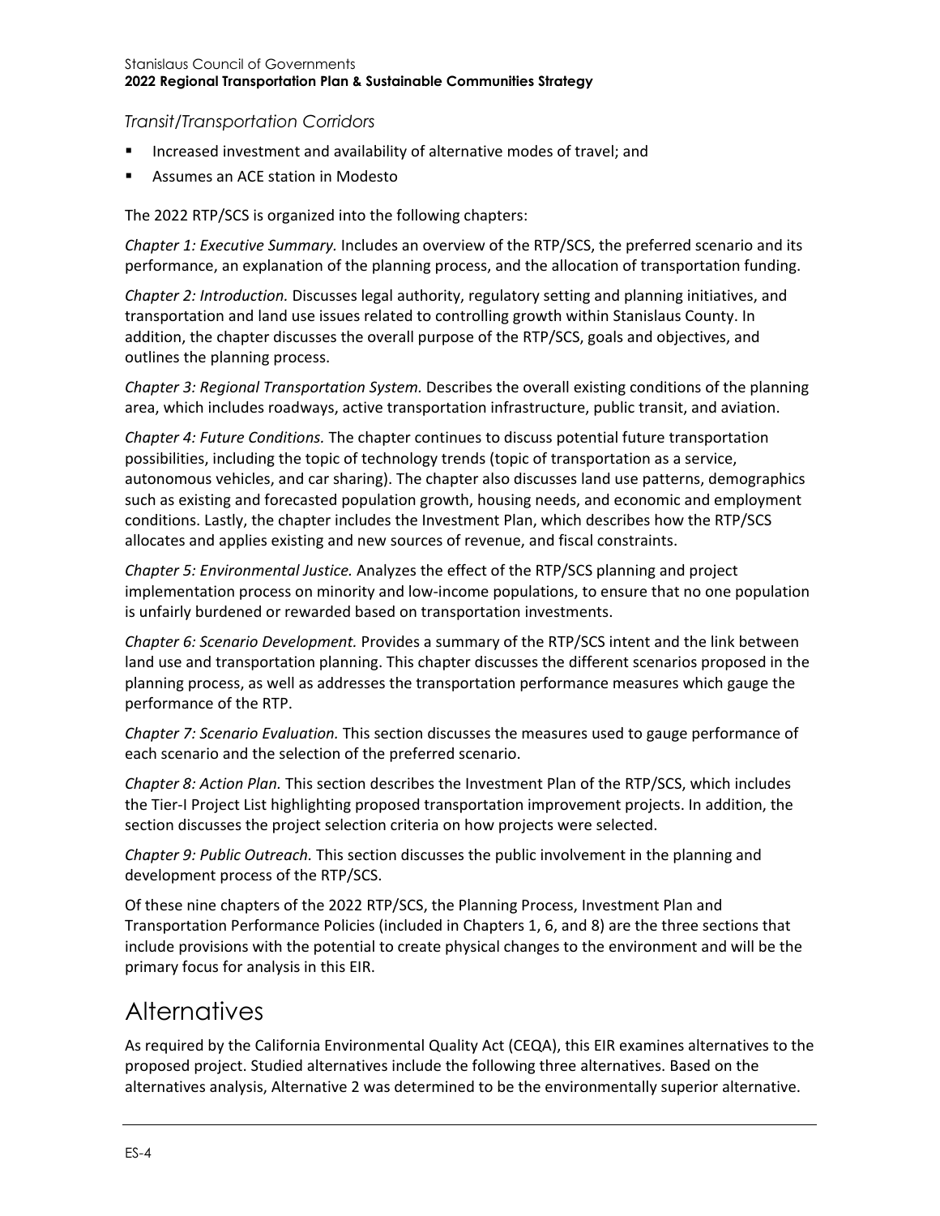*Transit/Transportation Corridors*

- Increased investment and availability of alternative modes of travel; and
- Assumes an ACE station in Modesto

The 2022 RTP/SCS is organized into the following chapters:

*Chapter 1: Executive Summary.* Includes an overview of the RTP/SCS, the preferred scenario and its performance, an explanation of the planning process, and the allocation of transportation funding.

*Chapter 2: Introduction.* Discusses legal authority, regulatory setting and planning initiatives, and transportation and land use issues related to controlling growth within Stanislaus County. In addition, the chapter discusses the overall purpose of the RTP/SCS, goals and objectives, and outlines the planning process.

*Chapter 3: Regional Transportation System.* Describes the overall existing conditions of the planning area, which includes roadways, active transportation infrastructure, public transit, and aviation.

*Chapter 4: Future Conditions.* The chapter continues to discuss potential future transportation possibilities, including the topic of technology trends (topic of transportation as a service, autonomous vehicles, and car sharing). The chapter also discusses land use patterns, demographics such as existing and forecasted population growth, housing needs, and economic and employment conditions. Lastly, the chapter includes the Investment Plan, which describes how the RTP/SCS allocates and applies existing and new sources of revenue, and fiscal constraints.

*Chapter 5: Environmental Justice.* Analyzes the effect of the RTP/SCS planning and project implementation process on minority and low-income populations, to ensure that no one population is unfairly burdened or rewarded based on transportation investments.

*Chapter 6: Scenario Development.* Provides a summary of the RTP/SCS intent and the link between land use and transportation planning. This chapter discusses the different scenarios proposed in the planning process, as well as addresses the transportation performance measures which gauge the performance of the RTP.

*Chapter 7: Scenario Evaluation.* This section discusses the measures used to gauge performance of each scenario and the selection of the preferred scenario.

*Chapter 8: Action Plan.* This section describes the Investment Plan of the RTP/SCS, which includes the Tier-I Project List highlighting proposed transportation improvement projects. In addition, the section discusses the project selection criteria on how projects were selected.

*Chapter 9: Public Outreach.* This section discusses the public involvement in the planning and development process of the RTP/SCS.

Of these nine chapters of the 2022 RTP/SCS, the Planning Process, Investment Plan and Transportation Performance Policies (included in Chapters 1, 6, and 8) are the three sections that include provisions with the potential to create physical changes to the environment and will be the primary focus for analysis in this EIR.

# Alternatives

As required by the California Environmental Quality Act (CEQA), this EIR examines alternatives to the proposed project. Studied alternatives include the following three alternatives. Based on the alternatives analysis, Alternative 2 was determined to be the environmentally superior alternative.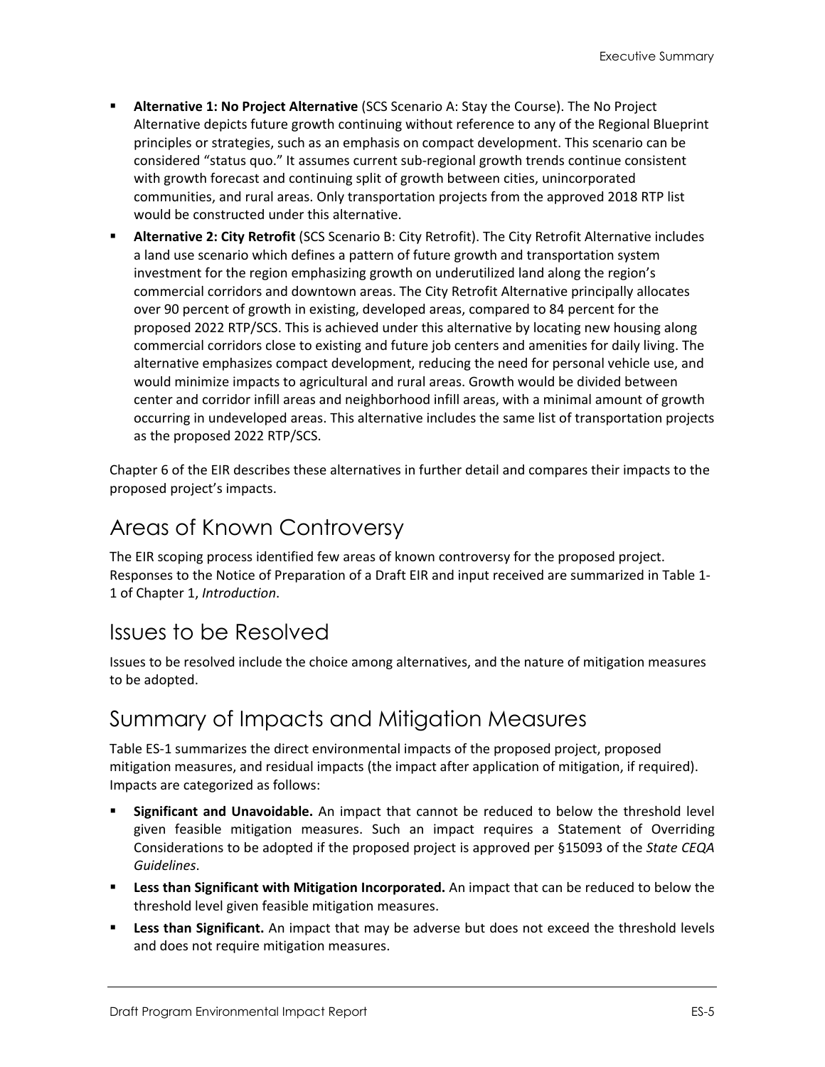- **Alternative 1: No Project Alternative** (SCS Scenario A: Stay the Course). The No Project Alternative depicts future growth continuing without reference to any of the Regional Blueprint principles or strategies, such as an emphasis on compact development. This scenario can be considered "status quo." It assumes current sub-regional growth trends continue consistent with growth forecast and continuing split of growth between cities, unincorporated communities, and rural areas. Only transportation projects from the approved 2018 RTP list would be constructed under this alternative.
- **Alternative 2: City Retrofit** (SCS Scenario B: City Retrofit). The City Retrofit Alternative includes a land use scenario which defines a pattern of future growth and transportation system investment for the region emphasizing growth on underutilized land along the region's commercial corridors and downtown areas. The City Retrofit Alternative principally allocates over 90 percent of growth in existing, developed areas, compared to 84 percent for the proposed 2022 RTP/SCS. This is achieved under this alternative by locating new housing along commercial corridors close to existing and future job centers and amenities for daily living. The alternative emphasizes compact development, reducing the need for personal vehicle use, and would minimize impacts to agricultural and rural areas. Growth would be divided between center and corridor infill areas and neighborhood infill areas, with a minimal amount of growth occurring in undeveloped areas. This alternative includes the same list of transportation projects as the proposed 2022 RTP/SCS.

Chapter 6 of the EIR describes these alternatives in further detail and compares their impacts to the proposed project's impacts.

## Areas of Known Controversy

The EIR scoping process identified few areas of known controversy for the proposed project. Responses to the Notice of Preparation of a Draft EIR and input received are summarized in Table 1-1 of Chapter 1, *Introduction*.

## Issues to be Resolved

Issues to be resolved include the choice among alternatives, and the nature of mitigation measures to be adopted.

## Summary of Impacts and Mitigation Measures

Table ES-1 summarizes the direct environmental impacts of the proposed project, proposed mitigation measures, and residual impacts (the impact after application of mitigation, if required). Impacts are categorized as follows:

- **Significant and Unavoidable.** An impact that cannot be reduced to below the threshold level given feasible mitigation measures. Such an impact requires a Statement of Overriding Considerations to be adopted if the proposed project is approved per §15093 of the *State CEQA Guidelines*.
- **Less than Significant with Mitigation Incorporated.** An impact that can be reduced to below the threshold level given feasible mitigation measures.
- **Less than Significant.** An impact that may be adverse but does not exceed the threshold levels and does not require mitigation measures.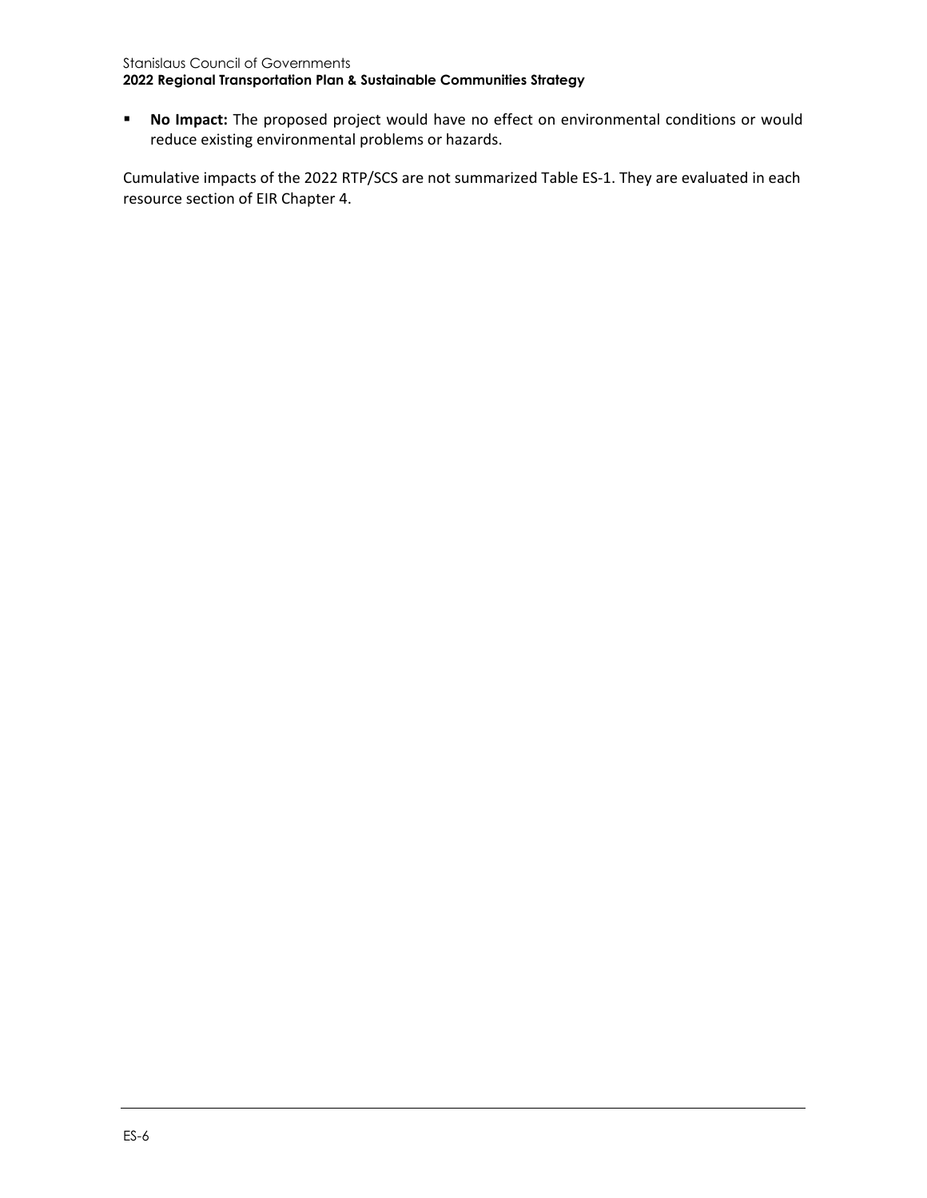- **No Impact:** The proposed project would have no effect on environmental conditions or would reduce existing environmental problems or hazards.

Cumulative impacts of the 2022 RTP/SCS are not summarized Table ES-1. They are evaluated in each resource section of EIR Chapter 4.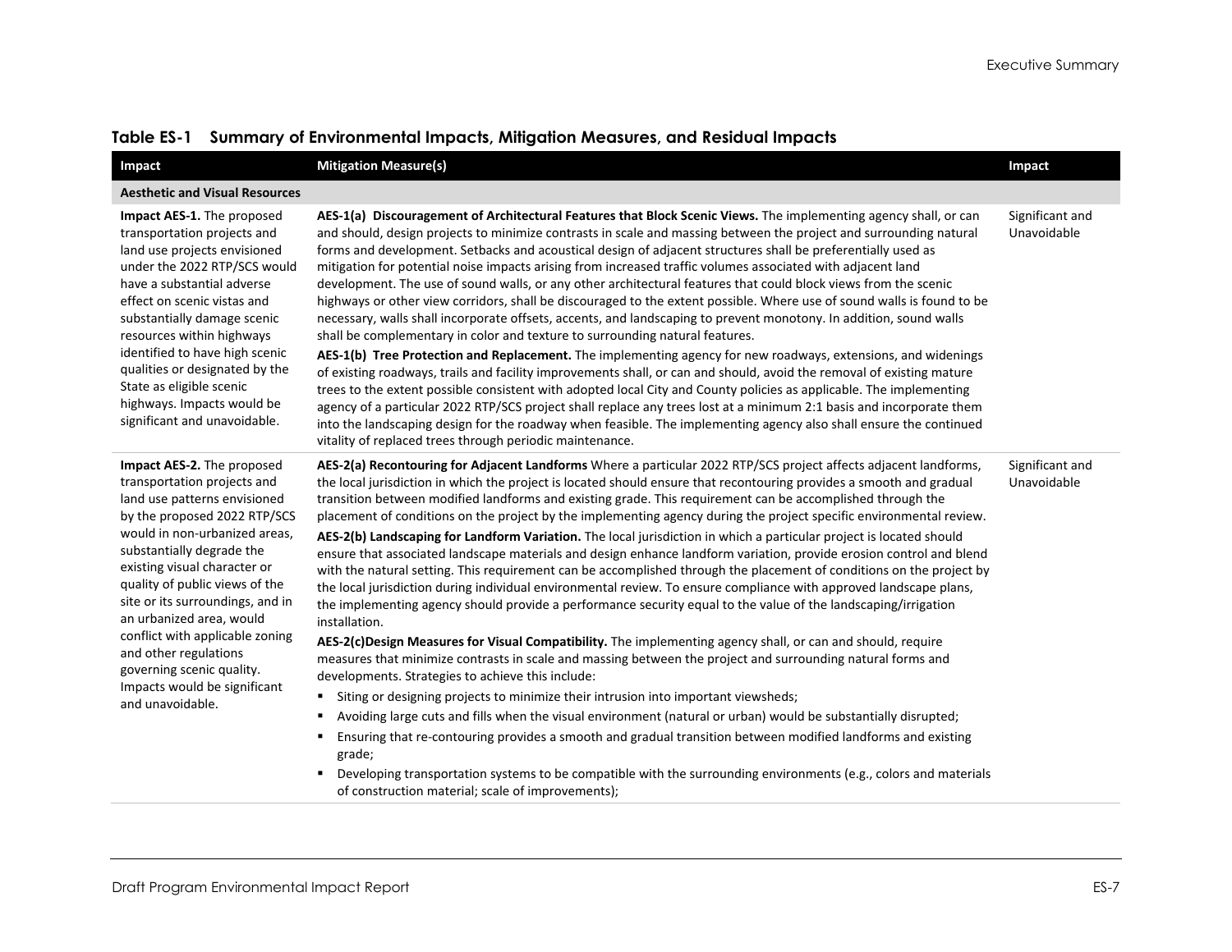**Table ES-1 Summary of Environmental Impacts, Mitigation Measures, and Residual Impacts**

| Impact | Mitigation Measure(s) | Impact |
|---|---|---|
| **Aesthetic and Visual Resources** | | |
| **Impact AES-1.** The proposed transportation projects and land use projects envisioned under the 2022 RTP/SCS would have a substantial adverse effect on scenic vistas and substantially damage scenic resources within highways identified to have high scenic qualities or designated by the State as eligible scenic highways. Impacts would be significant and unavoidable. | **AES-1(a) Discouragement of Architectural Features that Block Scenic Views.** The implementing agency shall, or can and should, design projects to minimize contrasts in scale and massing between the project and surrounding natural forms and development. Setbacks and acoustical design of adjacent structures shall be preferentially used as mitigation for potential noise impacts arising from increased traffic volumes associated with adjacent land development. The use of sound walls, or any other architectural features that could block views from the scenic highways or other view corridors, shall be discouraged to the extent possible. Where use of sound walls is found to be necessary, walls shall incorporate offsets, accents, and landscaping to prevent monotony. In addition, sound walls shall be complementary in color and texture to surrounding natural features.<br>**AES-1(b) Tree Protection and Replacement.** The implementing agency for new roadways, extensions, and widenings of existing roadways, trails and facility improvements shall, or can and should, avoid the removal of existing mature trees to the extent possible consistent with adopted local City and County policies as applicable. The implementing agency of a particular 2022 RTP/SCS project shall replace any trees lost at a minimum 2:1 basis and incorporate them into the landscaping design for the roadway when feasible. The implementing agency also shall ensure the continued vitality of replaced trees through periodic maintenance. | Significant and Unavoidable |
| **Impact AES-2.** The proposed transportation projects and land use patterns envisioned by the proposed 2022 RTP/SCS would in non-urbanized areas, substantially degrade the existing visual character or quality of public views of the site or its surroundings, and in an urbanized area, would conflict with applicable zoning and other regulations governing scenic quality. Impacts would be significant and unavoidable. | **AES-2(a) Recontouring for Adjacent Landforms** Where a particular 2022 RTP/SCS project affects adjacent landforms, the local jurisdiction in which the project is located should ensure that recontouring provides a smooth and gradual transition between modified landforms and existing grade. This requirement can be accomplished through the placement of conditions on the project by the implementing agency during the project specific environmental review.<br>**AES-2(b) Landscaping for Landform Variation.** The local jurisdiction in which a particular project is located should ensure that associated landscape materials and design enhance landform variation, provide erosion control and blend with the natural setting. This requirement can be accomplished through the placement of conditions on the project by the local jurisdiction during individual environmental review. To ensure compliance with approved landscape plans, the implementing agency should provide a performance security equal to the value of the landscaping/irrigation installation.<br>**AES-2(c)Design Measures for Visual Compatibility.** The implementing agency shall, or can and should, require measures that minimize contrasts in scale and massing between the project and surrounding natural forms and developments. Strategies to achieve this include:<br>▪ Siting or designing projects to minimize their intrusion into important viewsheds;<br>▪ Avoiding large cuts and fills when the visual environment (natural or urban) would be substantially disrupted;<br>▪ Ensuring that re-contouring provides a smooth and gradual transition between modified landforms and existing grade;<br>▪ Developing transportation systems to be compatible with the surrounding environments (e.g., colors and materials of construction material; scale of improvements); | Significant and Unavoidable |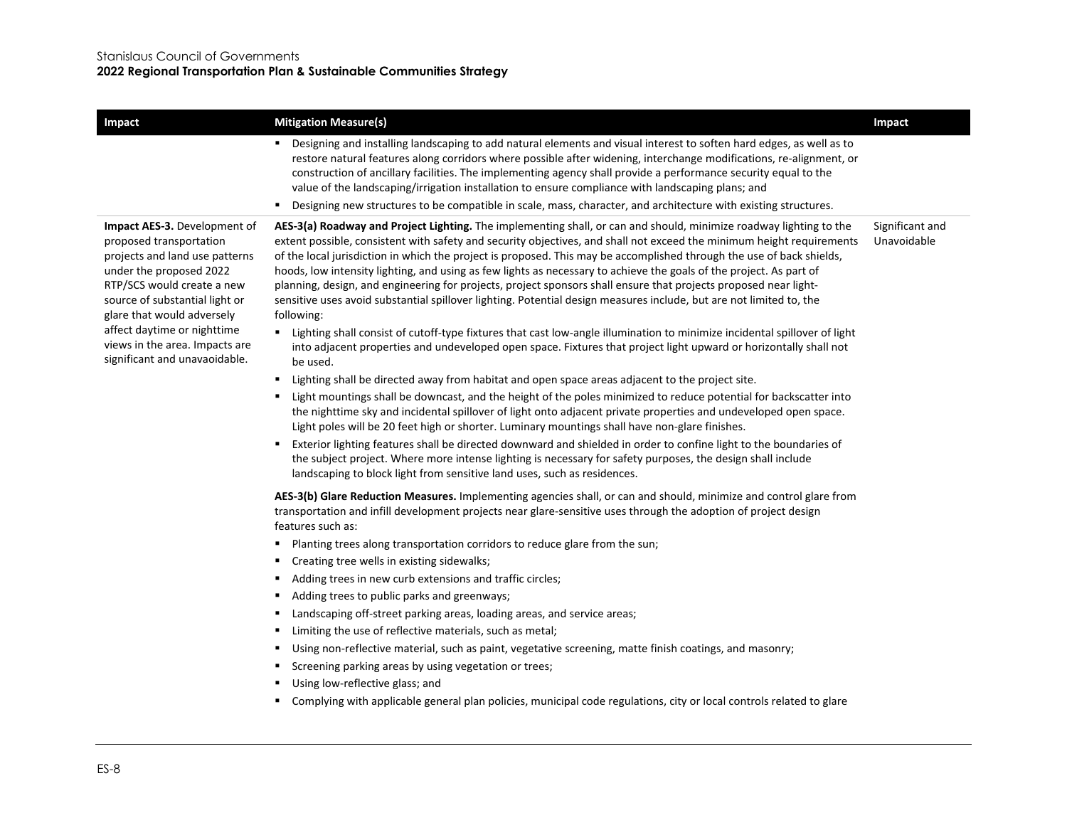| Impact | Mitigation Measure(s) | Impact |
|---|---|---|
| | ▪ Designing and installing landscaping to add natural elements and visual interest to soften hard edges, as well as to restore natural features along corridors where possible after widening, interchange modifications, re-alignment, or construction of ancillary facilities. The implementing agency shall provide a performance security equal to the value of the landscaping/irrigation installation to ensure compliance with landscaping plans; and<br>▪ Designing new structures to be compatible in scale, mass, character, and architecture with existing structures. | |
| **Impact AES-3.** Development of proposed transportation projects and land use patterns under the proposed 2022 RTP/SCS would create a new source of substantial light or glare that would adversely affect daytime or nighttime views in the area. Impacts are significant and unavoidable. | **AES-3(a) Roadway and Project Lighting.** The implementing shall, or can and should, minimize roadway lighting to the extent possible, consistent with safety and security objectives, and shall not exceed the minimum height requirements of the local jurisdiction in which the project is proposed. This may be accomplished through the use of back shields, hoods, low intensity lighting, and using as few lights as necessary to achieve the goals of the project. As part of planning, design, and engineering for projects, project sponsors shall ensure that projects proposed near light-sensitive uses avoid substantial spillover lighting. Potential design measures include, but are not limited to, the following:<br>▪ Lighting shall consist of cutoff-type fixtures that cast low-angle illumination to minimize incidental spillover of light into adjacent properties and undeveloped open space. Fixtures that project light upward or horizontally shall not be used.<br>▪ Lighting shall be directed away from habitat and open space areas adjacent to the project site.<br>▪ Light mountings shall be downcast, and the height of the poles minimized to reduce potential for backscatter into the nighttime sky and incidental spillover of light onto adjacent private properties and undeveloped open space. Light poles will be 20 feet high or shorter. Luminary mountings shall have non-glare finishes.<br>▪ Exterior lighting features shall be directed downward and shielded in order to confine light to the boundaries of the subject project. Where more intense lighting is necessary for safety purposes, the design shall include landscaping to block light from sensitive land uses, such as residences.<br><br>**AES-3(b) Glare Reduction Measures.** Implementing agencies shall, or can and should, minimize and control glare from transportation and infill development projects near glare-sensitive uses through the adoption of project design features such as:<br>▪ Planting trees along transportation corridors to reduce glare from the sun;<br>▪ Creating tree wells in existing sidewalks;<br>▪ Adding trees in new curb extensions and traffic circles;<br>▪ Adding trees to public parks and greenways;<br>▪ Landscaping off-street parking areas, loading areas, and service areas;<br>▪ Limiting the use of reflective materials, such as metal;<br>▪ Using non-reflective material, such as paint, vegetative screening, matte finish coatings, and masonry;<br>▪ Screening parking areas by using vegetation or trees;<br>▪ Using low-reflective glass; and<br>▪ Complying with applicable general plan policies, municipal code regulations, city or local controls related to glare | Significant and Unavoidable |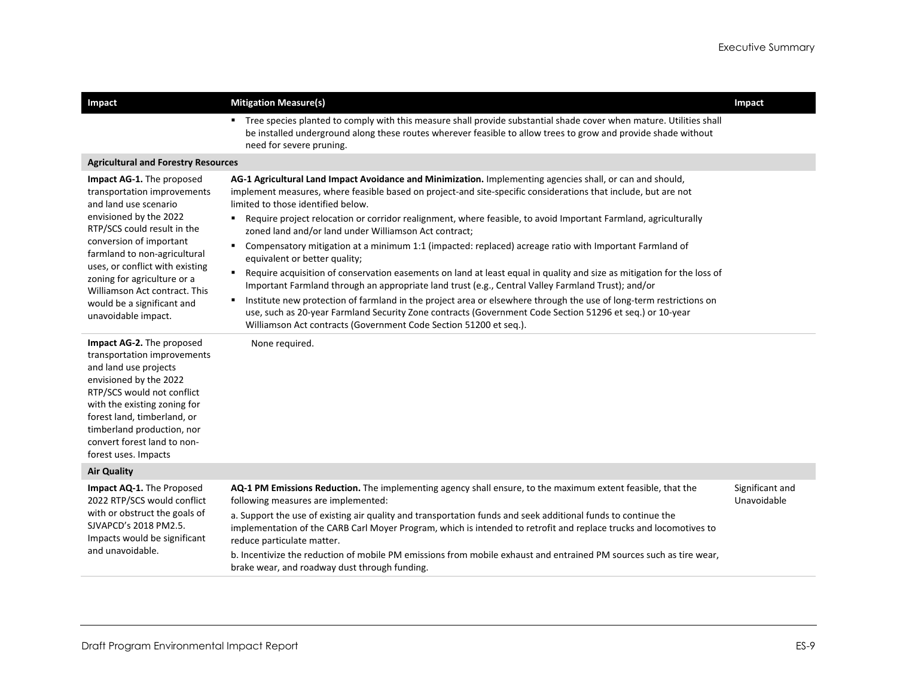| Impact | Mitigation Measure(s) | Impact |
|---|---|---|
| | ▪ Tree species planted to comply with this measure shall provide substantial shade cover when mature. Utilities shall be installed underground along these routes wherever feasible to allow trees to grow and provide shade without need for severe pruning. | |
| **Agricultural and Forestry Resources** | | |
| **Impact AG-1.** The proposed transportation improvements and land use scenario envisioned by the 2022 RTP/SCS could result in the conversion of important farmland to non-agricultural uses, or conflict with existing zoning for agriculture or a Williamson Act contract. This would be a significant and unavoidable impact. | **AG-1 Agricultural Land Impact Avoidance and Minimization.** Implementing agencies shall, or can and should, implement measures, where feasible based on project-and site-specific considerations that include, but are not limited to those identified below.<br>▪ Require project relocation or corridor realignment, where feasible, to avoid Important Farmland, agriculturally zoned land and/or land under Williamson Act contract;<br>▪ Compensatory mitigation at a minimum 1:1 (impacted: replaced) acreage ratio with Important Farmland of equivalent or better quality;<br>▪ Require acquisition of conservation easements on land at least equal in quality and size as mitigation for the loss of Important Farmland through an appropriate land trust (e.g., Central Valley Farmland Trust); and/or<br>▪ Institute new protection of farmland in the project area or elsewhere through the use of long-term restrictions on use, such as 20-year Farmland Security Zone contracts (Government Code Section 51296 et seq.) or 10-year Williamson Act contracts (Government Code Section 51200 et seq.). | |
| **Impact AG-2.** The proposed transportation improvements and land use projects envisioned by the 2022 RTP/SCS would not conflict with the existing zoning for forest land, timberland, or timberland production, nor convert forest land to non-forest uses. Impacts | None required. | |
| **Air Quality** | | |
| **Impact AQ-1.** The Proposed 2022 RTP/SCS would conflict with or obstruct the goals of SJVAPCD's 2018 PM2.5. Impacts would be significant and unavoidable. | **AQ-1 PM Emissions Reduction.** The implementing agency shall ensure, to the maximum extent feasible, that the following measures are implemented:<br>a. Support the use of existing air quality and transportation funds and seek additional funds to continue the implementation of the CARB Carl Moyer Program, which is intended to retrofit and replace trucks and locomotives to reduce particulate matter.<br>b. Incentivize the reduction of mobile PM emissions from mobile exhaust and entrained PM sources such as tire wear, brake wear, and roadway dust through funding. | Significant and Unavoidable |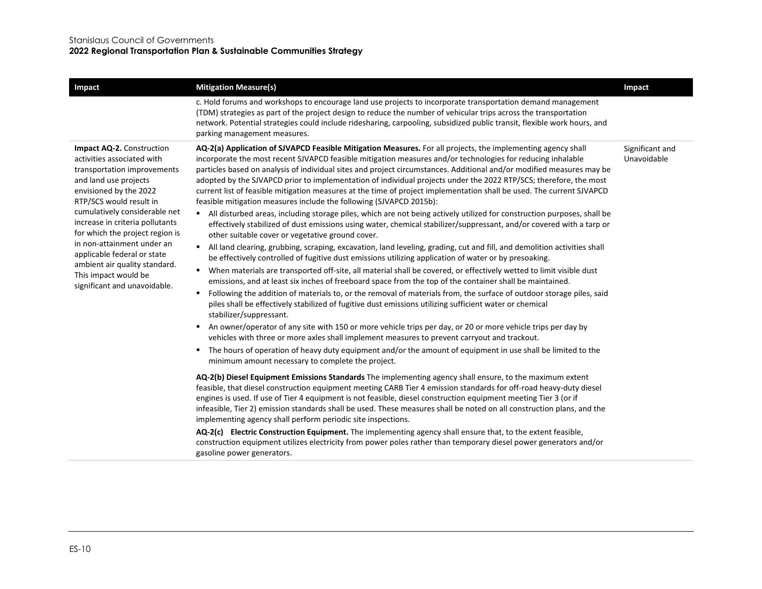| Impact | Mitigation Measure(s) | Impact |
|---|---|---|
| | c. Hold forums and workshops to encourage land use projects to incorporate transportation demand management (TDM) strategies as part of the project design to reduce the number of vehicular trips across the transportation network. Potential strategies could include ridesharing, carpooling, subsidized public transit, flexible work hours, and parking management measures. | |
| **Impact AQ-2.** Construction activities associated with transportation improvements and land use projects envisioned by the 2022 RTP/SCS would result in cumulatively considerable net increase in criteria pollutants for which the project region is in non-attainment under an applicable federal or state ambient air quality standard. This impact would be significant and unavoidable. | **AQ-2(a) Application of SJVAPCD Feasible Mitigation Measures.** For all projects, the implementing agency shall incorporate the most recent SJVAPCD feasible mitigation measures and/or technologies for reducing inhalable particles based on analysis of individual sites and project circumstances. Additional and/or modified measures may be adopted by the SJVAPCD prior to implementation of individual projects under the 2022 RTP/SCS; therefore, the most current list of feasible mitigation measures at the time of project implementation shall be used. The current SJVAPCD feasible mitigation measures include the following (SJVAPCD 2015b):<br>▪ All disturbed areas, including storage piles, which are not being actively utilized for construction purposes, shall be effectively stabilized of dust emissions using water, chemical stabilizer/suppressant, and/or covered with a tarp or other suitable cover or vegetative ground cover.<br>▪ All land clearing, grubbing, scraping, excavation, land leveling, grading, cut and fill, and demolition activities shall be effectively controlled of fugitive dust emissions utilizing application of water or by presoaking.<br>▪ When materials are transported off-site, all material shall be covered, or effectively wetted to limit visible dust emissions, and at least six inches of freeboard space from the top of the container shall be maintained.<br>▪ Following the addition of materials to, or the removal of materials from, the surface of outdoor storage piles, said piles shall be effectively stabilized of fugitive dust emissions utilizing sufficient water or chemical stabilizer/suppressant.<br>▪ An owner/operator of any site with 150 or more vehicle trips per day, or 20 or more vehicle trips per day by vehicles with three or more axles shall implement measures to prevent carryout and trackout.<br>▪ The hours of operation of heavy duty equipment and/or the amount of equipment in use shall be limited to the minimum amount necessary to complete the project.<br><br>**AQ-2(b) Diesel Equipment Emissions Standards** The implementing agency shall ensure, to the maximum extent feasible, that diesel construction equipment meeting CARB Tier 4 emission standards for off-road heavy-duty diesel engines is used. If use of Tier 4 equipment is not feasible, diesel construction equipment meeting Tier 3 (or if infeasible, Tier 2) emission standards shall be used. These measures shall be noted on all construction plans, and the implementing agency shall perform periodic site inspections.<br><br>**AQ-2(c) Electric Construction Equipment.** The implementing agency shall ensure that, to the extent feasible, construction equipment utilizes electricity from power poles rather than temporary diesel power generators and/or gasoline power generators. | Significant and Unavoidable |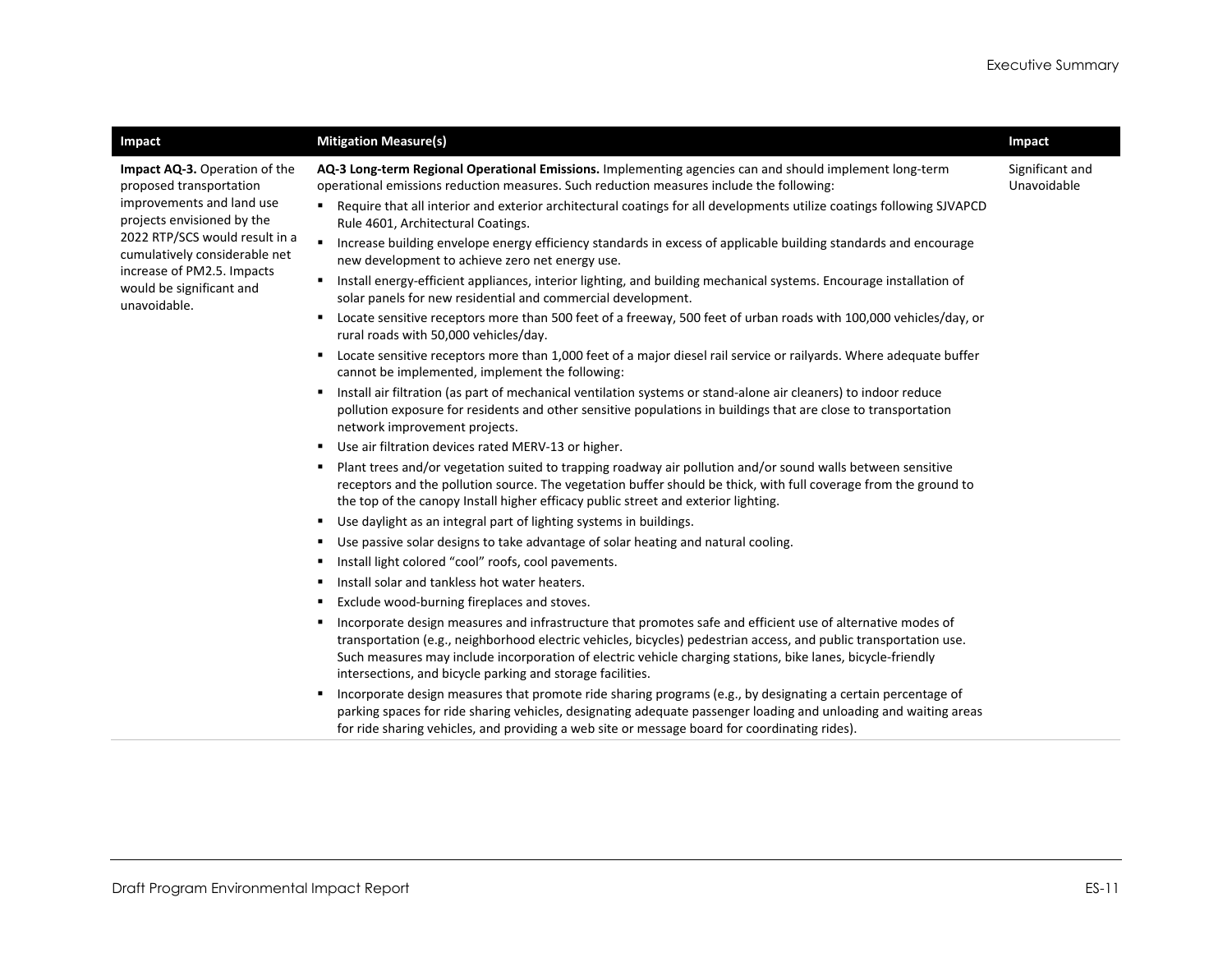| Impact | Mitigation Measure(s) | Impact |
|---|---|---|
| **Impact AQ-3.** Operation of the proposed transportation improvements and land use projects envisioned by the 2022 RTP/SCS would result in a cumulatively considerable net increase of PM2.5. Impacts would be significant and unavoidable. | **AQ-3 Long-term Regional Operational Emissions.** Implementing agencies can and should implement long-term operational emissions reduction measures. Such reduction measures include the following:<br>▪ Require that all interior and exterior architectural coatings for all developments utilize coatings following SJVAPCD Rule 4601, Architectural Coatings.<br>▪ Increase building envelope energy efficiency standards in excess of applicable building standards and encourage new development to achieve zero net energy use.<br>▪ Install energy-efficient appliances, interior lighting, and building mechanical systems. Encourage installation of solar panels for new residential and commercial development.<br>▪ Locate sensitive receptors more than 500 feet of a freeway, 500 feet of urban roads with 100,000 vehicles/day, or rural roads with 50,000 vehicles/day.<br>▪ Locate sensitive receptors more than 1,000 feet of a major diesel rail service or railyards. Where adequate buffer cannot be implemented, implement the following:<br>▪ Install air filtration (as part of mechanical ventilation systems or stand-alone air cleaners) to indoor reduce pollution exposure for residents and other sensitive populations in buildings that are close to transportation network improvement projects.<br>▪ Use air filtration devices rated MERV-13 or higher.<br>▪ Plant trees and/or vegetation suited to trapping roadway air pollution and/or sound walls between sensitive receptors and the pollution source. The vegetation buffer should be thick, with full coverage from the ground to the top of the canopy Install higher efficacy public street and exterior lighting.<br>▪ Use daylight as an integral part of lighting systems in buildings.<br>▪ Use passive solar designs to take advantage of solar heating and natural cooling.<br>▪ Install light colored "cool" roofs, cool pavements.<br>▪ Install solar and tankless hot water heaters.<br>▪ Exclude wood-burning fireplaces and stoves.<br>▪ Incorporate design measures and infrastructure that promotes safe and efficient use of alternative modes of transportation (e.g., neighborhood electric vehicles, bicycles) pedestrian access, and public transportation use. Such measures may include incorporation of electric vehicle charging stations, bike lanes, bicycle-friendly intersections, and bicycle parking and storage facilities.<br>▪ Incorporate design measures that promote ride sharing programs (e.g., by designating a certain percentage of parking spaces for ride sharing vehicles, designating adequate passenger loading and unloading and waiting areas for ride sharing vehicles, and providing a web site or message board for coordinating rides). | Significant and Unavoidable |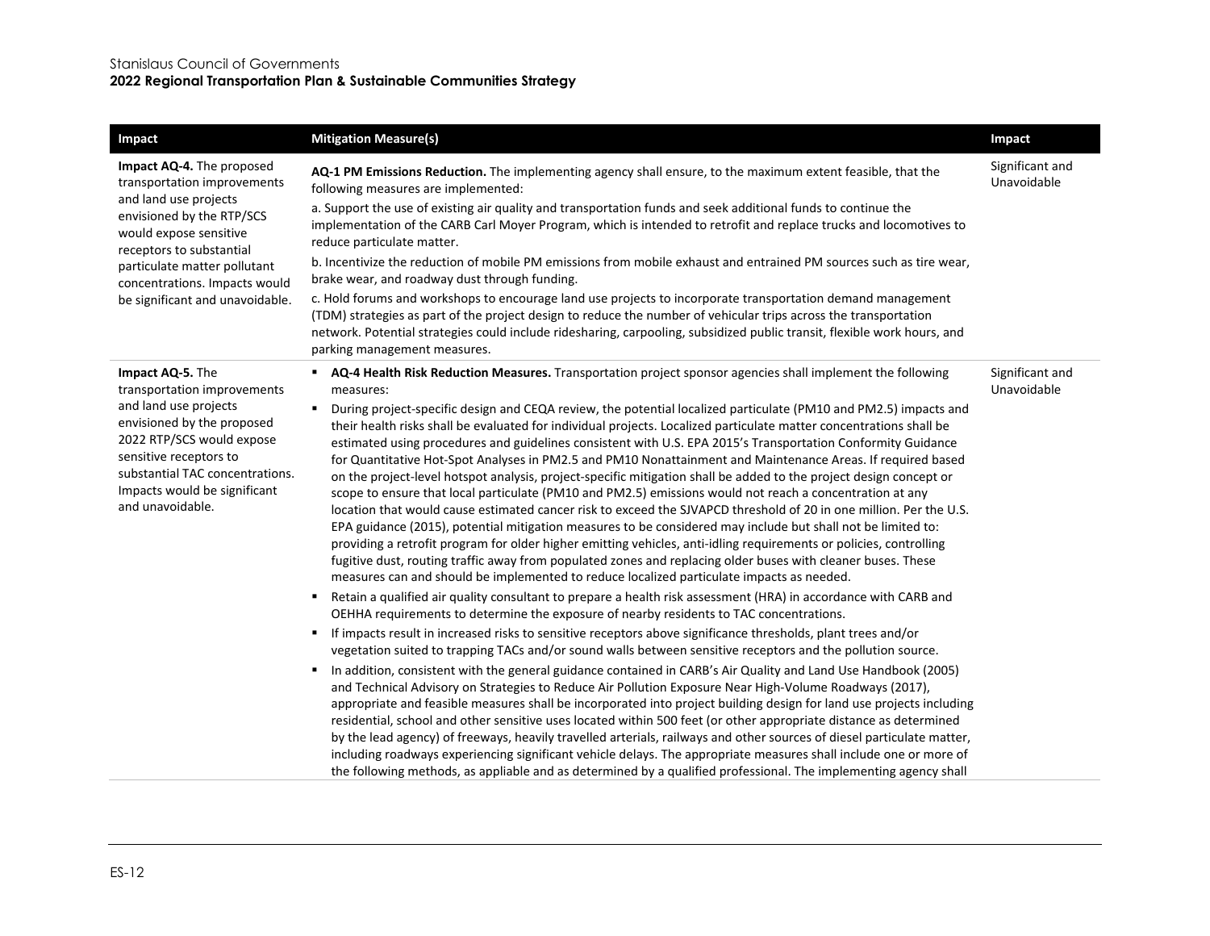| Impact | Mitigation Measure(s) | Impact |
|---|---|---|
| **Impact AQ-4.** The proposed transportation improvements and land use projects envisioned by the RTP/SCS would expose sensitive receptors to substantial particulate matter pollutant concentrations. Impacts would be significant and unavoidable. | **AQ-1 PM Emissions Reduction.** The implementing agency shall ensure, to the maximum extent feasible, that the following measures are implemented:<br>a. Support the use of existing air quality and transportation funds and seek additional funds to continue the implementation of the CARB Carl Moyer Program, which is intended to retrofit and replace trucks and locomotives to reduce particulate matter.<br>b. Incentivize the reduction of mobile PM emissions from mobile exhaust and entrained PM sources such as tire wear, brake wear, and roadway dust through funding.<br>c. Hold forums and workshops to encourage land use projects to incorporate transportation demand management (TDM) strategies as part of the project design to reduce the number of vehicular trips across the transportation network. Potential strategies could include ridesharing, carpooling, subsidized public transit, flexible work hours, and parking management measures. | Significant and Unavoidable |
| **Impact AQ-5.** The transportation improvements and land use projects envisioned by the proposed 2022 RTP/SCS would expose sensitive receptors to substantial TAC concentrations. Impacts would be significant and unavoidable. | ▪ **AQ-4 Health Risk Reduction Measures.** Transportation project sponsor agencies shall implement the following measures:<br>▪ During project-specific design and CEQA review, the potential localized particulate (PM10 and PM2.5) impacts and their health risks shall be evaluated for individual projects. Localized particulate matter concentrations shall be estimated using procedures and guidelines consistent with U.S. EPA 2015's Transportation Conformity Guidance for Quantitative Hot-Spot Analyses in PM2.5 and PM10 Nonattainment and Maintenance Areas. If required based on the project-level hotspot analysis, project-specific mitigation shall be added to the project design concept or scope to ensure that local particulate (PM10 and PM2.5) emissions would not reach a concentration at any location that would cause estimated cancer risk to exceed the SJVAPCD threshold of 20 in one million. Per the U.S. EPA guidance (2015), potential mitigation measures to be considered may include but shall not be limited to: providing a retrofit program for older higher emitting vehicles, anti-idling requirements or policies, controlling fugitive dust, routing traffic away from populated zones and replacing older buses with cleaner buses. These measures can and should be implemented to reduce localized particulate impacts as needed.<br>▪ Retain a qualified air quality consultant to prepare a health risk assessment (HRA) in accordance with CARB and OEHHA requirements to determine the exposure of nearby residents to TAC concentrations.<br>▪ If impacts result in increased risks to sensitive receptors above significance thresholds, plant trees and/or vegetation suited to trapping TACs and/or sound walls between sensitive receptors and the pollution source.<br>▪ In addition, consistent with the general guidance contained in CARB's Air Quality and Land Use Handbook (2005) and Technical Advisory on Strategies to Reduce Air Pollution Exposure Near High-Volume Roadways (2017), appropriate and feasible measures shall be incorporated into project building design for land use projects including residential, school and other sensitive uses located within 500 feet (or other appropriate distance as determined by the lead agency) of freeways, heavily travelled arterials, railways and other sources of diesel particulate matter, including roadways experiencing significant vehicle delays. The appropriate measures shall include one or more of the following methods, as appliable and as determined by a qualified professional. The implementing agency shall | Significant and Unavoidable |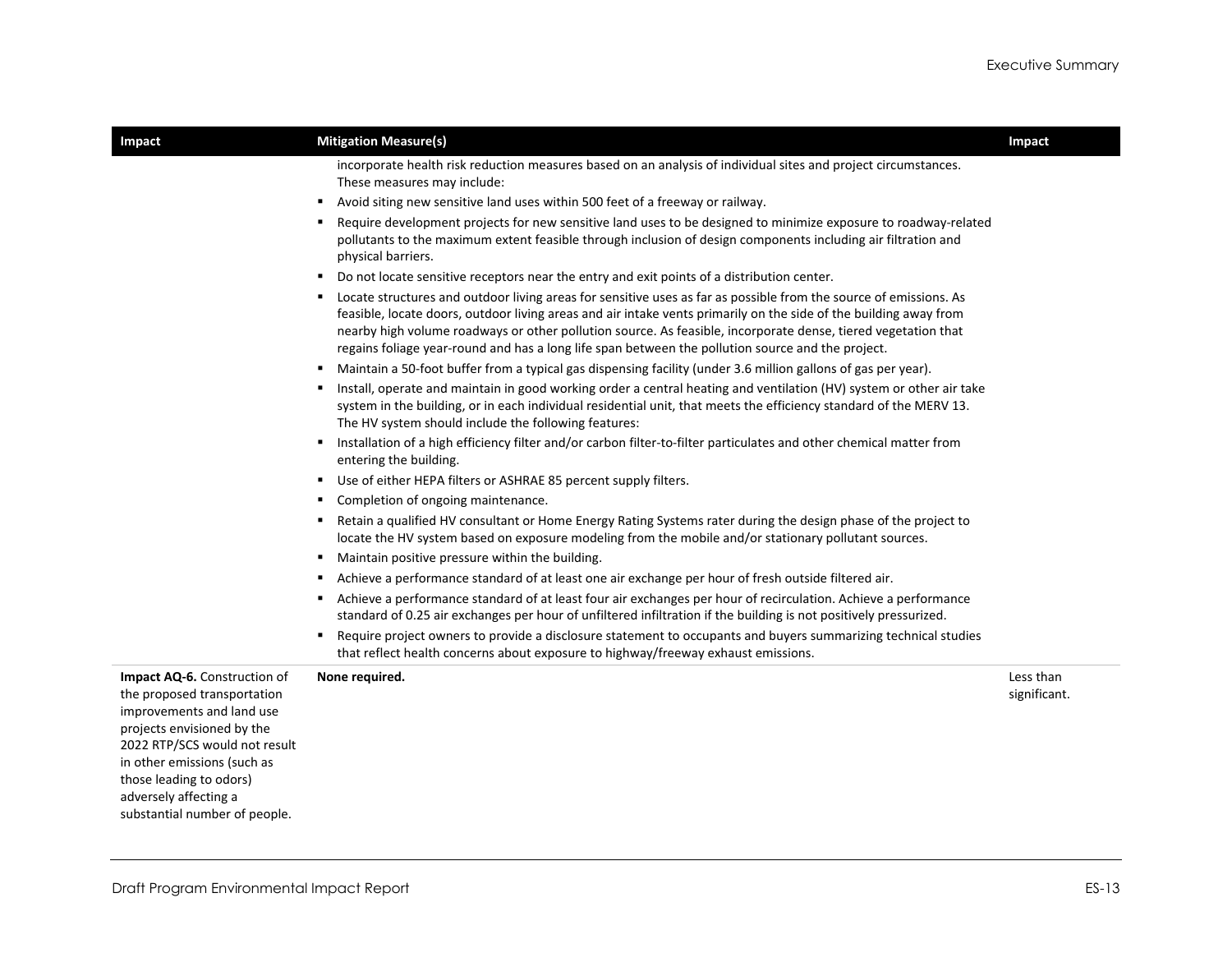| Impact | Mitigation Measure(s) | Impact |
|---|---|---|
| | incorporate health risk reduction measures based on an analysis of individual sites and project circumstances. These measures may include:<br>▪ Avoid siting new sensitive land uses within 500 feet of a freeway or railway.<br>▪ Require development projects for new sensitive land uses to be designed to minimize exposure to roadway-related pollutants to the maximum extent feasible through inclusion of design components including air filtration and physical barriers.<br>▪ Do not locate sensitive receptors near the entry and exit points of a distribution center.<br>▪ Locate structures and outdoor living areas for sensitive uses as far as possible from the source of emissions. As feasible, locate doors, outdoor living areas and air intake vents primarily on the side of the building away from nearby high volume roadways or other pollution source. As feasible, incorporate dense, tiered vegetation that regains foliage year-round and has a long life span between the pollution source and the project.<br>▪ Maintain a 50-foot buffer from a typical gas dispensing facility (under 3.6 million gallons of gas per year).<br>▪ Install, operate and maintain in good working order a central heating and ventilation (HV) system or other air take system in the building, or in each individual residential unit, that meets the efficiency standard of the MERV 13. The HV system should include the following features:<br>▪ Installation of a high efficiency filter and/or carbon filter-to-filter particulates and other chemical matter from entering the building.<br>▪ Use of either HEPA filters or ASHRAE 85 percent supply filters.<br>▪ Completion of ongoing maintenance.<br>▪ Retain a qualified HV consultant or Home Energy Rating Systems rater during the design phase of the project to locate the HV system based on exposure modeling from the mobile and/or stationary pollutant sources.<br>▪ Maintain positive pressure within the building.<br>▪ Achieve a performance standard of at least one air exchange per hour of fresh outside filtered air.<br>▪ Achieve a performance standard of at least four air exchanges per hour of recirculation. Achieve a performance standard of 0.25 air exchanges per hour of unfiltered infiltration if the building is not positively pressurized.<br>▪ Require project owners to provide a disclosure statement to occupants and buyers summarizing technical studies that reflect health concerns about exposure to highway/freeway exhaust emissions. | |
| **Impact AQ-6.** Construction of the proposed transportation improvements and land use projects envisioned by the 2022 RTP/SCS would not result in other emissions (such as those leading to odors) adversely affecting a substantial number of people. | **None required.** | Less than significant. |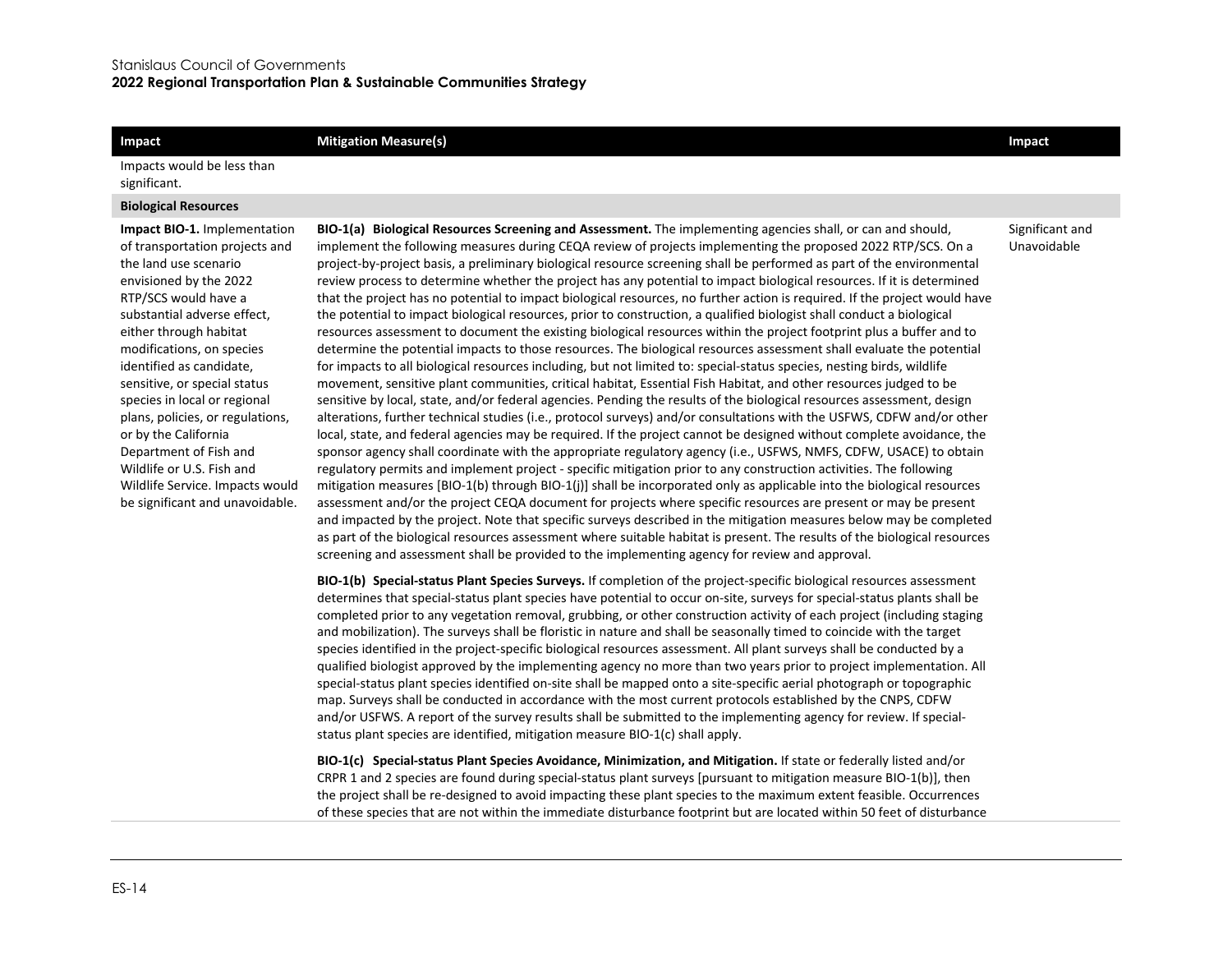| Impact | Mitigation Measure(s) | Impact |
|---|---|---|
| Impacts would be less than significant. | | |
| **Biological Resources** | | |
| **Impact BIO-1.** Implementation of transportation projects and the land use scenario envisioned by the 2022 RTP/SCS would have a substantial adverse effect, either through habitat modifications, on species identified as candidate, sensitive, or special status species in local or regional plans, policies, or regulations, or by the California Department of Fish and Wildlife or U.S. Fish and Wildlife Service. Impacts would be significant and unavoidable. | **BIO-1(a) Biological Resources Screening and Assessment.** The implementing agencies shall, or can and should, implement the following measures during CEQA review of projects implementing the proposed 2022 RTP/SCS. On a project-by-project basis, a preliminary biological resource screening shall be performed as part of the environmental review process to determine whether the project has any potential to impact biological resources. If it is determined that the project has no potential to impact biological resources, no further action is required. If the project would have the potential to impact biological resources, prior to construction, a qualified biologist shall conduct a biological resources assessment to document the existing biological resources within the project footprint plus a buffer and to determine the potential impacts to those resources. The biological resources assessment shall evaluate the potential for impacts to all biological resources including, but not limited to: special-status species, nesting birds, wildlife movement, sensitive plant communities, critical habitat, Essential Fish Habitat, and other resources judged to be sensitive by local, state, and/or federal agencies. Pending the results of the biological resources assessment, design alterations, further technical studies (i.e., protocol surveys) and/or consultations with the USFWS, CDFW and/or other local, state, and federal agencies may be required. If the project cannot be designed without complete avoidance, the sponsor agency shall coordinate with the appropriate regulatory agency (i.e., USFWS, NMFS, CDFW, USACE) to obtain regulatory permits and implement project - specific mitigation prior to any construction activities. The following mitigation measures [BIO-1(b) through BIO-1(j)] shall be incorporated only as applicable into the biological resources assessment and/or the project CEQA document for projects where specific resources are present or may be present and impacted by the project. Note that specific surveys described in the mitigation measures below may be completed as part of the biological resources assessment where suitable habitat is present. The results of the biological resources screening and assessment shall be provided to the implementing agency for review and approval.<br><br>**BIO-1(b) Special-status Plant Species Surveys.** If completion of the project-specific biological resources assessment determines that special-status plant species have potential to occur on-site, surveys for special-status plants shall be completed prior to any vegetation removal, grubbing, or other construction activity of each project (including staging and mobilization). The surveys shall be floristic in nature and shall be seasonally timed to coincide with the target species identified in the project-specific biological resources assessment. All plant surveys shall be conducted by a qualified biologist approved by the implementing agency no more than two years prior to project implementation. All special-status plant species identified on-site shall be mapped onto a site-specific aerial photograph or topographic map. Surveys shall be conducted in accordance with the most current protocols established by the CNPS, CDFW and/or USFWS. A report of the survey results shall be submitted to the implementing agency for review. If special-status plant species are identified, mitigation measure BIO-1(c) shall apply.<br><br>**BIO-1(c) Special-status Plant Species Avoidance, Minimization, and Mitigation.** If state or federally listed and/or CRPR 1 and 2 species are found during special-status plant surveys [pursuant to mitigation measure BIO-1(b)], then the project shall be re-designed to avoid impacting these plant species to the maximum extent feasible. Occurrences of these species that are not within the immediate disturbance footprint but are located within 50 feet of disturbance | Significant and Unavoidable |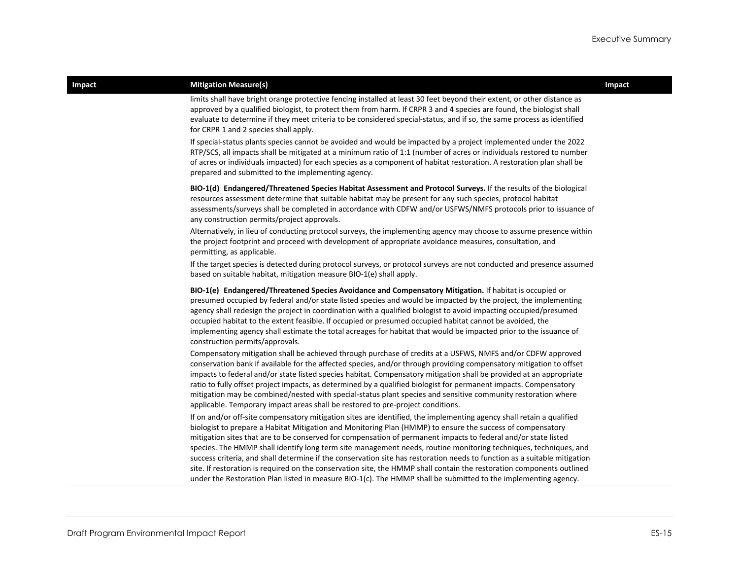| Impact | Mitigation Measure(s) | Impact |
|---|---|---|
| | limits shall have bright orange protective fencing installed at least 30 feet beyond their extent, or other distance as approved by a qualified biologist, to protect them from harm. If CRPR 3 and 4 species are found, the biologist shall evaluate to determine if they meet criteria to be considered special-status, and if so, the same process as identified for CRPR 1 and 2 species shall apply.<br><br>If special-status plants species cannot be avoided and would be impacted by a project implemented under the 2022 RTP/SCS, all impacts shall be mitigated at a minimum ratio of 1:1 (number of acres or individuals restored to number of acres or individuals impacted) for each species as a component of habitat restoration. A restoration plan shall be prepared and submitted to the implementing agency.<br><br>**BIO-1(d) Endangered/Threatened Species Habitat Assessment and Protocol Surveys.** If the results of the biological resources assessment determine that suitable habitat may be present for any such species, protocol habitat assessments/surveys shall be completed in accordance with CDFW and/or USFWS/NMFS protocols prior to issuance of any construction permits/project approvals.<br><br>Alternatively, in lieu of conducting protocol surveys, the implementing agency may choose to assume presence within the project footprint and proceed with development of appropriate avoidance measures, consultation, and permitting, as applicable.<br><br>If the target species is detected during protocol surveys, or protocol surveys are not conducted and presence assumed based on suitable habitat, mitigation measure BIO-1(e) shall apply.<br><br>**BIO-1(e) Endangered/Threatened Species Avoidance and Compensatory Mitigation.** If habitat is occupied or presumed occupied by federal and/or state listed species and would be impacted by the project, the implementing agency shall redesign the project in coordination with a qualified biologist to avoid impacting occupied/presumed occupied habitat to the extent feasible. If occupied or presumed occupied habitat cannot be avoided, the implementing agency shall estimate the total acreages for habitat that would be impacted prior to the issuance of construction permits/approvals.<br><br>Compensatory mitigation shall be achieved through purchase of credits at a USFWS, NMFS and/or CDFW approved conservation bank if available for the affected species, and/or through providing compensatory mitigation to offset impacts to federal and/or state listed species habitat. Compensatory mitigation shall be provided at an appropriate ratio to fully offset project impacts, as determined by a qualified biologist for permanent impacts. Compensatory mitigation may be combined/nested with special-status plant species and sensitive community restoration where applicable. Temporary impact areas shall be restored to pre-project conditions.<br><br>If on and/or off-site compensatory mitigation sites are identified, the implementing agency shall retain a qualified biologist to prepare a Habitat Mitigation and Monitoring Plan (HMMP) to ensure the success of compensatory mitigation sites that are to be conserved for compensation of permanent impacts to federal and/or state listed species. The HMMP shall identify long term site management needs, routine monitoring techniques, techniques, and success criteria, and shall determine if the conservation site has restoration needs to function as a suitable mitigation site. If restoration is required on the conservation site, the HMMP shall contain the restoration components outlined under the Restoration Plan listed in measure BIO-1(c). The HMMP shall be submitted to the implementing agency. | |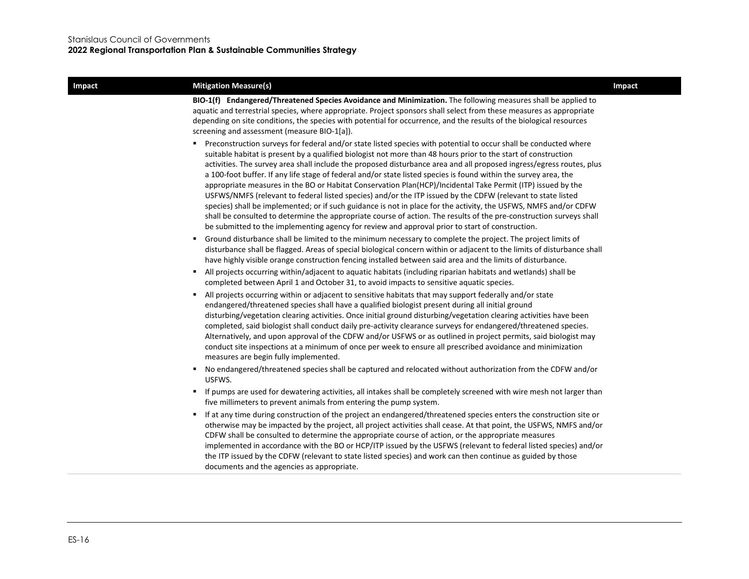| Impact | Mitigation Measure(s) | Impact |
|---|---|---|
| | **BIO-1(f) Endangered/Threatened Species Avoidance and Minimization.** The following measures shall be applied to aquatic and terrestrial species, where appropriate. Project sponsors shall select from these measures as appropriate depending on site conditions, the species with potential for occurrence, and the results of the biological resources screening and assessment (measure BIO-1[a]).<br><br>▪ Preconstruction surveys for federal and/or state listed species with potential to occur shall be conducted where suitable habitat is present by a qualified biologist not more than 48 hours prior to the start of construction activities. The survey area shall include the proposed disturbance area and all proposed ingress/egress routes, plus a 100-foot buffer. If any life stage of federal and/or state listed species is found within the survey area, the appropriate measures in the BO or Habitat Conservation Plan(HCP)/Incidental Take Permit (ITP) issued by the USFWS/NMFS (relevant to federal listed species) and/or the ITP issued by the CDFW (relevant to state listed species) shall be implemented; or if such guidance is not in place for the activity, the USFWS, NMFS and/or CDFW shall be consulted to determine the appropriate course of action. The results of the pre-construction surveys shall be submitted to the implementing agency for review and approval prior to start of construction.<br><br>▪ Ground disturbance shall be limited to the minimum necessary to complete the project. The project limits of disturbance shall be flagged. Areas of special biological concern within or adjacent to the limits of disturbance shall have highly visible orange construction fencing installed between said area and the limits of disturbance.<br><br>▪ All projects occurring within/adjacent to aquatic habitats (including riparian habitats and wetlands) shall be completed between April 1 and October 31, to avoid impacts to sensitive aquatic species.<br><br>▪ All projects occurring within or adjacent to sensitive habitats that may support federally and/or state endangered/threatened species shall have a qualified biologist present during all initial ground disturbing/vegetation clearing activities. Once initial ground disturbing/vegetation clearing activities have been completed, said biologist shall conduct daily pre-activity clearance surveys for endangered/threatened species. Alternatively, and upon approval of the CDFW and/or USFWS or as outlined in project permits, said biologist may conduct site inspections at a minimum of once per week to ensure all prescribed avoidance and minimization measures are begin fully implemented.<br><br>▪ No endangered/threatened species shall be captured and relocated without authorization from the CDFW and/or USFWS.<br><br>▪ If pumps are used for dewatering activities, all intakes shall be completely screened with wire mesh not larger than five millimeters to prevent animals from entering the pump system.<br><br>▪ If at any time during construction of the project an endangered/threatened species enters the construction site or otherwise may be impacted by the project, all project activities shall cease. At that point, the USFWS, NMFS and/or CDFW shall be consulted to determine the appropriate course of action, or the appropriate measures implemented in accordance with the BO or HCP/ITP issued by the USFWS (relevant to federal listed species) and/or the ITP issued by the CDFW (relevant to state listed species) and work can then continue as guided by those documents and the agencies as appropriate. | |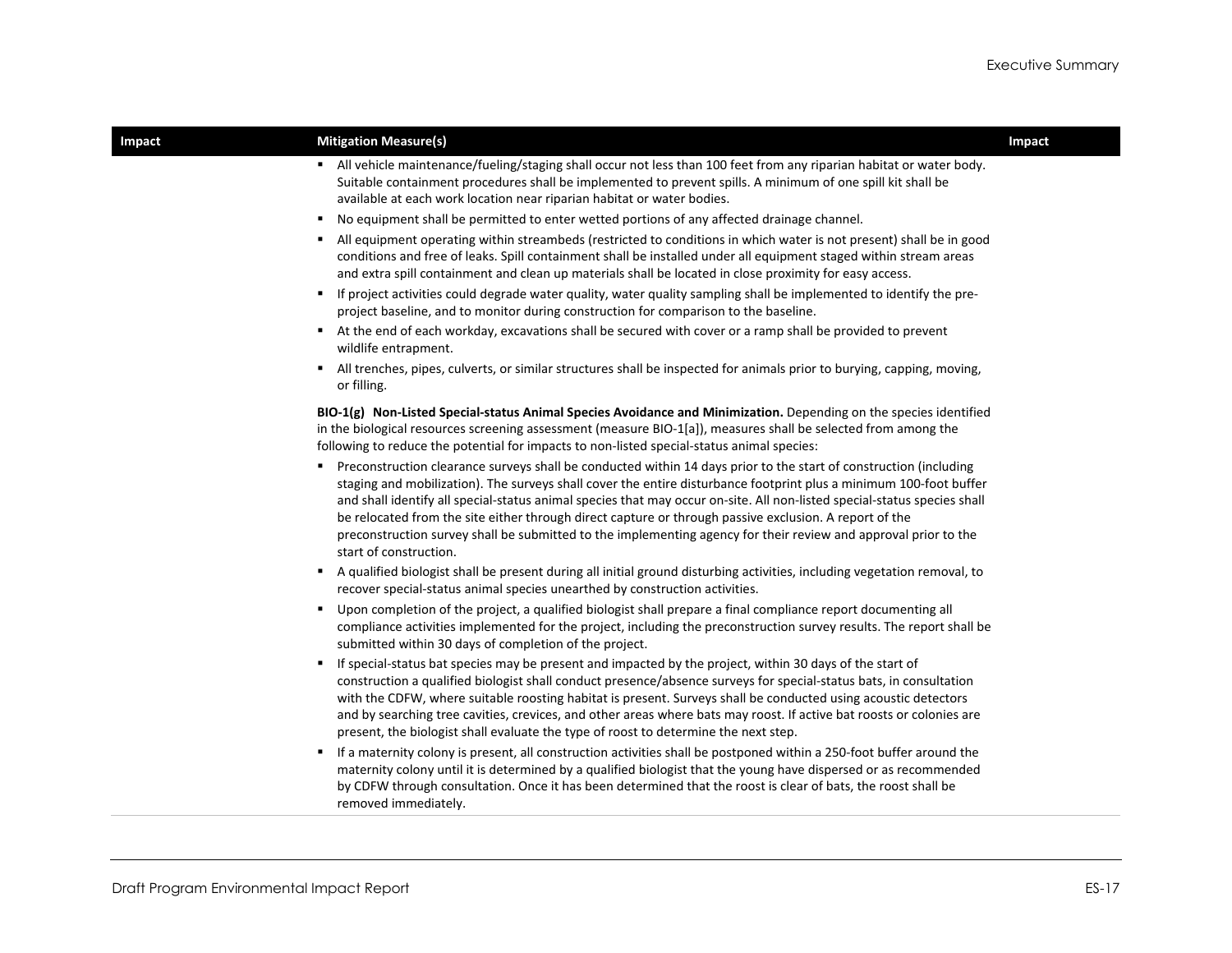| Impact | Mitigation Measure(s) | Impact |
| --- | --- | --- |
| | ▪ All vehicle maintenance/fueling/staging shall occur not less than 100 feet from any riparian habitat or water body. Suitable containment procedures shall be implemented to prevent spills. A minimum of one spill kit shall be available at each work location near riparian habitat or water bodies.<br>▪ No equipment shall be permitted to enter wetted portions of any affected drainage channel.<br>▪ All equipment operating within streambeds (restricted to conditions in which water is not present) shall be in good conditions and free of leaks. Spill containment shall be installed under all equipment staged within stream areas and extra spill containment and clean up materials shall be located in close proximity for easy access.<br>▪ If project activities could degrade water quality, water quality sampling shall be implemented to identify the pre-project baseline, and to monitor during construction for comparison to the baseline.<br>▪ At the end of each workday, excavations shall be secured with cover or a ramp shall be provided to prevent wildlife entrapment.<br>▪ All trenches, pipes, culverts, or similar structures shall be inspected for animals prior to burying, capping, moving, or filling.<br><br>**BIO-1(g) Non-Listed Special-status Animal Species Avoidance and Minimization.** Depending on the species identified in the biological resources screening assessment (measure BIO-1[a]), measures shall be selected from among the following to reduce the potential for impacts to non-listed special-status animal species:<br>▪ Preconstruction clearance surveys shall be conducted within 14 days prior to the start of construction (including staging and mobilization). The surveys shall cover the entire disturbance footprint plus a minimum 100-foot buffer and shall identify all special-status animal species that may occur on-site. All non-listed special-status species shall be relocated from the site either through direct capture or through passive exclusion. A report of the preconstruction survey shall be submitted to the implementing agency for their review and approval prior to the start of construction.<br>▪ A qualified biologist shall be present during all initial ground disturbing activities, including vegetation removal, to recover special-status animal species unearthed by construction activities.<br>▪ Upon completion of the project, a qualified biologist shall prepare a final compliance report documenting all compliance activities implemented for the project, including the preconstruction survey results. The report shall be submitted within 30 days of completion of the project.<br>▪ If special-status bat species may be present and impacted by the project, within 30 days of the start of construction a qualified biologist shall conduct presence/absence surveys for special-status bats, in consultation with the CDFW, where suitable roosting habitat is present. Surveys shall be conducted using acoustic detectors and by searching tree cavities, crevices, and other areas where bats may roost. If active bat roosts or colonies are present, the biologist shall evaluate the type of roost to determine the next step.<br>▪ If a maternity colony is present, all construction activities shall be postponed within a 250-foot buffer around the maternity colony until it is determined by a qualified biologist that the young have dispersed or as recommended by CDFW through consultation. Once it has been determined that the roost is clear of bats, the roost shall be removed immediately. | |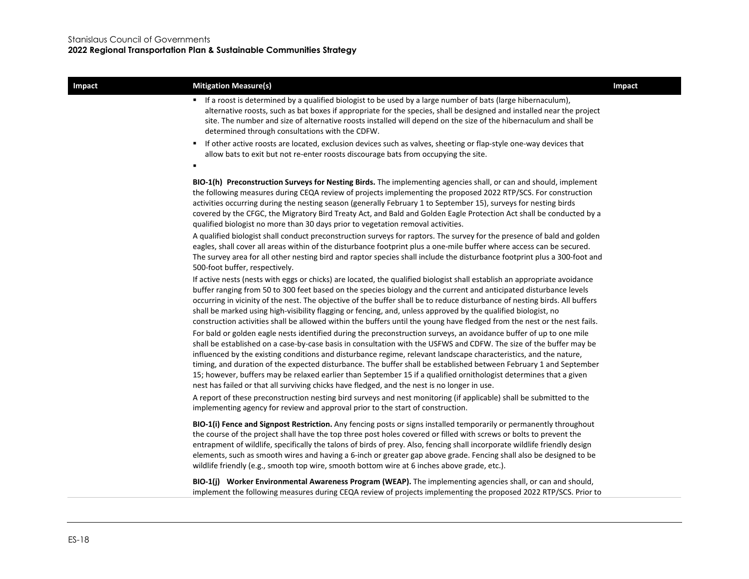| Impact | Mitigation Measure(s) | Impact |
|---|---|---|
| | ▪ If a roost is determined by a qualified biologist to be used by a large number of bats (large hibernaculum), alternative roosts, such as bat boxes if appropriate for the species, shall be designed and installed near the project site. The number and size of alternative roosts installed will depend on the size of the hibernaculum and shall be determined through consultations with the CDFW.<br>▪ If other active roosts are located, exclusion devices such as valves, sheeting or flap-style one-way devices that allow bats to exit but not re-enter roosts discourage bats from occupying the site.<br>▪<br><br>**BIO-1(h) Preconstruction Surveys for Nesting Birds.** The implementing agencies shall, or can and should, implement the following measures during CEQA review of projects implementing the proposed 2022 RTP/SCS. For construction activities occurring during the nesting season (generally February 1 to September 15), surveys for nesting birds covered by the CFGC, the Migratory Bird Treaty Act, and Bald and Golden Eagle Protection Act shall be conducted by a qualified biologist no more than 30 days prior to vegetation removal activities.<br>A qualified biologist shall conduct preconstruction surveys for raptors. The survey for the presence of bald and golden eagles, shall cover all areas within of the disturbance footprint plus a one-mile buffer where access can be secured. The survey area for all other nesting bird and raptor species shall include the disturbance footprint plus a 300-foot and 500-foot buffer, respectively.<br>If active nests (nests with eggs or chicks) are located, the qualified biologist shall establish an appropriate avoidance buffer ranging from 50 to 300 feet based on the species biology and the current and anticipated disturbance levels occurring in vicinity of the nest. The objective of the buffer shall be to reduce disturbance of nesting birds. All buffers shall be marked using high-visibility flagging or fencing, and, unless approved by the qualified biologist, no construction activities shall be allowed within the buffers until the young have fledged from the nest or the nest fails.<br>For bald or golden eagle nests identified during the preconstruction surveys, an avoidance buffer of up to one mile shall be established on a case-by-case basis in consultation with the USFWS and CDFW. The size of the buffer may be influenced by the existing conditions and disturbance regime, relevant landscape characteristics, and the nature, timing, and duration of the expected disturbance. The buffer shall be established between February 1 and September 15; however, buffers may be relaxed earlier than September 15 if a qualified ornithologist determines that a given nest has failed or that all surviving chicks have fledged, and the nest is no longer in use.<br>A report of these preconstruction nesting bird surveys and nest monitoring (if applicable) shall be submitted to the implementing agency for review and approval prior to the start of construction.<br><br>**BIO-1(i) Fence and Signpost Restriction.** Any fencing posts or signs installed temporarily or permanently throughout the course of the project shall have the top three post holes covered or filled with screws or bolts to prevent the entrapment of wildlife, specifically the talons of birds of prey. Also, fencing shall incorporate wildlife friendly design elements, such as smooth wires and having a 6-inch or greater gap above grade. Fencing shall also be designed to be wildlife friendly (e.g., smooth top wire, smooth bottom wire at 6 inches above grade, etc.).<br><br>**BIO-1(j) Worker Environmental Awareness Program (WEAP).** The implementing agencies shall, or can and should, implement the following measures during CEQA review of projects implementing the proposed 2022 RTP/SCS. Prior to | |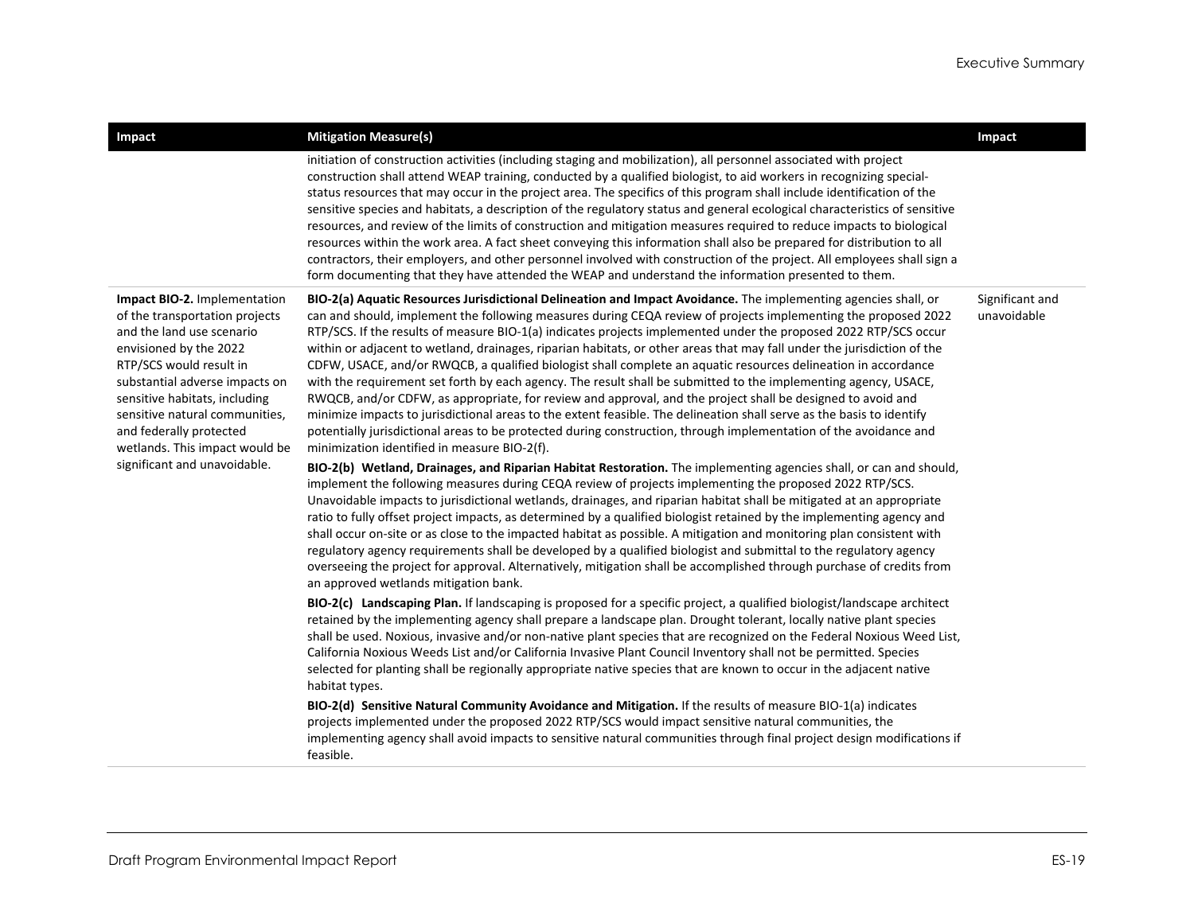| Impact | Mitigation Measure(s) | Impact |
|---|---|---|
| | initiation of construction activities (including staging and mobilization), all personnel associated with project construction shall attend WEAP training, conducted by a qualified biologist, to aid workers in recognizing special-status resources that may occur in the project area. The specifics of this program shall include identification of the sensitive species and habitats, a description of the regulatory status and general ecological characteristics of sensitive resources, and review of the limits of construction and mitigation measures required to reduce impacts to biological resources within the work area. A fact sheet conveying this information shall also be prepared for distribution to all contractors, their employers, and other personnel involved with construction of the project. All employees shall sign a form documenting that they have attended the WEAP and understand the information presented to them. | |
| **Impact BIO-2.** Implementation of the transportation projects and the land use scenario envisioned by the 2022 RTP/SCS would result in substantial adverse impacts on sensitive habitats, including sensitive natural communities, and federally protected wetlands. This impact would be significant and unavoidable. | **BIO-2(a) Aquatic Resources Jurisdictional Delineation and Impact Avoidance.** The implementing agencies shall, or can and should, implement the following measures during CEQA review of projects implementing the proposed 2022 RTP/SCS. If the results of measure BIO-1(a) indicates projects implemented under the proposed 2022 RTP/SCS occur within or adjacent to wetland, drainages, riparian habitats, or other areas that may fall under the jurisdiction of the CDFW, USACE, and/or RWQCB, a qualified biologist shall complete an aquatic resources delineation in accordance with the requirement set forth by each agency. The result shall be submitted to the implementing agency, USACE, RWQCB, and/or CDFW, as appropriate, for review and approval, and the project shall be designed to avoid and minimize impacts to jurisdictional areas to the extent feasible. The delineation shall serve as the basis to identify potentially jurisdictional areas to be protected during construction, through implementation of the avoidance and minimization identified in measure BIO-2(f).<br><br>**BIO-2(b) Wetland, Drainages, and Riparian Habitat Restoration.** The implementing agencies shall, or can and should, implement the following measures during CEQA review of projects implementing the proposed 2022 RTP/SCS. Unavoidable impacts to jurisdictional wetlands, drainages, and riparian habitat shall be mitigated at an appropriate ratio to fully offset project impacts, as determined by a qualified biologist retained by the implementing agency and shall occur on-site or as close to the impacted habitat as possible. A mitigation and monitoring plan consistent with regulatory agency requirements shall be developed by a qualified biologist and submittal to the regulatory agency overseeing the project for approval. Alternatively, mitigation shall be accomplished through purchase of credits from an approved wetlands mitigation bank.<br><br>**BIO-2(c) Landscaping Plan.** If landscaping is proposed for a specific project, a qualified biologist/landscape architect retained by the implementing agency shall prepare a landscape plan. Drought tolerant, locally native plant species shall be used. Noxious, invasive and/or non-native plant species that are recognized on the Federal Noxious Weed List, California Noxious Weeds List and/or California Invasive Plant Council Inventory shall not be permitted. Species selected for planting shall be regionally appropriate native species that are known to occur in the adjacent native habitat types.<br><br>**BIO-2(d) Sensitive Natural Community Avoidance and Mitigation.** If the results of measure BIO-1(a) indicates projects implemented under the proposed 2022 RTP/SCS would impact sensitive natural communities, the implementing agency shall avoid impacts to sensitive natural communities through final project design modifications if feasible. | Significant and unavoidable |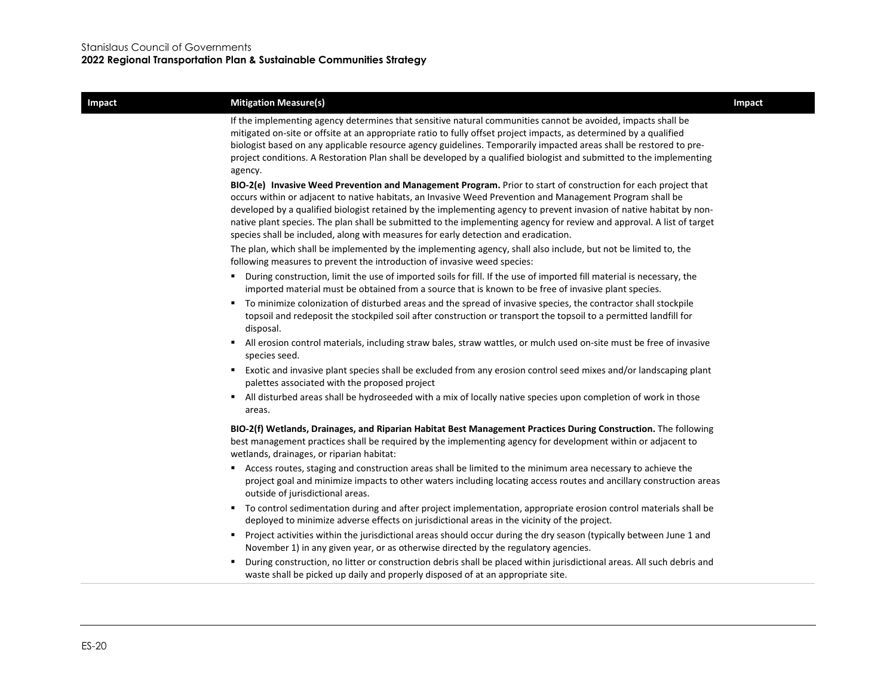| Impact | Mitigation Measure(s) | Impact |
|---|---|---|
| | If the implementing agency determines that sensitive natural communities cannot be avoided, impacts shall be mitigated on-site or offsite at an appropriate ratio to fully offset project impacts, as determined by a qualified biologist based on any applicable resource agency guidelines. Temporarily impacted areas shall be restored to pre-project conditions. A Restoration Plan shall be developed by a qualified biologist and submitted to the implementing agency.<br><br>**BIO-2(e) Invasive Weed Prevention and Management Program.** Prior to start of construction for each project that occurs within or adjacent to native habitats, an Invasive Weed Prevention and Management Program shall be developed by a qualified biologist retained by the implementing agency to prevent invasion of native habitat by non-native plant species. The plan shall be submitted to the implementing agency for review and approval. A list of target species shall be included, along with measures for early detection and eradication.<br><br>The plan, which shall be implemented by the implementing agency, shall also include, but not be limited to, the following measures to prevent the introduction of invasive weed species:<br>▪ During construction, limit the use of imported soils for fill. If the use of imported fill material is necessary, the imported material must be obtained from a source that is known to be free of invasive plant species.<br>▪ To minimize colonization of disturbed areas and the spread of invasive species, the contractor shall stockpile topsoil and redeposit the stockpiled soil after construction or transport the topsoil to a permitted landfill for disposal.<br>▪ All erosion control materials, including straw bales, straw wattles, or mulch used on-site must be free of invasive species seed.<br>▪ Exotic and invasive plant species shall be excluded from any erosion control seed mixes and/or landscaping plant palettes associated with the proposed project<br>▪ All disturbed areas shall be hydroseeded with a mix of locally native species upon completion of work in those areas.<br><br>**BIO-2(f) Wetlands, Drainages, and Riparian Habitat Best Management Practices During Construction.** The following best management practices shall be required by the implementing agency for development within or adjacent to wetlands, drainages, or riparian habitat:<br>▪ Access routes, staging and construction areas shall be limited to the minimum area necessary to achieve the project goal and minimize impacts to other waters including locating access routes and ancillary construction areas outside of jurisdictional areas.<br>▪ To control sedimentation during and after project implementation, appropriate erosion control materials shall be deployed to minimize adverse effects on jurisdictional areas in the vicinity of the project.<br>▪ Project activities within the jurisdictional areas should occur during the dry season (typically between June 1 and November 1) in any given year, or as otherwise directed by the regulatory agencies.<br>▪ During construction, no litter or construction debris shall be placed within jurisdictional areas. All such debris and waste shall be picked up daily and properly disposed of at an appropriate site. | |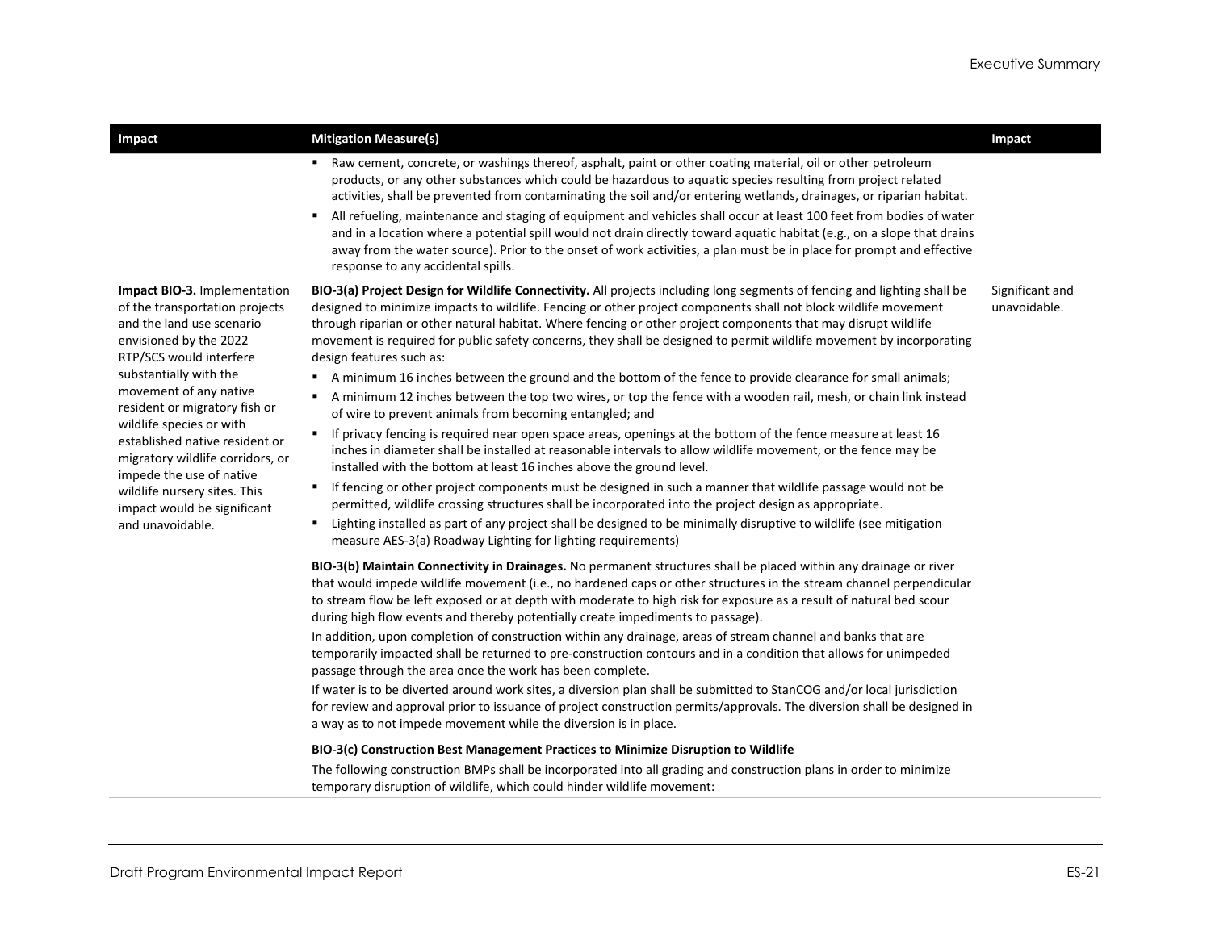| Impact | Mitigation Measure(s) | Impact |
|---|---|---|
| | ▪ Raw cement, concrete, or washings thereof, asphalt, paint or other coating material, oil or other petroleum products, or any other substances which could be hazardous to aquatic species resulting from project related activities, shall be prevented from contaminating the soil and/or entering wetlands, drainages, or riparian habitat.<br>▪ All refueling, maintenance and staging of equipment and vehicles shall occur at least 100 feet from bodies of water and in a location where a potential spill would not drain directly toward aquatic habitat (e.g., on a slope that drains away from the water source). Prior to the onset of work activities, a plan must be in place for prompt and effective response to any accidental spills. | |
| **Impact BIO-3.** Implementation of the transportation projects and the land use scenario envisioned by the 2022 RTP/SCS would interfere substantially with the movement of any native resident or migratory fish or wildlife species or with established native resident or migratory wildlife corridors, or impede the use of native wildlife nursery sites. This impact would be significant and unavoidable. | **BIO-3(a) Project Design for Wildlife Connectivity.** All projects including long segments of fencing and lighting shall be designed to minimize impacts to wildlife. Fencing or other project components shall not block wildlife movement through riparian or other natural habitat. Where fencing or other project components that may disrupt wildlife movement is required for public safety concerns, they shall be designed to permit wildlife movement by incorporating design features such as:<br>▪ A minimum 16 inches between the ground and the bottom of the fence to provide clearance for small animals;<br>▪ A minimum 12 inches between the top two wires, or top the fence with a wooden rail, mesh, or chain link instead of wire to prevent animals from becoming entangled; and<br>▪ If privacy fencing is required near open space areas, openings at the bottom of the fence measure at least 16 inches in diameter shall be installed at reasonable intervals to allow wildlife movement, or the fence may be installed with the bottom at least 16 inches above the ground level.<br>▪ If fencing or other project components must be designed in such a manner that wildlife passage would not be permitted, wildlife crossing structures shall be incorporated into the project design as appropriate.<br>▪ Lighting installed as part of any project shall be designed to be minimally disruptive to wildlife (see mitigation measure AES-3(a) Roadway Lighting for lighting requirements)<br><br>**BIO-3(b) Maintain Connectivity in Drainages.** No permanent structures shall be placed within any drainage or river that would impede wildlife movement (i.e., no hardened caps or other structures in the stream channel perpendicular to stream flow be left exposed or at depth with moderate to high risk for exposure as a result of natural bed scour during high flow events and thereby potentially create impediments to passage).<br>In addition, upon completion of construction within any drainage, areas of stream channel and banks that are temporarily impacted shall be returned to pre-construction contours and in a condition that allows for unimpeded passage through the area once the work has been complete.<br>If water is to be diverted around work sites, a diversion plan shall be submitted to StanCOG and/or local jurisdiction for review and approval prior to issuance of project construction permits/approvals. The diversion shall be designed in a way as to not impede movement while the diversion is in place.<br><br>**BIO-3(c) Construction Best Management Practices to Minimize Disruption to Wildlife**<br>The following construction BMPs shall be incorporated into all grading and construction plans in order to minimize temporary disruption of wildlife, which could hinder wildlife movement: | Significant and unavoidable. |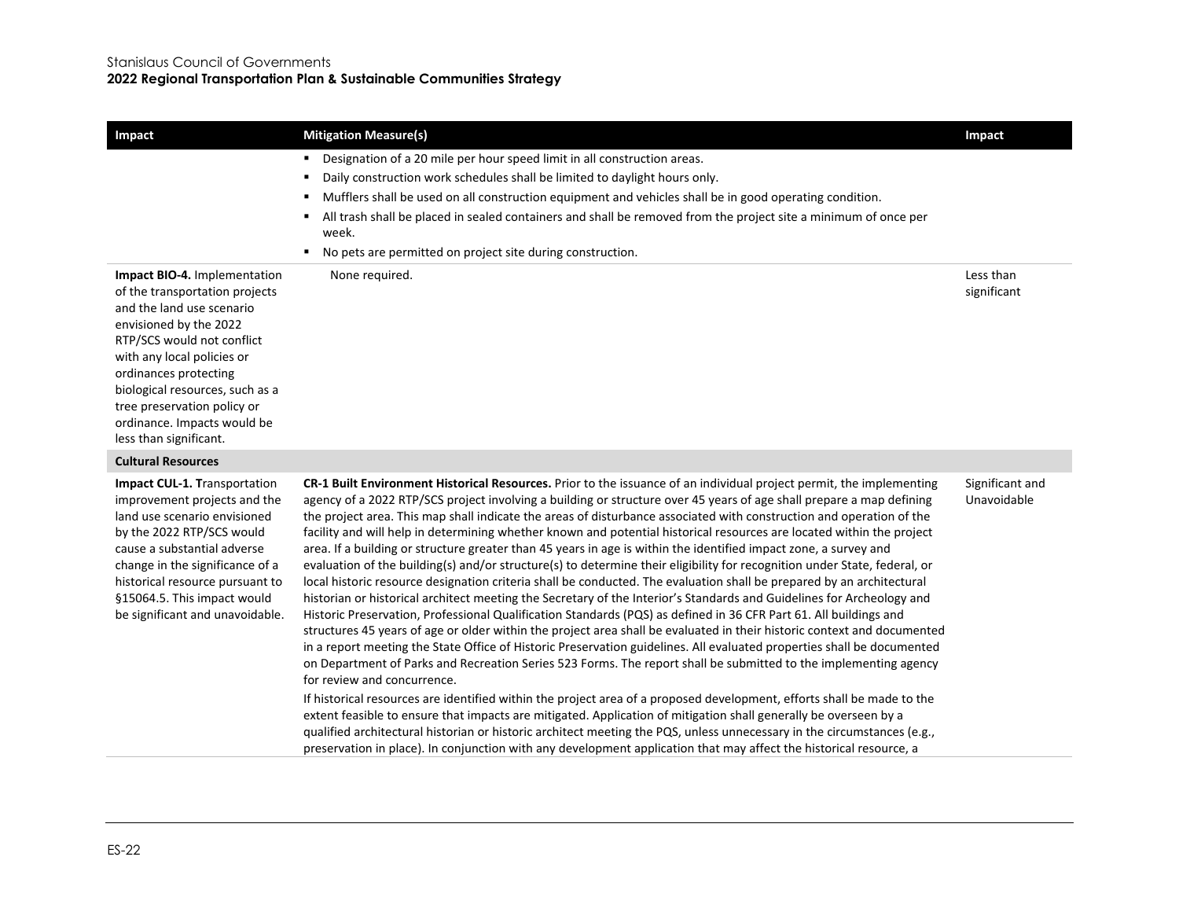| Impact | Mitigation Measure(s) | Impact |
|---|---|---|
| | ▪ Designation of a 20 mile per hour speed limit in all construction areas.<br>▪ Daily construction work schedules shall be limited to daylight hours only.<br>▪ Mufflers shall be used on all construction equipment and vehicles shall be in good operating condition.<br>▪ All trash shall be placed in sealed containers and shall be removed from the project site a minimum of once per week.<br>▪ No pets are permitted on project site during construction. | |
| **Impact BIO-4.** Implementation of the transportation projects and the land use scenario envisioned by the 2022 RTP/SCS would not conflict with any local policies or ordinances protecting biological resources, such as a tree preservation policy or ordinance. Impacts would be less than significant. | None required. | Less than significant |
| **Cultural Resources** | | |
| **Impact CUL-1. T**ransportation improvement projects and the land use scenario envisioned by the 2022 RTP/SCS would cause a substantial adverse change in the significance of a historical resource pursuant to §15064.5. This impact would be significant and unavoidable. | **CR-1 Built Environment Historical Resources.** Prior to the issuance of an individual project permit, the implementing agency of a 2022 RTP/SCS project involving a building or structure over 45 years of age shall prepare a map defining the project area. This map shall indicate the areas of disturbance associated with construction and operation of the facility and will help in determining whether known and potential historical resources are located within the project area. If a building or structure greater than 45 years in age is within the identified impact zone, a survey and evaluation of the building(s) and/or structure(s) to determine their eligibility for recognition under State, federal, or local historic resource designation criteria shall be conducted. The evaluation shall be prepared by an architectural historian or historical architect meeting the Secretary of the Interior's Standards and Guidelines for Archeology and Historic Preservation, Professional Qualification Standards (PQS) as defined in 36 CFR Part 61. All buildings and structures 45 years of age or older within the project area shall be evaluated in their historic context and documented in a report meeting the State Office of Historic Preservation guidelines. All evaluated properties shall be documented on Department of Parks and Recreation Series 523 Forms. The report shall be submitted to the implementing agency for review and concurrence.<br><br>If historical resources are identified within the project area of a proposed development, efforts shall be made to the extent feasible to ensure that impacts are mitigated. Application of mitigation shall generally be overseen by a qualified architectural historian or historic architect meeting the PQS, unless unnecessary in the circumstances (e.g., preservation in place). In conjunction with any development application that may affect the historical resource, a | Significant and Unavoidable |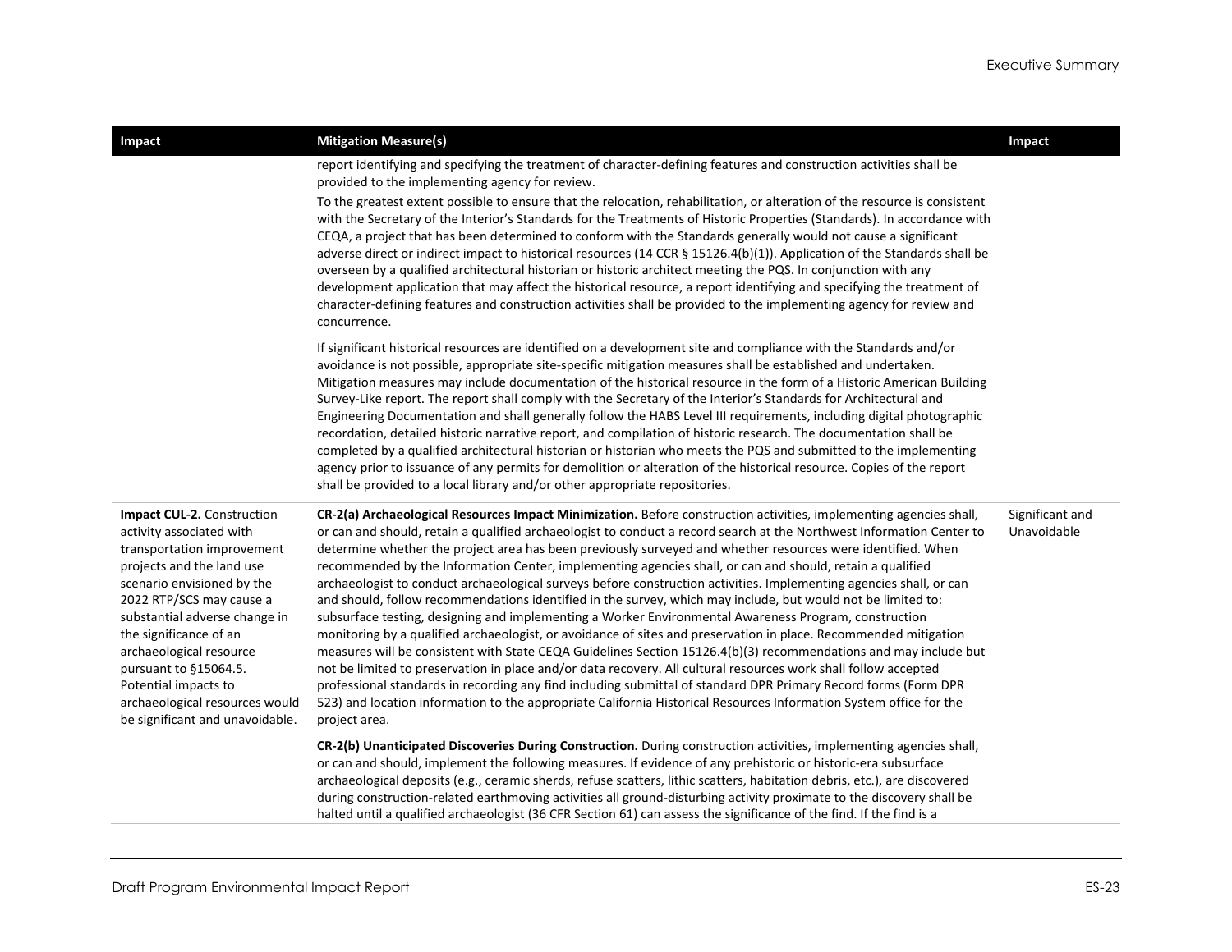| Impact | Mitigation Measure(s) | Impact |
|---|---|---|
| | report identifying and specifying the treatment of character-defining features and construction activities shall be provided to the implementing agency for review.<br><br>To the greatest extent possible to ensure that the relocation, rehabilitation, or alteration of the resource is consistent with the Secretary of the Interior's Standards for the Treatments of Historic Properties (Standards). In accordance with CEQA, a project that has been determined to conform with the Standards generally would not cause a significant adverse direct or indirect impact to historical resources (14 CCR § 15126.4(b)(1)). Application of the Standards shall be overseen by a qualified architectural historian or historic architect meeting the PQS. In conjunction with any development application that may affect the historical resource, a report identifying and specifying the treatment of character-defining features and construction activities shall be provided to the implementing agency for review and concurrence.<br><br>If significant historical resources are identified on a development site and compliance with the Standards and/or avoidance is not possible, appropriate site-specific mitigation measures shall be established and undertaken. Mitigation measures may include documentation of the historical resource in the form of a Historic American Building Survey-Like report. The report shall comply with the Secretary of the Interior's Standards for Architectural and Engineering Documentation and shall generally follow the HABS Level III requirements, including digital photographic recordation, detailed historic narrative report, and compilation of historic research. The documentation shall be completed by a qualified architectural historian or historian who meets the PQS and submitted to the implementing agency prior to issuance of any permits for demolition or alteration of the historical resource. Copies of the report shall be provided to a local library and/or other appropriate repositories. | |
| **Impact CUL-2.** Construction activity associated with **t**ransportation improvement projects and the land use scenario envisioned by the 2022 RTP/SCS may cause a substantial adverse change in the significance of an archaeological resource pursuant to §15064.5. Potential impacts to archaeological resources would be significant and unavoidable. | **CR-2(a) Archaeological Resources Impact Minimization.** Before construction activities, implementing agencies shall, or can and should, retain a qualified archaeologist to conduct a record search at the Northwest Information Center to determine whether the project area has been previously surveyed and whether resources were identified. When recommended by the Information Center, implementing agencies shall, or can and should, retain a qualified archaeologist to conduct archaeological surveys before construction activities. Implementing agencies shall, or can and should, follow recommendations identified in the survey, which may include, but would not be limited to: subsurface testing, designing and implementing a Worker Environmental Awareness Program, construction monitoring by a qualified archaeologist, or avoidance of sites and preservation in place. Recommended mitigation measures will be consistent with State CEQA Guidelines Section 15126.4(b)(3) recommendations and may include but not be limited to preservation in place and/or data recovery. All cultural resources work shall follow accepted professional standards in recording any find including submittal of standard DPR Primary Record forms (Form DPR 523) and location information to the appropriate California Historical Resources Information System office for the project area.<br><br>**CR-2(b) Unanticipated Discoveries During Construction.** During construction activities, implementing agencies shall, or can and should, implement the following measures. If evidence of any prehistoric or historic-era subsurface archaeological deposits (e.g., ceramic sherds, refuse scatters, lithic scatters, habitation debris, etc.), are discovered during construction-related earthmoving activities all ground-disturbing activity proximate to the discovery shall be halted until a qualified archaeologist (36 CFR Section 61) can assess the significance of the find. If the find is a | Significant and Unavoidable |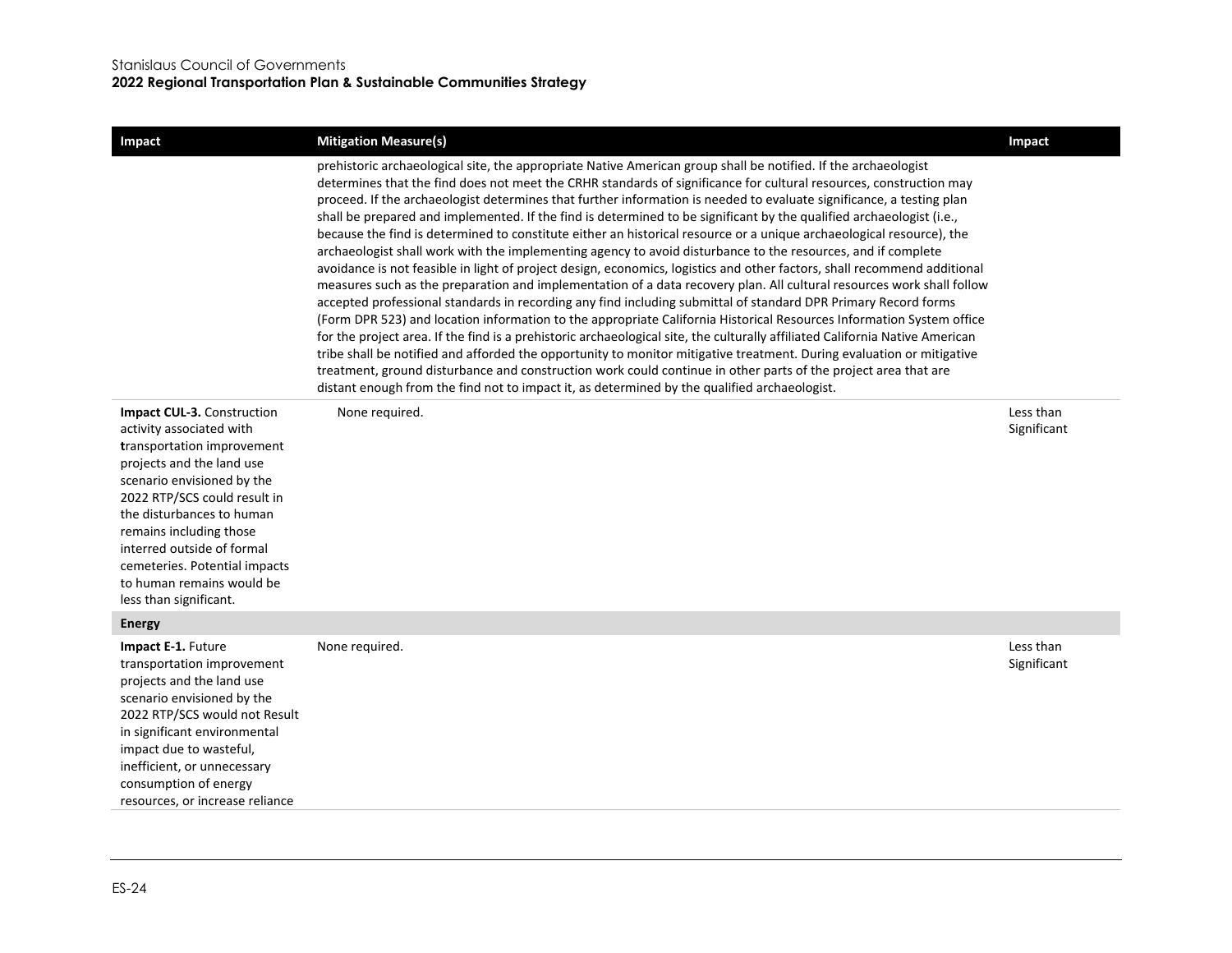| Impact | Mitigation Measure(s) | Impact |
|---|---|---|
| | prehistoric archaeological site, the appropriate Native American group shall be notified. If the archaeologist determines that the find does not meet the CRHR standards of significance for cultural resources, construction may proceed. If the archaeologist determines that further information is needed to evaluate significance, a testing plan shall be prepared and implemented. If the find is determined to be significant by the qualified archaeologist (i.e., because the find is determined to constitute either an historical resource or a unique archaeological resource), the archaeologist shall work with the implementing agency to avoid disturbance to the resources, and if complete avoidance is not feasible in light of project design, economics, logistics and other factors, shall recommend additional measures such as the preparation and implementation of a data recovery plan. All cultural resources work shall follow accepted professional standards in recording any find including submittal of standard DPR Primary Record forms (Form DPR 523) and location information to the appropriate California Historical Resources Information System office for the project area. If the find is a prehistoric archaeological site, the culturally affiliated California Native American tribe shall be notified and afforded the opportunity to monitor mitigative treatment. During evaluation or mitigative treatment, ground disturbance and construction work could continue in other parts of the project area that are distant enough from the find not to impact it, as determined by the qualified archaeologist. | |
| **Impact CUL-3.** Construction activity associated with transportation improvement projects and the land use scenario envisioned by the 2022 RTP/SCS could result in the disturbances to human remains including those interred outside of formal cemeteries. Potential impacts to human remains would be less than significant. | None required. | Less than Significant |
| **Energy** | | |
| **Impact E-1.** Future transportation improvement projects and the land use scenario envisioned by the 2022 RTP/SCS would not Result in significant environmental impact due to wasteful, inefficient, or unnecessary consumption of energy resources, or increase reliance | None required. | Less than Significant |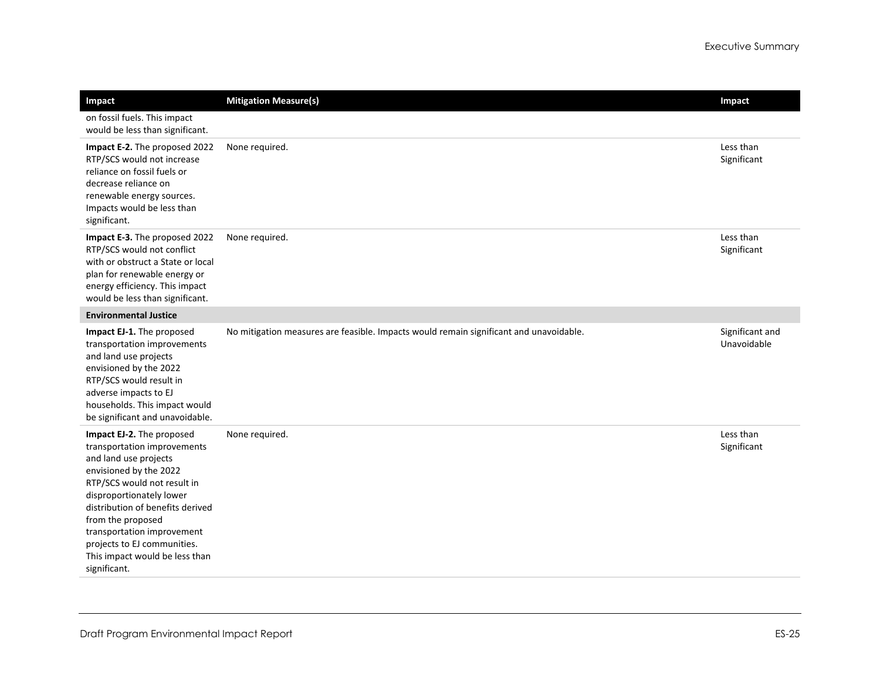| Impact | Mitigation Measure(s) | Impact |
|---|---|---|
| on fossil fuels. This impact would be less than significant. | | |
| **Impact E-2.** The proposed 2022 RTP/SCS would not increase reliance on fossil fuels or decrease reliance on renewable energy sources. Impacts would be less than significant. | None required. | Less than Significant |
| **Impact E-3.** The proposed 2022 RTP/SCS would not conflict with or obstruct a State or local plan for renewable energy or energy efficiency. This impact would be less than significant. | None required. | Less than Significant |
| **Environmental Justice** | | |
| **Impact EJ-1.** The proposed transportation improvements and land use projects envisioned by the 2022 RTP/SCS would result in adverse impacts to EJ households. This impact would be significant and unavoidable. | No mitigation measures are feasible. Impacts would remain significant and unavoidable. | Significant and Unavoidable |
| **Impact EJ-2.** The proposed transportation improvements and land use projects envisioned by the 2022 RTP/SCS would not result in disproportionately lower distribution of benefits derived from the proposed transportation improvement projects to EJ communities. This impact would be less than significant. | None required. | Less than Significant |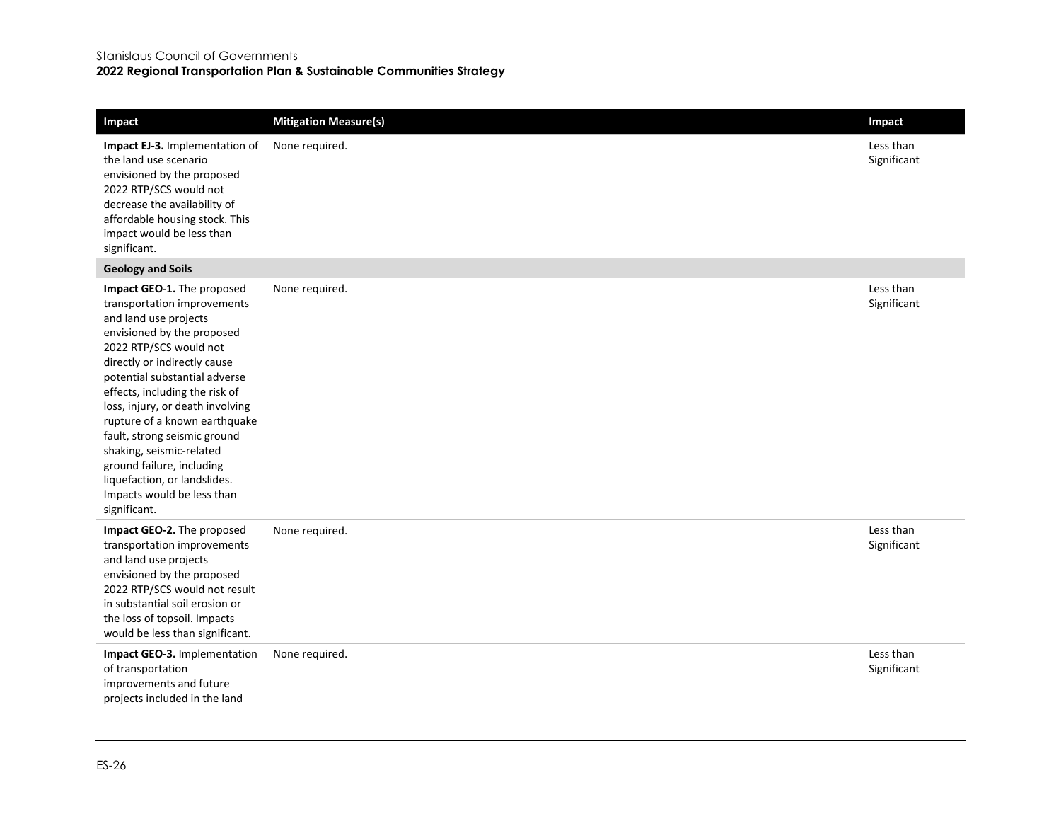| Impact | Mitigation Measure(s) | Impact |
| --- | --- | --- |
| **Impact EJ-3.** Implementation of the land use scenario envisioned by the proposed 2022 RTP/SCS would not decrease the availability of affordable housing stock. This impact would be less than significant. | None required. | Less than Significant |
| **Geology and Soils** | | |
| **Impact GEO-1.** The proposed transportation improvements and land use projects envisioned by the proposed 2022 RTP/SCS would not directly or indirectly cause potential substantial adverse effects, including the risk of loss, injury, or death involving rupture of a known earthquake fault, strong seismic ground shaking, seismic-related ground failure, including liquefaction, or landslides. Impacts would be less than significant. | None required. | Less than Significant |
| **Impact GEO-2.** The proposed transportation improvements and land use projects envisioned by the proposed 2022 RTP/SCS would not result in substantial soil erosion or the loss of topsoil. Impacts would be less than significant. | None required. | Less than Significant |
| **Impact GEO-3.** Implementation of transportation improvements and future projects included in the land | None required. | Less than Significant |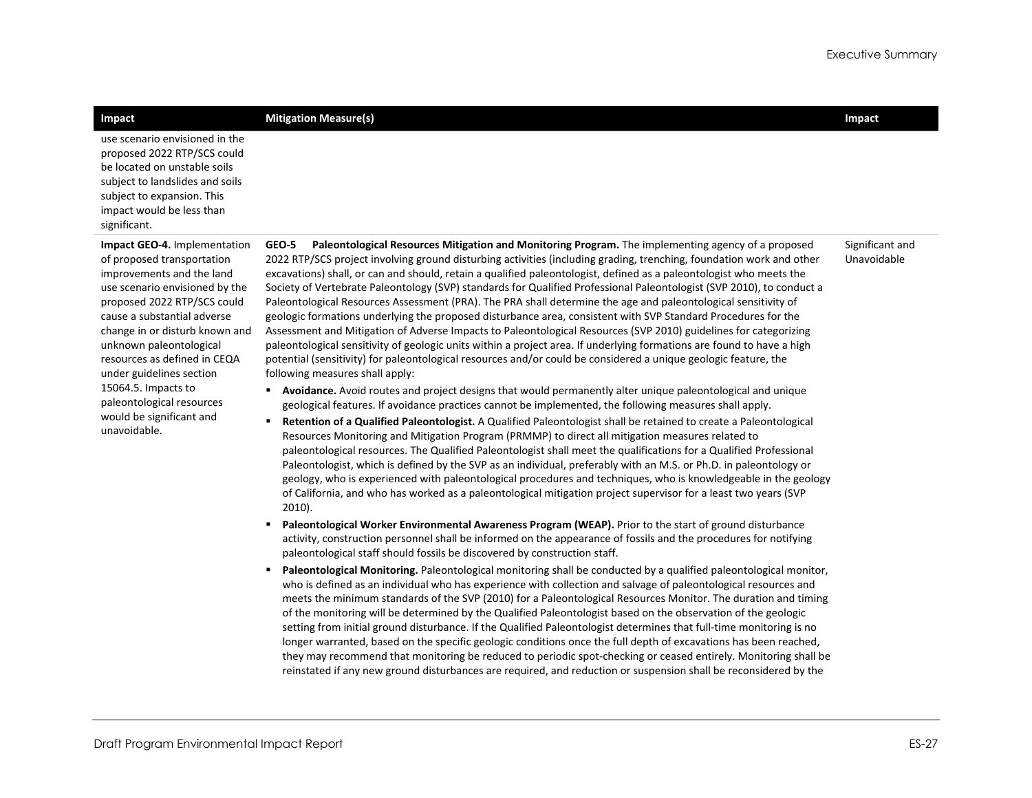| Impact | Mitigation Measure(s) | Impact |
|---|---|---|
| use scenario envisioned in the proposed 2022 RTP/SCS could be located on unstable soils subject to landslides and soils subject to expansion. This impact would be less than significant. | | |
| **Impact GEO-4.** Implementation of proposed transportation improvements and the land use scenario envisioned by the proposed 2022 RTP/SCS could cause a substantial adverse change in or disturb known and unknown paleontological resources as defined in CEQA under guidelines section 15064.5. Impacts to paleontological resources would be significant and unavoidable. | **GEO-5 Paleontological Resources Mitigation and Monitoring Program.** The implementing agency of a proposed 2022 RTP/SCS project involving ground disturbing activities (including grading, trenching, foundation work and other excavations) shall, or can and should, retain a qualified paleontologist, defined as a paleontologist who meets the Society of Vertebrate Paleontology (SVP) standards for Qualified Professional Paleontologist (SVP 2010), to conduct a Paleontological Resources Assessment (PRA). The PRA shall determine the age and paleontological sensitivity of geologic formations underlying the proposed disturbance area, consistent with SVP Standard Procedures for the Assessment and Mitigation of Adverse Impacts to Paleontological Resources (SVP 2010) guidelines for categorizing paleontological sensitivity of geologic units within a project area. If underlying formations are found to have a high potential (sensitivity) for paleontological resources and/or could be considered a unique geologic feature, the following measures shall apply:<br>▪ **Avoidance.** Avoid routes and project designs that would permanently alter unique paleontological and unique geological features. If avoidance practices cannot be implemented, the following measures shall apply.<br>▪ **Retention of a Qualified Paleontologist.** A Qualified Paleontologist shall be retained to create a Paleontological Resources Monitoring and Mitigation Program (PRMMP) to direct all mitigation measures related to paleontological resources. The Qualified Paleontologist shall meet the qualifications for a Qualified Professional Paleontologist, which is defined by the SVP as an individual, preferably with an M.S. or Ph.D. in paleontology or geology, who is experienced with paleontological procedures and techniques, who is knowledgeable in the geology of California, and who has worked as a paleontological mitigation project supervisor for a least two years (SVP 2010).<br>▪ **Paleontological Worker Environmental Awareness Program (WEAP).** Prior to the start of ground disturbance activity, construction personnel shall be informed on the appearance of fossils and the procedures for notifying paleontological staff should fossils be discovered by construction staff.<br>▪ **Paleontological Monitoring.** Paleontological monitoring shall be conducted by a qualified paleontological monitor, who is defined as an individual who has experience with collection and salvage of paleontological resources and meets the minimum standards of the SVP (2010) for a Paleontological Resources Monitor. The duration and timing of the monitoring will be determined by the Qualified Paleontologist based on the observation of the geologic setting from initial ground disturbance. If the Qualified Paleontologist determines that full-time monitoring is no longer warranted, based on the specific geologic conditions once the full depth of excavations has been reached, they may recommend that monitoring be reduced to periodic spot-checking or ceased entirely. Monitoring shall be reinstated if any new ground disturbances are required, and reduction or suspension shall be reconsidered by the | Significant and Unavoidable |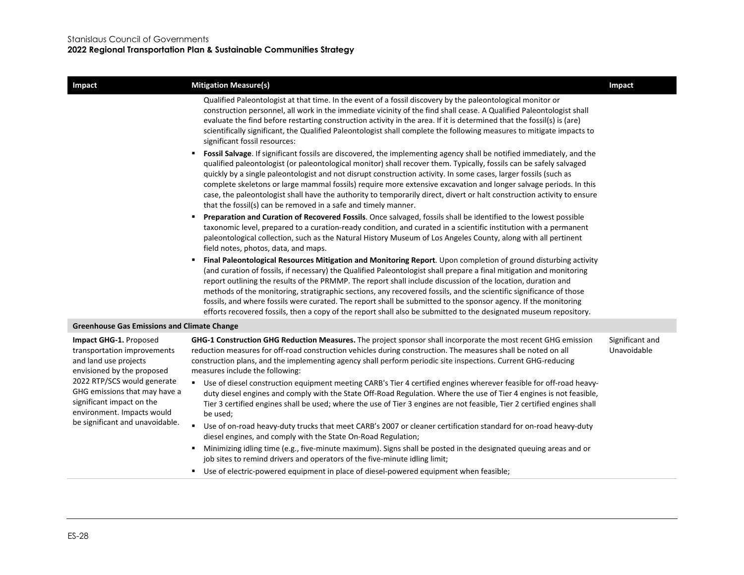| Impact | Mitigation Measure(s) | Impact |
|---|---|---|
| | Qualified Paleontologist at that time. In the event of a fossil discovery by the paleontological monitor or construction personnel, all work in the immediate vicinity of the find shall cease. A Qualified Paleontologist shall evaluate the find before restarting construction activity in the area. If it is determined that the fossil(s) is (are) scientifically significant, the Qualified Paleontologist shall complete the following measures to mitigate impacts to significant fossil resources:<br>▪ **Fossil Salvage**. If significant fossils are discovered, the implementing agency shall be notified immediately, and the qualified paleontologist (or paleontological monitor) shall recover them. Typically, fossils can be safely salvaged quickly by a single paleontologist and not disrupt construction activity. In some cases, larger fossils (such as complete skeletons or large mammal fossils) require more extensive excavation and longer salvage periods. In this case, the paleontologist shall have the authority to temporarily direct, divert or halt construction activity to ensure that the fossil(s) can be removed in a safe and timely manner.<br>▪ **Preparation and Curation of Recovered Fossils**. Once salvaged, fossils shall be identified to the lowest possible taxonomic level, prepared to a curation-ready condition, and curated in a scientific institution with a permanent paleontological collection, such as the Natural History Museum of Los Angeles County, along with all pertinent field notes, photos, data, and maps.<br>▪ **Final Paleontological Resources Mitigation and Monitoring Report**. Upon completion of ground disturbing activity (and curation of fossils, if necessary) the Qualified Paleontologist shall prepare a final mitigation and monitoring report outlining the results of the PRMMP. The report shall include discussion of the location, duration and methods of the monitoring, stratigraphic sections, any recovered fossils, and the scientific significance of those fossils, and where fossils were curated. The report shall be submitted to the sponsor agency. If the monitoring efforts recovered fossils, then a copy of the report shall also be submitted to the designated museum repository. | |
| **Greenhouse Gas Emissions and Climate Change** | | |
| **Impact GHG-1.** Proposed transportation improvements and land use projects envisioned by the proposed 2022 RTP/SCS would generate GHG emissions that may have a significant impact on the environment. Impacts would be significant and unavoidable. | **GHG-1 Construction GHG Reduction Measures.** The project sponsor shall incorporate the most recent GHG emission reduction measures for off-road construction vehicles during construction. The measures shall be noted on all construction plans, and the implementing agency shall perform periodic site inspections. Current GHG-reducing measures include the following:<br>▪ Use of diesel construction equipment meeting CARB's Tier 4 certified engines wherever feasible for off-road heavy-duty diesel engines and comply with the State Off-Road Regulation. Where the use of Tier 4 engines is not feasible, Tier 3 certified engines shall be used; where the use of Tier 3 engines are not feasible, Tier 2 certified engines shall be used;<br>▪ Use of on-road heavy-duty trucks that meet CARB's 2007 or cleaner certification standard for on-road heavy-duty diesel engines, and comply with the State On-Road Regulation;<br>▪ Minimizing idling time (e.g., five-minute maximum). Signs shall be posted in the designated queuing areas and or job sites to remind drivers and operators of the five-minute idling limit;<br>▪ Use of electric-powered equipment in place of diesel-powered equipment when feasible; | Significant and Unavoidable |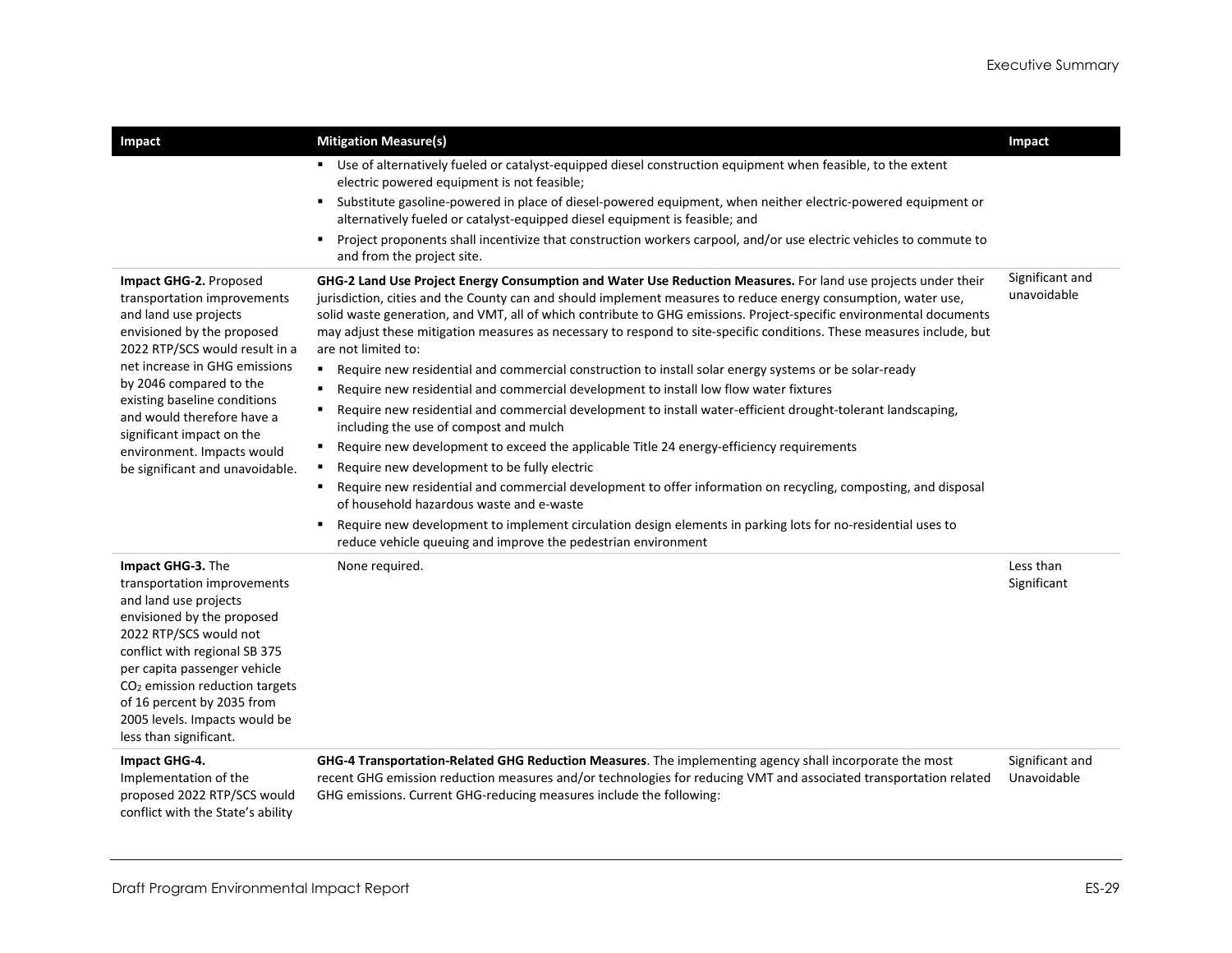| Impact | Mitigation Measure(s) | Impact |
|---|---|---|
| | ▪ Use of alternatively fueled or catalyst-equipped diesel construction equipment when feasible, to the extent electric powered equipment is not feasible;<br>▪ Substitute gasoline-powered in place of diesel-powered equipment, when neither electric-powered equipment or alternatively fueled or catalyst-equipped diesel equipment is feasible; and<br>▪ Project proponents shall incentivize that construction workers carpool, and/or use electric vehicles to commute to and from the project site. | |
| **Impact GHG-2.** Proposed transportation improvements and land use projects envisioned by the proposed 2022 RTP/SCS would result in a net increase in GHG emissions by 2046 compared to the existing baseline conditions and would therefore have a significant impact on the environment. Impacts would be significant and unavoidable. | **GHG-2 Land Use Project Energy Consumption and Water Use Reduction Measures.** For land use projects under their jurisdiction, cities and the County can and should implement measures to reduce energy consumption, water use, solid waste generation, and VMT, all of which contribute to GHG emissions. Project-specific environmental documents may adjust these mitigation measures as necessary to respond to site-specific conditions. These measures include, but are not limited to:<br>▪ Require new residential and commercial construction to install solar energy systems or be solar-ready<br>▪ Require new residential and commercial development to install low flow water fixtures<br>▪ Require new residential and commercial development to install water-efficient drought-tolerant landscaping, including the use of compost and mulch<br>▪ Require new development to exceed the applicable Title 24 energy-efficiency requirements<br>▪ Require new development to be fully electric<br>▪ Require new residential and commercial development to offer information on recycling, composting, and disposal of household hazardous waste and e-waste<br>▪ Require new development to implement circulation design elements in parking lots for no-residential uses to reduce vehicle queuing and improve the pedestrian environment | Significant and unavoidable |
| **Impact GHG-3.** The transportation improvements and land use projects envisioned by the proposed 2022 RTP/SCS would not conflict with regional SB 375 per capita passenger vehicle $CO_2$ emission reduction targets of 16 percent by 2035 from 2005 levels. Impacts would be less than significant. | None required. | Less than Significant |
| **Impact GHG-4.** Implementation of the proposed 2022 RTP/SCS would conflict with the State's ability | **GHG-4 Transportation-Related GHG Reduction Measures**. The implementing agency shall incorporate the most recent GHG emission reduction measures and/or technologies for reducing VMT and associated transportation related GHG emissions. Current GHG-reducing measures include the following: | Significant and Unavoidable |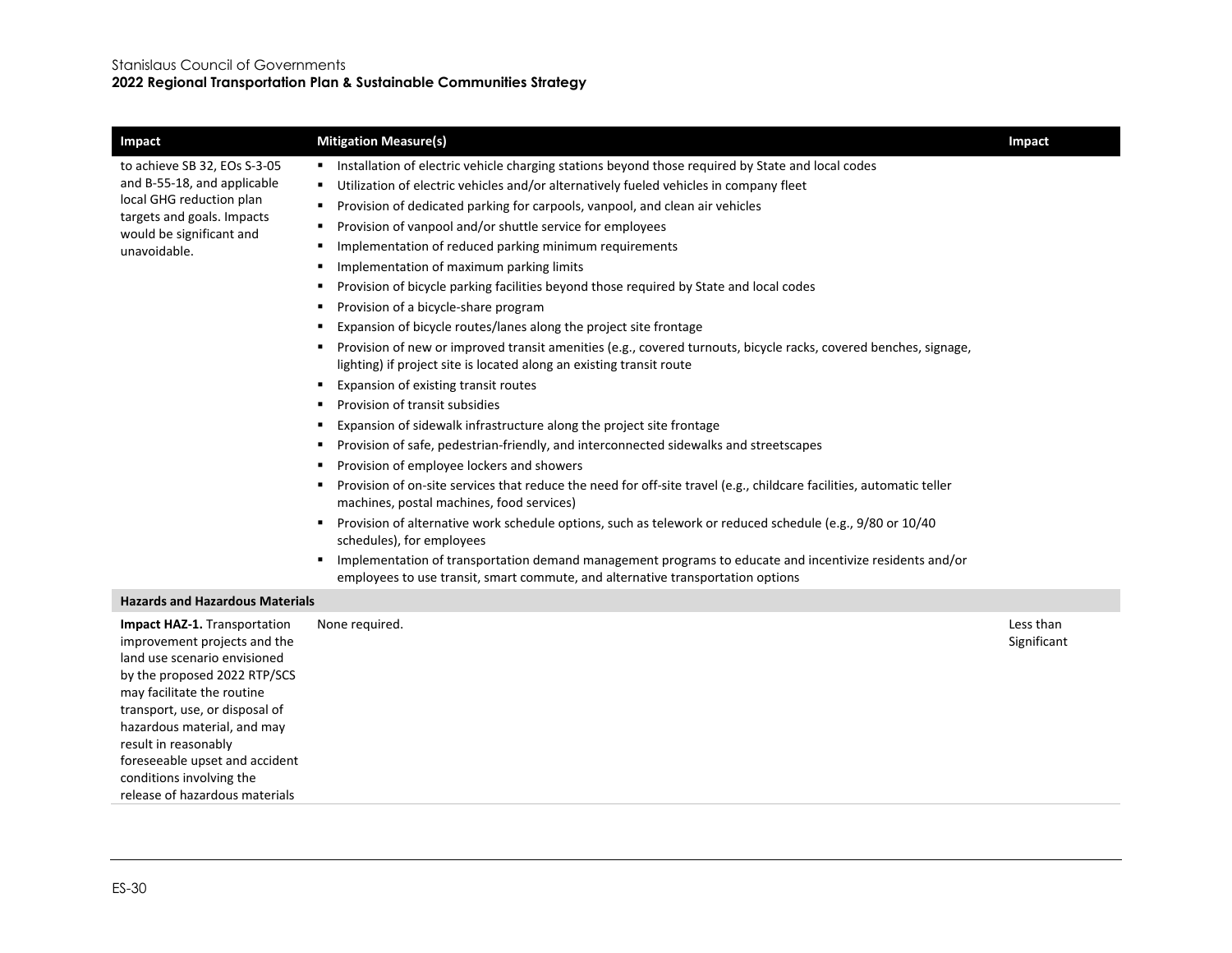| Impact | Mitigation Measure(s) | Impact |
|---|---|---|
| to achieve SB 32, EOs S-3-05 and B-55-18, and applicable local GHG reduction plan targets and goals. Impacts would be significant and unavoidable. | ▪ Installation of electric vehicle charging stations beyond those required by State and local codes<br>▪ Utilization of electric vehicles and/or alternatively fueled vehicles in company fleet<br>▪ Provision of dedicated parking for carpools, vanpool, and clean air vehicles<br>▪ Provision of vanpool and/or shuttle service for employees<br>▪ Implementation of reduced parking minimum requirements<br>▪ Implementation of maximum parking limits<br>▪ Provision of bicycle parking facilities beyond those required by State and local codes<br>▪ Provision of a bicycle-share program<br>▪ Expansion of bicycle routes/lanes along the project site frontage<br>▪ Provision of new or improved transit amenities (e.g., covered turnouts, bicycle racks, covered benches, signage, lighting) if project site is located along an existing transit route<br>▪ Expansion of existing transit routes<br>▪ Provision of transit subsidies<br>▪ Expansion of sidewalk infrastructure along the project site frontage<br>▪ Provision of safe, pedestrian-friendly, and interconnected sidewalks and streetscapes<br>▪ Provision of employee lockers and showers<br>▪ Provision of on-site services that reduce the need for off-site travel (e.g., childcare facilities, automatic teller machines, postal machines, food services)<br>▪ Provision of alternative work schedule options, such as telework or reduced schedule (e.g., 9/80 or 10/40 schedules), for employees<br>▪ Implementation of transportation demand management programs to educate and incentivize residents and/or employees to use transit, smart commute, and alternative transportation options | |
| **Hazards and Hazardous Materials** | | |
| **Impact HAZ-1.** Transportation improvement projects and the land use scenario envisioned by the proposed 2022 RTP/SCS may facilitate the routine transport, use, or disposal of hazardous material, and may result in reasonably foreseeable upset and accident conditions involving the release of hazardous materials | None required. | Less than Significant |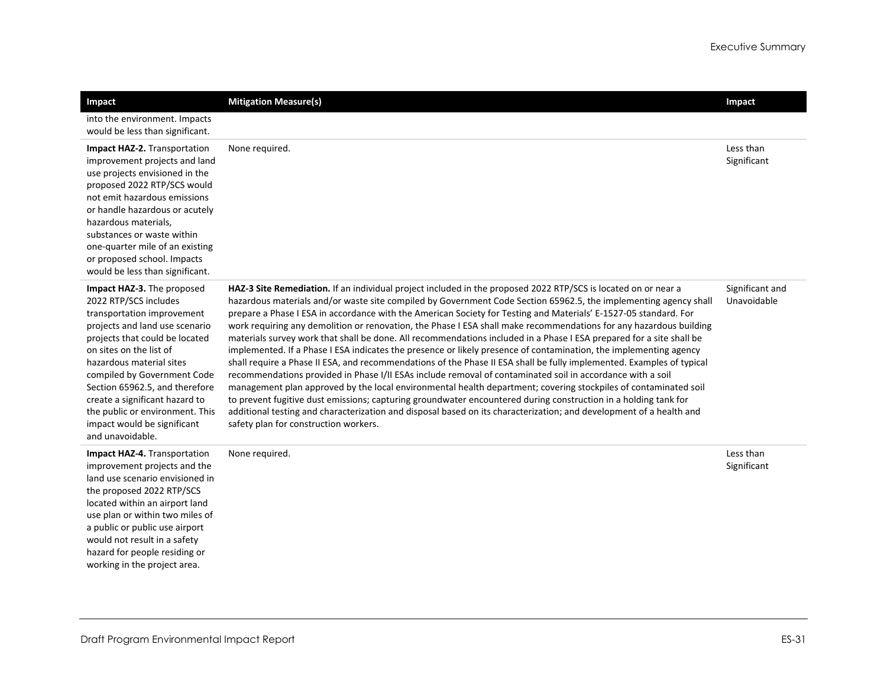| Impact | Mitigation Measure(s) | Impact |
|---|---|---|
| into the environment. Impacts would be less than significant. | | |
| **Impact HAZ-2.** Transportation improvement projects and land use projects envisioned in the proposed 2022 RTP/SCS would not emit hazardous emissions or handle hazardous or acutely hazardous materials, substances or waste within one-quarter mile of an existing or proposed school. Impacts would be less than significant. | None required. | Less than Significant |
| **Impact HAZ-3.** The proposed 2022 RTP/SCS includes transportation improvement projects and land use scenario projects that could be located on sites on the list of hazardous material sites compiled by Government Code Section 65962.5, and therefore create a significant hazard to the public or environment. This impact would be significant and unavoidable. | **HAZ-3 Site Remediation.** If an individual project included in the proposed 2022 RTP/SCS is located on or near a hazardous materials and/or waste site compiled by Government Code Section 65962.5, the implementing agency shall prepare a Phase I ESA in accordance with the American Society for Testing and Materials' E-1527-05 standard. For work requiring any demolition or renovation, the Phase I ESA shall make recommendations for any hazardous building materials survey work that shall be done. All recommendations included in a Phase I ESA prepared for a site shall be implemented. If a Phase I ESA indicates the presence or likely presence of contamination, the implementing agency shall require a Phase II ESA, and recommendations of the Phase II ESA shall be fully implemented. Examples of typical recommendations provided in Phase I/II ESAs include removal of contaminated soil in accordance with a soil management plan approved by the local environmental health department; covering stockpiles of contaminated soil to prevent fugitive dust emissions; capturing groundwater encountered during construction in a holding tank for additional testing and characterization and disposal based on its characterization; and development of a health and safety plan for construction workers. | Significant and Unavoidable |
| **Impact HAZ-4.** Transportation improvement projects and the land use scenario envisioned in the proposed 2022 RTP/SCS located within an airport land use plan or within two miles of a public or public use airport would not result in a safety hazard for people residing or working in the project area. | None required. | Less than Significant |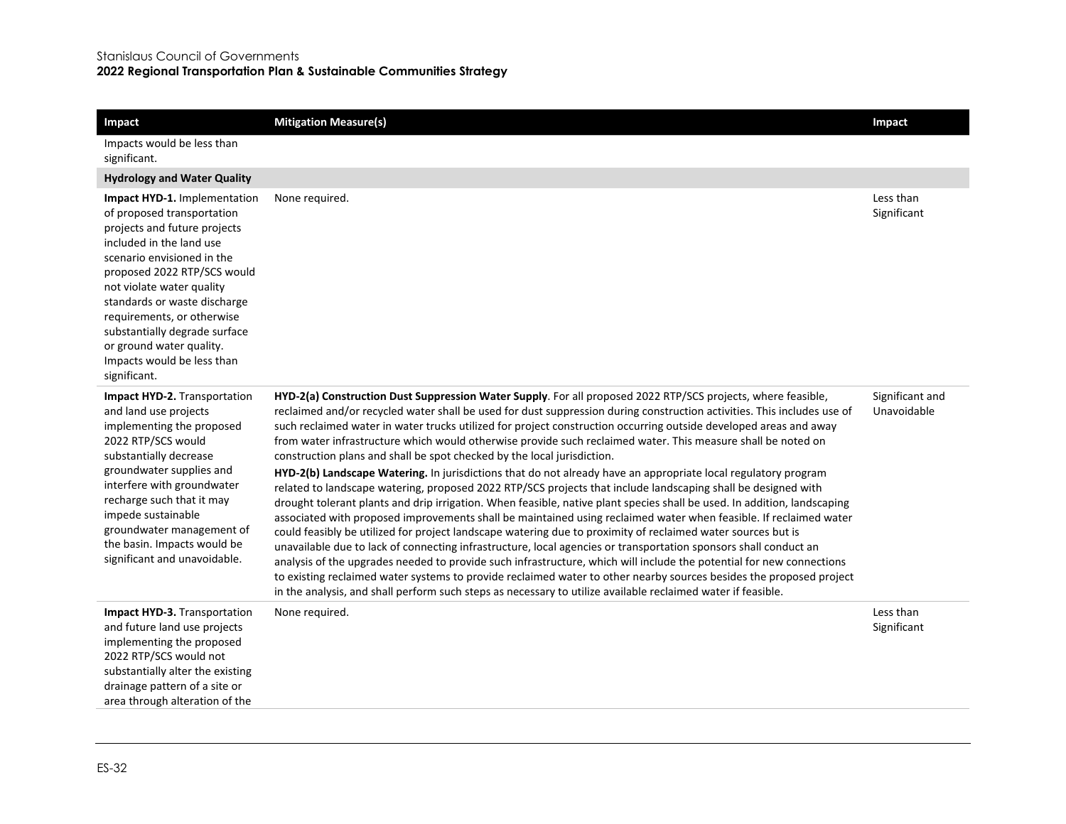| Impact | Mitigation Measure(s) | Impact |
|---|---|---|
| Impacts would be less than significant. | | |
| **Hydrology and Water Quality** | | |
| **Impact HYD-1.** Implementation of proposed transportation projects and future projects included in the land use scenario envisioned in the proposed 2022 RTP/SCS would not violate water quality standards or waste discharge requirements, or otherwise substantially degrade surface or ground water quality. Impacts would be less than significant. | None required. | Less than Significant |
| **Impact HYD-2.** Transportation and land use projects implementing the proposed 2022 RTP/SCS would substantially decrease groundwater supplies and interfere with groundwater recharge such that it may impede sustainable groundwater management of the basin. Impacts would be significant and unavoidable. | **HYD-2(a) Construction Dust Suppression Water Supply**. For all proposed 2022 RTP/SCS projects, where feasible, reclaimed and/or recycled water shall be used for dust suppression during construction activities. This includes use of such reclaimed water in water trucks utilized for project construction occurring outside developed areas and away from water infrastructure which would otherwise provide such reclaimed water. This measure shall be noted on construction plans and shall be spot checked by the local jurisdiction.<br>**HYD-2(b) Landscape Watering.** In jurisdictions that do not already have an appropriate local regulatory program related to landscape watering, proposed 2022 RTP/SCS projects that include landscaping shall be designed with drought tolerant plants and drip irrigation. When feasible, native plant species shall be used. In addition, landscaping associated with proposed improvements shall be maintained using reclaimed water when feasible. If reclaimed water could feasibly be utilized for project landscape watering due to proximity of reclaimed water sources but is unavailable due to lack of connecting infrastructure, local agencies or transportation sponsors shall conduct an analysis of the upgrades needed to provide such infrastructure, which will include the potential for new connections to existing reclaimed water systems to provide reclaimed water to other nearby sources besides the proposed project in the analysis, and shall perform such steps as necessary to utilize available reclaimed water if feasible. | Significant and Unavoidable |
| **Impact HYD-3.** Transportation and future land use projects implementing the proposed 2022 RTP/SCS would not substantially alter the existing drainage pattern of a site or area through alteration of the | None required. | Less than Significant |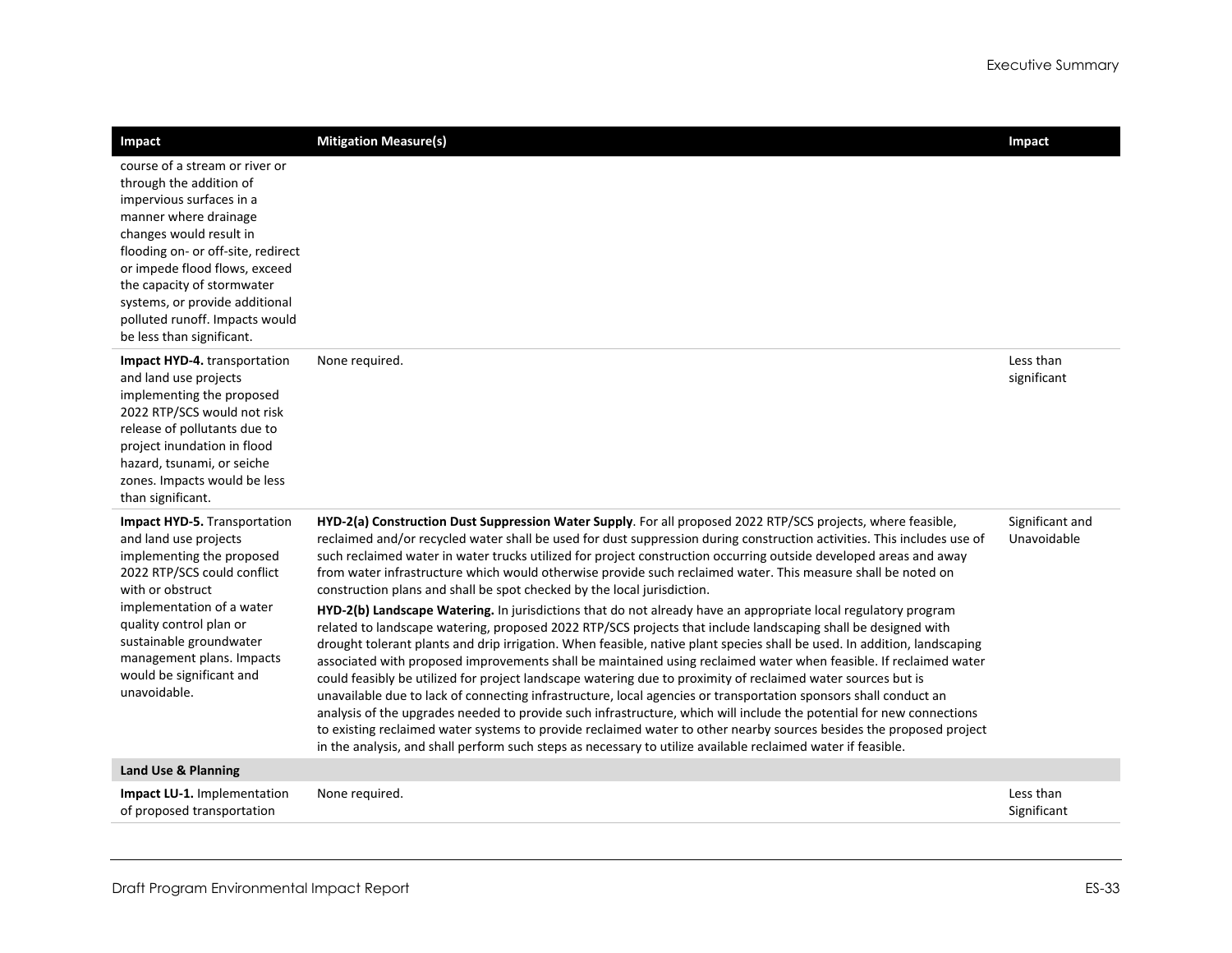| Impact | Mitigation Measure(s) | Impact |
|---|---|---|
| course of a stream or river or through the addition of impervious surfaces in a manner where drainage changes would result in flooding on- or off-site, redirect or impede flood flows, exceed the capacity of stormwater systems, or provide additional polluted runoff. Impacts would be less than significant. | | |
| **Impact HYD-4.** transportation and land use projects implementing the proposed 2022 RTP/SCS would not risk release of pollutants due to project inundation in flood hazard, tsunami, or seiche zones. Impacts would be less than significant. | None required. | Less than significant |
| **Impact HYD-5.** Transportation and land use projects implementing the proposed 2022 RTP/SCS could conflict with or obstruct implementation of a water quality control plan or sustainable groundwater management plans. Impacts would be significant and unavoidable. | **HYD-2(a) Construction Dust Suppression Water Supply**. For all proposed 2022 RTP/SCS projects, where feasible, reclaimed and/or recycled water shall be used for dust suppression during construction activities. This includes use of such reclaimed water in water trucks utilized for project construction occurring outside developed areas and away from water infrastructure which would otherwise provide such reclaimed water. This measure shall be noted on construction plans and shall be spot checked by the local jurisdiction.<br><br>**HYD-2(b) Landscape Watering.** In jurisdictions that do not already have an appropriate local regulatory program related to landscape watering, proposed 2022 RTP/SCS projects that include landscaping shall be designed with drought tolerant plants and drip irrigation. When feasible, native plant species shall be used. In addition, landscaping associated with proposed improvements shall be maintained using reclaimed water when feasible. If reclaimed water could feasibly be utilized for project landscape watering due to proximity of reclaimed water sources but is unavailable due to lack of connecting infrastructure, local agencies or transportation sponsors shall conduct an analysis of the upgrades needed to provide such infrastructure, which will include the potential for new connections to existing reclaimed water systems to provide reclaimed water to other nearby sources besides the proposed project in the analysis, and shall perform such steps as necessary to utilize available reclaimed water if feasible. | Significant and Unavoidable |
| **Land Use & Planning** | | |
| **Impact LU-1.** Implementation of proposed transportation | None required. | Less than Significant |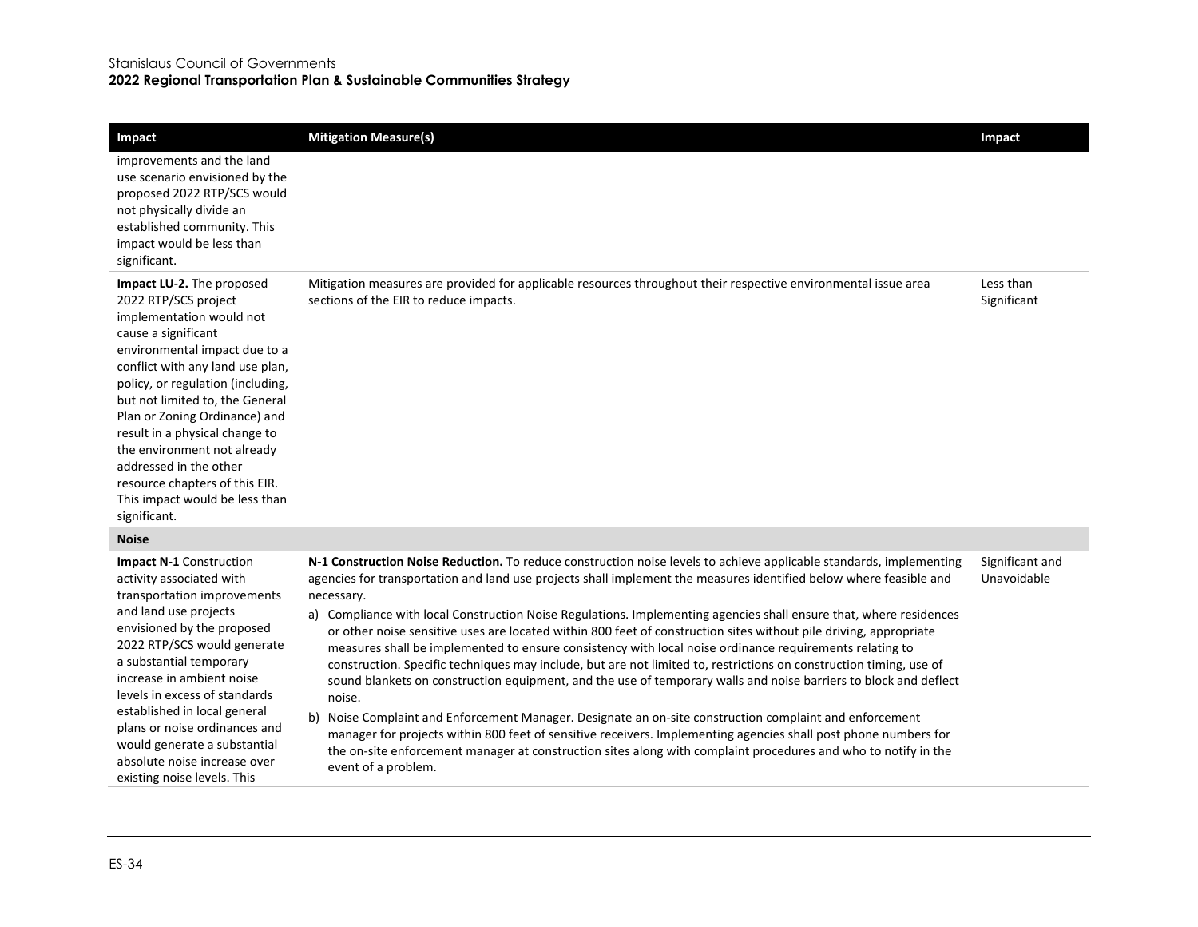| Impact | Mitigation Measure(s) | Impact |
|---|---|---|
| improvements and the land use scenario envisioned by the proposed 2022 RTP/SCS would not physically divide an established community. This impact would be less than significant. | | |
| **Impact LU-2.** The proposed 2022 RTP/SCS project implementation would not cause a significant environmental impact due to a conflict with any land use plan, policy, or regulation (including, but not limited to, the General Plan or Zoning Ordinance) and result in a physical change to the environment not already addressed in the other resource chapters of this EIR. This impact would be less than significant. | Mitigation measures are provided for applicable resources throughout their respective environmental issue area sections of the EIR to reduce impacts. | Less than Significant |
| **Noise** | | |
| **Impact N-1** Construction activity associated with transportation improvements and land use projects envisioned by the proposed 2022 RTP/SCS would generate a substantial temporary increase in ambient noise levels in excess of standards established in local general plans or noise ordinances and would generate a substantial absolute noise increase over existing noise levels. This | **N-1 Construction Noise Reduction.** To reduce construction noise levels to achieve applicable standards, implementing agencies for transportation and land use projects shall implement the measures identified below where feasible and necessary.<br>a) Compliance with local Construction Noise Regulations. Implementing agencies shall ensure that, where residences or other noise sensitive uses are located within 800 feet of construction sites without pile driving, appropriate measures shall be implemented to ensure consistency with local noise ordinance requirements relating to construction. Specific techniques may include, but are not limited to, restrictions on construction timing, use of sound blankets on construction equipment, and the use of temporary walls and noise barriers to block and deflect noise.<br>b) Noise Complaint and Enforcement Manager. Designate an on-site construction complaint and enforcement manager for projects within 800 feet of sensitive receivers. Implementing agencies shall post phone numbers for the on-site enforcement manager at construction sites along with complaint procedures and who to notify in the event of a problem. | Significant and Unavoidable |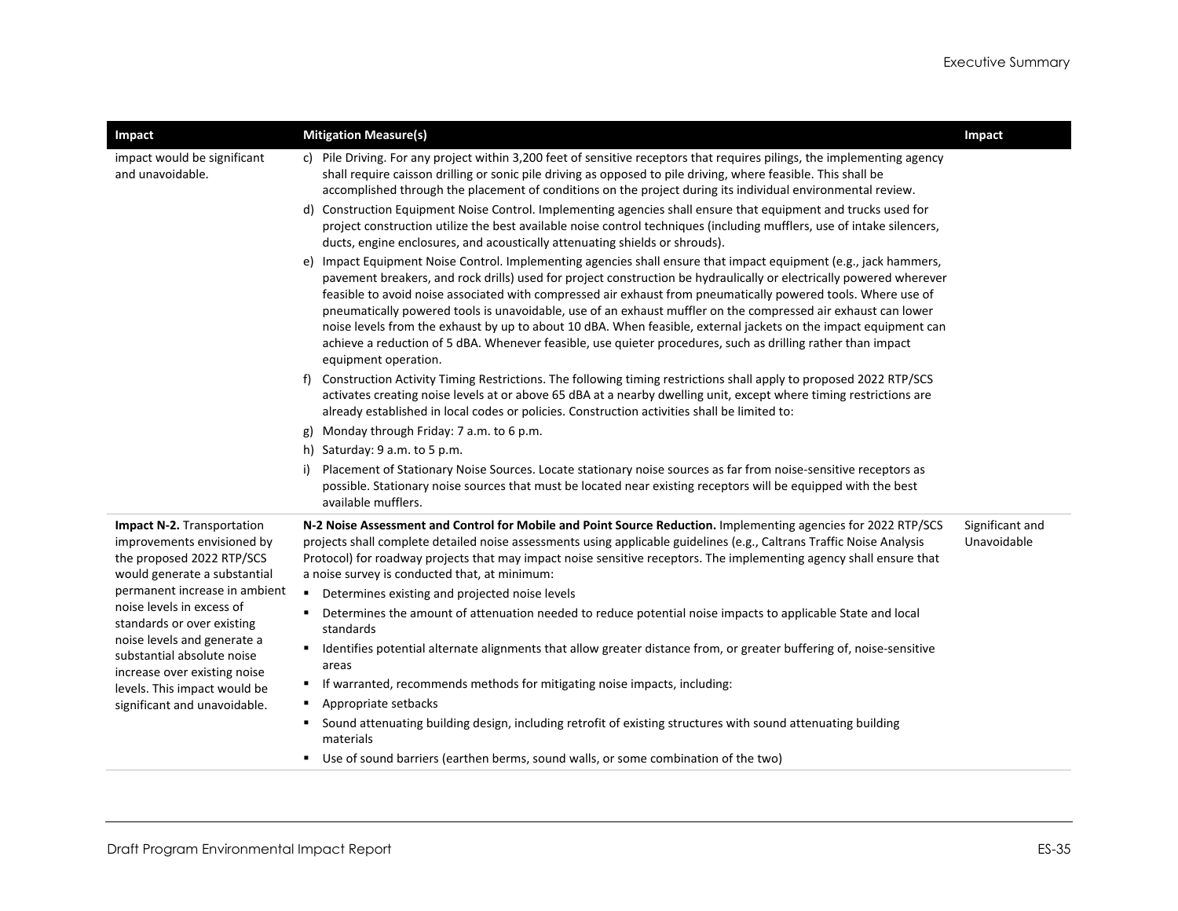| Impact | Mitigation Measure(s) | Impact |
|---|---|---|
| impact would be significant and unavoidable. | c) Pile Driving. For any project within 3,200 feet of sensitive receptors that requires pilings, the implementing agency shall require caisson drilling or sonic pile driving as opposed to pile driving, where feasible. This shall be accomplished through the placement of conditions on the project during its individual environmental review.<br>d) Construction Equipment Noise Control. Implementing agencies shall ensure that equipment and trucks used for project construction utilize the best available noise control techniques (including mufflers, use of intake silencers, ducts, engine enclosures, and acoustically attenuating shields or shrouds).<br>e) Impact Equipment Noise Control. Implementing agencies shall ensure that impact equipment (e.g., jack hammers, pavement breakers, and rock drills) used for project construction be hydraulically or electrically powered wherever feasible to avoid noise associated with compressed air exhaust from pneumatically powered tools. Where use of pneumatically powered tools is unavoidable, use of an exhaust muffler on the compressed air exhaust can lower noise levels from the exhaust by up to about 10 dBA. When feasible, external jackets on the impact equipment can achieve a reduction of 5 dBA. Whenever feasible, use quieter procedures, such as drilling rather than impact equipment operation.<br>f) Construction Activity Timing Restrictions. The following timing restrictions shall apply to proposed 2022 RTP/SCS activates creating noise levels at or above 65 dBA at a nearby dwelling unit, except where timing restrictions are already established in local codes or policies. Construction activities shall be limited to:<br>g) Monday through Friday: 7 a.m. to 6 p.m.<br>h) Saturday: 9 a.m. to 5 p.m.<br>i) Placement of Stationary Noise Sources. Locate stationary noise sources as far from noise-sensitive receptors as possible. Stationary noise sources that must be located near existing receptors will be equipped with the best available mufflers. | |
| **Impact N-2.** Transportation improvements envisioned by the proposed 2022 RTP/SCS would generate a substantial permanent increase in ambient noise levels in excess of standards or over existing noise levels and generate a substantial absolute noise increase over existing noise levels. This impact would be significant and unavoidable. | **N-2 Noise Assessment and Control for Mobile and Point Source Reduction.** Implementing agencies for 2022 RTP/SCS projects shall complete detailed noise assessments using applicable guidelines (e.g., Caltrans Traffic Noise Analysis Protocol) for roadway projects that may impact noise sensitive receptors. The implementing agency shall ensure that a noise survey is conducted that, at minimum:<br>▪ Determines existing and projected noise levels<br>▪ Determines the amount of attenuation needed to reduce potential noise impacts to applicable State and local standards<br>▪ Identifies potential alternate alignments that allow greater distance from, or greater buffering of, noise-sensitive areas<br>▪ If warranted, recommends methods for mitigating noise impacts, including:<br>▪ Appropriate setbacks<br>▪ Sound attenuating building design, including retrofit of existing structures with sound attenuating building materials<br>▪ Use of sound barriers (earthen berms, sound walls, or some combination of the two) | Significant and Unavoidable |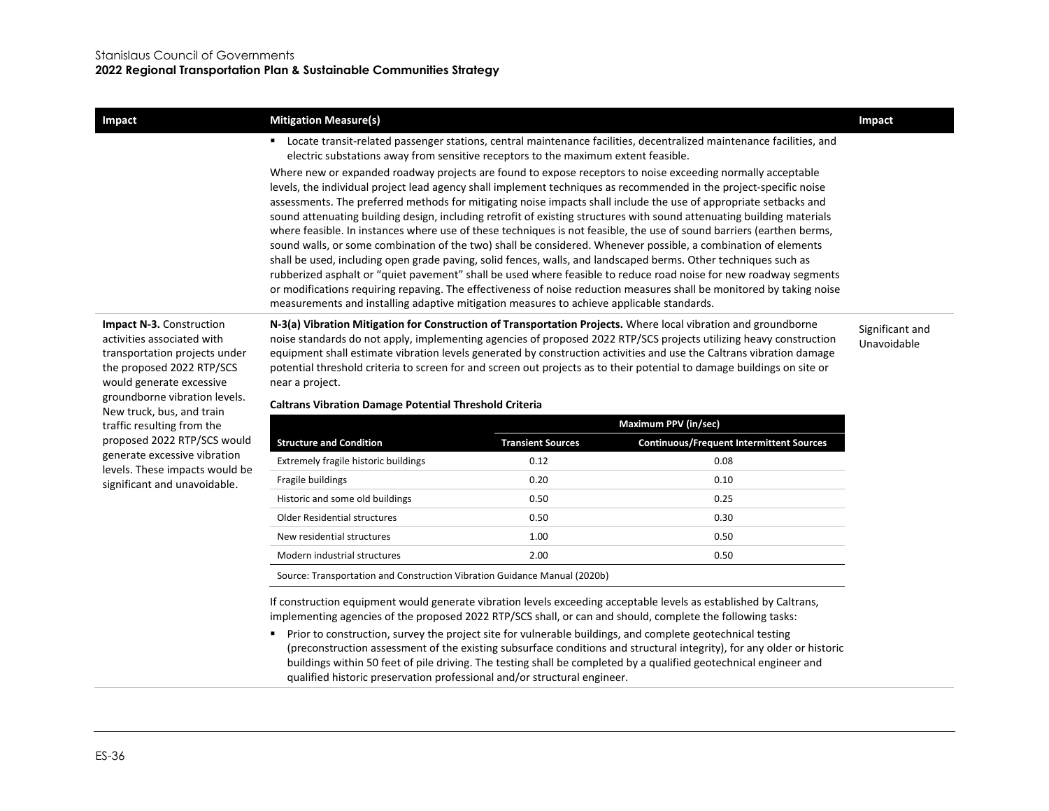| Impact | Mitigation Measure(s) | Impact |
|---|---|---|
| | ▪ Locate transit-related passenger stations, central maintenance facilities, decentralized maintenance facilities, and electric substations away from sensitive receptors to the maximum extent feasible.<br><br>Where new or expanded roadway projects are found to expose receptors to noise exceeding normally acceptable levels, the individual project lead agency shall implement techniques as recommended in the project-specific noise assessments. The preferred methods for mitigating noise impacts shall include the use of appropriate setbacks and sound attenuating building design, including retrofit of existing structures with sound attenuating building materials where feasible. In instances where use of these techniques is not feasible, the use of sound barriers (earthen berms, sound walls, or some combination of the two) shall be considered. Whenever possible, a combination of elements shall be used, including open grade paving, solid fences, walls, and landscaped berms. Other techniques such as rubberized asphalt or "quiet pavement" shall be used where feasible to reduce road noise for new roadway segments or modifications requiring repaving. The effectiveness of noise reduction measures shall be monitored by taking noise measurements and installing adaptive mitigation measures to achieve applicable standards. | |
| **Impact N-3.** Construction activities associated with transportation projects under the proposed 2022 RTP/SCS would generate excessive groundborne vibration levels. New truck, bus, and train traffic resulting from the proposed 2022 RTP/SCS would generate excessive vibration levels. These impacts would be significant and unavoidable. | **N-3(a) Vibration Mitigation for Construction of Transportation Projects.** Where local vibration and groundborne noise standards do not apply, implementing agencies of proposed 2022 RTP/SCS projects utilizing heavy construction equipment shall estimate vibration levels generated by construction activities and use the Caltrans vibration damage potential threshold criteria to screen for and screen out projects as to their potential to damage buildings on site or near a project. | Significant and Unavoidable |

**Caltrans Vibration Damage Potential Threshold Criteria**

| | Maximum PPV (in/sec) | |
|---|---|---|
| **Structure and Condition** | **Transient Sources** | **Continuous/Frequent Intermittent Sources** |
| Extremely fragile historic buildings | 0.12 | 0.08 |
| Fragile buildings | 0.20 | 0.10 |
| Historic and some old buildings | 0.50 | 0.25 |
| Older Residential structures | 0.50 | 0.30 |
| New residential structures | 1.00 | 0.50 |
| Modern industrial structures | 2.00 | 0.50 |

Source: Transportation and Construction Vibration Guidance Manual (2020b)

If construction equipment would generate vibration levels exceeding acceptable levels as established by Caltrans, implementing agencies of the proposed 2022 RTP/SCS shall, or can and should, complete the following tasks:

- Prior to construction, survey the project site for vulnerable buildings, and complete geotechnical testing (preconstruction assessment of the existing subsurface conditions and structural integrity), for any older or historic buildings within 50 feet of pile driving. The testing shall be completed by a qualified geotechnical engineer and qualified historic preservation professional and/or structural engineer.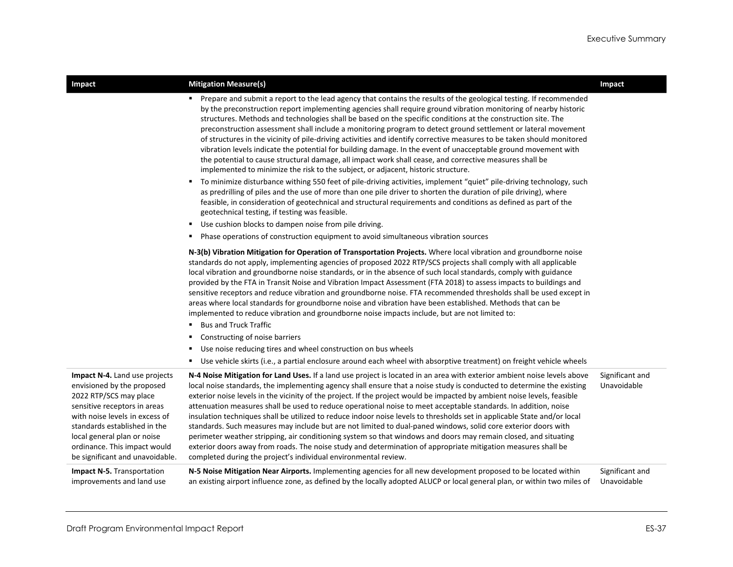| Impact | Mitigation Measure(s) | Impact |
|---|---|---|
| | ▪ Prepare and submit a report to the lead agency that contains the results of the geological testing. If recommended by the preconstruction report implementing agencies shall require ground vibration monitoring of nearby historic structures. Methods and technologies shall be based on the specific conditions at the construction site. The preconstruction assessment shall include a monitoring program to detect ground settlement or lateral movement of structures in the vicinity of pile-driving activities and identify corrective measures to be taken should monitored vibration levels indicate the potential for building damage. In the event of unacceptable ground movement with the potential to cause structural damage, all impact work shall cease, and corrective measures shall be implemented to minimize the risk to the subject, or adjacent, historic structure.<br>▪ To minimize disturbance withing 550 feet of pile-driving activities, implement "quiet" pile-driving technology, such as predrilling of piles and the use of more than one pile driver to shorten the duration of pile driving), where feasible, in consideration of geotechnical and structural requirements and conditions as defined as part of the geotechnical testing, if testing was feasible.<br>▪ Use cushion blocks to dampen noise from pile driving.<br>▪ Phase operations of construction equipment to avoid simultaneous vibration sources<br><br>**N-3(b) Vibration Mitigation for Operation of Transportation Projects.** Where local vibration and groundborne noise standards do not apply, implementing agencies of proposed 2022 RTP/SCS projects shall comply with all applicable local vibration and groundborne noise standards, or in the absence of such local standards, comply with guidance provided by the FTA in Transit Noise and Vibration Impact Assessment (FTA 2018) to assess impacts to buildings and sensitive receptors and reduce vibration and groundborne noise. FTA recommended thresholds shall be used except in areas where local standards for groundborne noise and vibration have been established. Methods that can be implemented to reduce vibration and groundborne noise impacts include, but are not limited to:<br>▪ Bus and Truck Traffic<br>▪ Constructing of noise barriers<br>▪ Use noise reducing tires and wheel construction on bus wheels<br>▪ Use vehicle skirts (i.e., a partial enclosure around each wheel with absorptive treatment) on freight vehicle wheels | |
| **Impact N-4.** Land use projects envisioned by the proposed 2022 RTP/SCS may place sensitive receptors in areas with noise levels in excess of standards established in the local general plan or noise ordinance. This impact would be significant and unavoidable. | **N-4 Noise Mitigation for Land Uses.** If a land use project is located in an area with exterior ambient noise levels above local noise standards, the implementing agency shall ensure that a noise study is conducted to determine the existing exterior noise levels in the vicinity of the project. If the project would be impacted by ambient noise levels, feasible attenuation measures shall be used to reduce operational noise to meet acceptable standards. In addition, noise insulation techniques shall be utilized to reduce indoor noise levels to thresholds set in applicable State and/or local standards. Such measures may include but are not limited to dual-paned windows, solid core exterior doors with perimeter weather stripping, air conditioning system so that windows and doors may remain closed, and situating exterior doors away from roads. The noise study and determination of appropriate mitigation measures shall be completed during the project's individual environmental review. | Significant and Unavoidable |
| **Impact N-5.** Transportation improvements and land use | **N-5 Noise Mitigation Near Airports.** Implementing agencies for all new development proposed to be located within an existing airport influence zone, as defined by the locally adopted ALUCP or local general plan, or within two miles of | Significant and Unavoidable |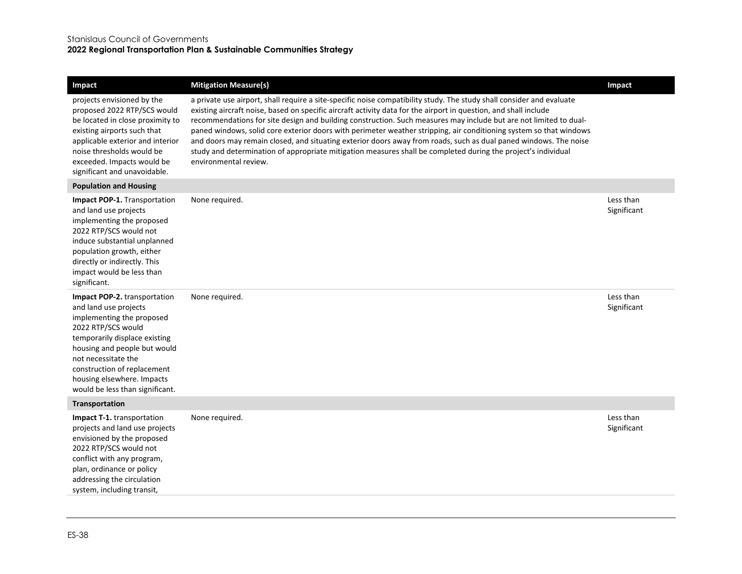| Impact | Mitigation Measure(s) | Impact |
|---|---|---|
| projects envisioned by the proposed 2022 RTP/SCS would be located in close proximity to existing airports such that applicable exterior and interior noise thresholds would be exceeded. Impacts would be significant and unavoidable. | a private use airport, shall require a site-specific noise compatibility study. The study shall consider and evaluate existing aircraft noise, based on specific aircraft activity data for the airport in question, and shall include recommendations for site design and building construction. Such measures may include but are not limited to dual-paned windows, solid core exterior doors with perimeter weather stripping, air conditioning system so that windows and doors may remain closed, and situating exterior doors away from roads, such as dual paned windows. The noise study and determination of appropriate mitigation measures shall be completed during the project's individual environmental review. | |
| **Population and Housing** | | |
| **Impact POP-1.** Transportation and land use projects implementing the proposed 2022 RTP/SCS would not induce substantial unplanned population growth, either directly or indirectly. This impact would be less than significant. | None required. | Less than Significant |
| **Impact POP-2.** transportation and land use projects implementing the proposed 2022 RTP/SCS would temporarily displace existing housing and people but would not necessitate the construction of replacement housing elsewhere. Impacts would be less than significant. | None required. | Less than Significant |
| **Transportation** | | |
| **Impact T-1.** transportation projects and land use projects envisioned by the proposed 2022 RTP/SCS would not conflict with any program, plan, ordinance or policy addressing the circulation system, including transit, | None required. | Less than Significant |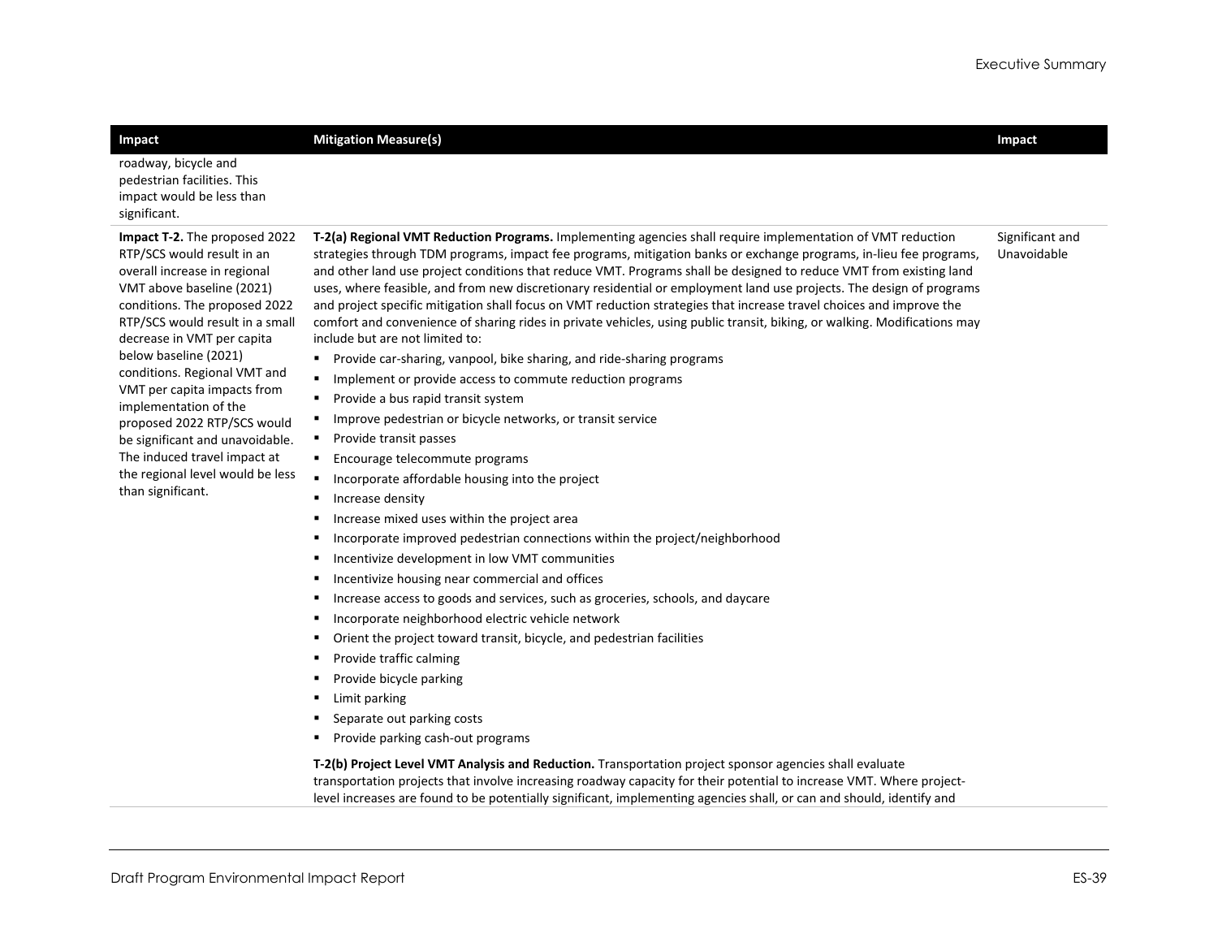| Impact | Mitigation Measure(s) | Impact |
| --- | --- | --- |
| roadway, bicycle and pedestrian facilities. This impact would be less than significant. | | |
| **Impact T-2.** The proposed 2022 RTP/SCS would result in an overall increase in regional VMT above baseline (2021) conditions. The proposed 2022 RTP/SCS would result in a small decrease in VMT per capita below baseline (2021) conditions. Regional VMT and VMT per capita impacts from implementation of the proposed 2022 RTP/SCS would be significant and unavoidable. The induced travel impact at the regional level would be less than significant. | **T-2(a) Regional VMT Reduction Programs.** Implementing agencies shall require implementation of VMT reduction strategies through TDM programs, impact fee programs, mitigation banks or exchange programs, in-lieu fee programs, and other land use project conditions that reduce VMT. Programs shall be designed to reduce VMT from existing land uses, where feasible, and from new discretionary residential or employment land use projects. The design of programs and project specific mitigation shall focus on VMT reduction strategies that increase travel choices and improve the comfort and convenience of sharing rides in private vehicles, using public transit, biking, or walking. Modifications may include but are not limited to:<br>▪ Provide car-sharing, vanpool, bike sharing, and ride-sharing programs<br>▪ Implement or provide access to commute reduction programs<br>▪ Provide a bus rapid transit system<br>▪ Improve pedestrian or bicycle networks, or transit service<br>▪ Provide transit passes<br>▪ Encourage telecommute programs<br>▪ Incorporate affordable housing into the project<br>▪ Increase density<br>▪ Increase mixed uses within the project area<br>▪ Incorporate improved pedestrian connections within the project/neighborhood<br>▪ Incentivize development in low VMT communities<br>▪ Incentivize housing near commercial and offices<br>▪ Increase access to goods and services, such as groceries, schools, and daycare<br>▪ Incorporate neighborhood electric vehicle network<br>▪ Orient the project toward transit, bicycle, and pedestrian facilities<br>▪ Provide traffic calming<br>▪ Provide bicycle parking<br>▪ Limit parking<br>▪ Separate out parking costs<br>▪ Provide parking cash-out programs<br><br>**T-2(b) Project Level VMT Analysis and Reduction.** Transportation project sponsor agencies shall evaluate transportation projects that involve increasing roadway capacity for their potential to increase VMT. Where project-level increases are found to be potentially significant, implementing agencies shall, or can and should, identify and | Significant and Unavoidable |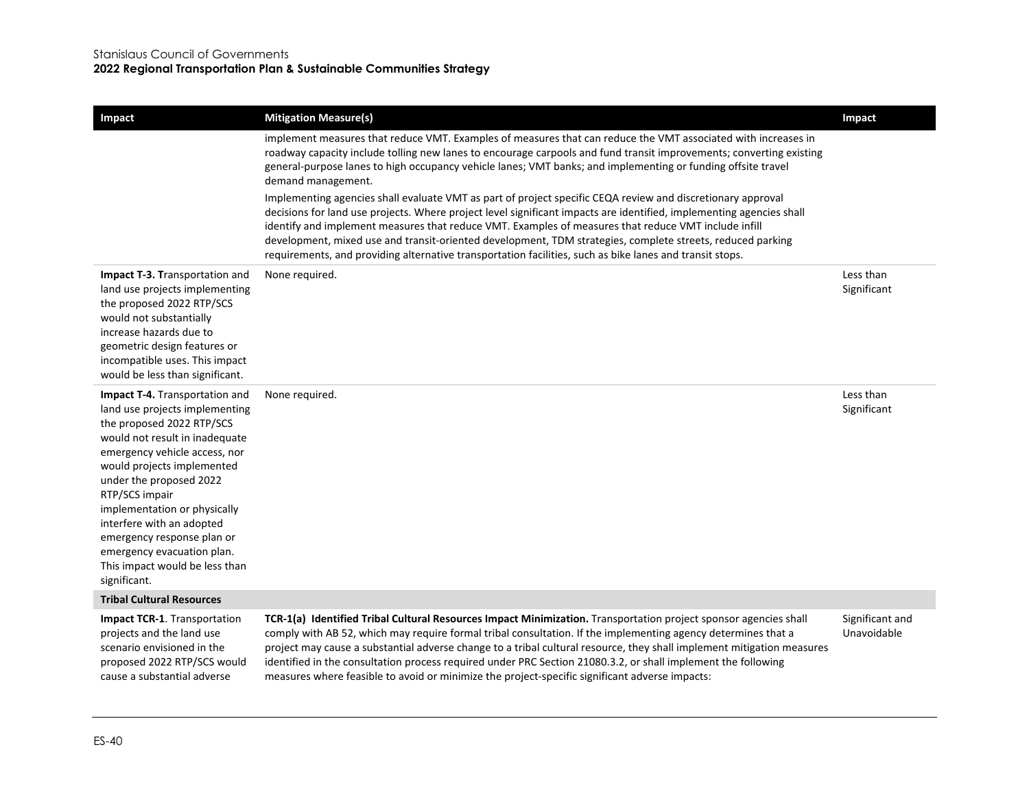| Impact | Mitigation Measure(s) | Impact |
|---|---|---|
| | implement measures that reduce VMT. Examples of measures that can reduce the VMT associated with increases in roadway capacity include tolling new lanes to encourage carpools and fund transit improvements; converting existing general-purpose lanes to high occupancy vehicle lanes; VMT banks; and implementing or funding offsite travel demand management.<br><br>Implementing agencies shall evaluate VMT as part of project specific CEQA review and discretionary approval decisions for land use projects. Where project level significant impacts are identified, implementing agencies shall identify and implement measures that reduce VMT. Examples of measures that reduce VMT include infill development, mixed use and transit-oriented development, TDM strategies, complete streets, reduced parking requirements, and providing alternative transportation facilities, such as bike lanes and transit stops. | |
| **Impact T-3. T**ransportation and land use projects implementing the proposed 2022 RTP/SCS would not substantially increase hazards due to geometric design features or incompatible uses. This impact would be less than significant. | None required. | Less than Significant |
| **Impact T-4.** Transportation and land use projects implementing the proposed 2022 RTP/SCS would not result in inadequate emergency vehicle access, nor would projects implemented under the proposed 2022 RTP/SCS impair implementation or physically interfere with an adopted emergency response plan or emergency evacuation plan. This impact would be less than significant. | None required. | Less than Significant |
| **Tribal Cultural Resources** | | |
| **Impact TCR-1**. Transportation projects and the land use scenario envisioned in the proposed 2022 RTP/SCS would cause a substantial adverse | **TCR-1(a) Identified Tribal Cultural Resources Impact Minimization.** Transportation project sponsor agencies shall comply with AB 52, which may require formal tribal consultation. If the implementing agency determines that a project may cause a substantial adverse change to a tribal cultural resource, they shall implement mitigation measures identified in the consultation process required under PRC Section 21080.3.2, or shall implement the following measures where feasible to avoid or minimize the project-specific significant adverse impacts: | Significant and Unavoidable |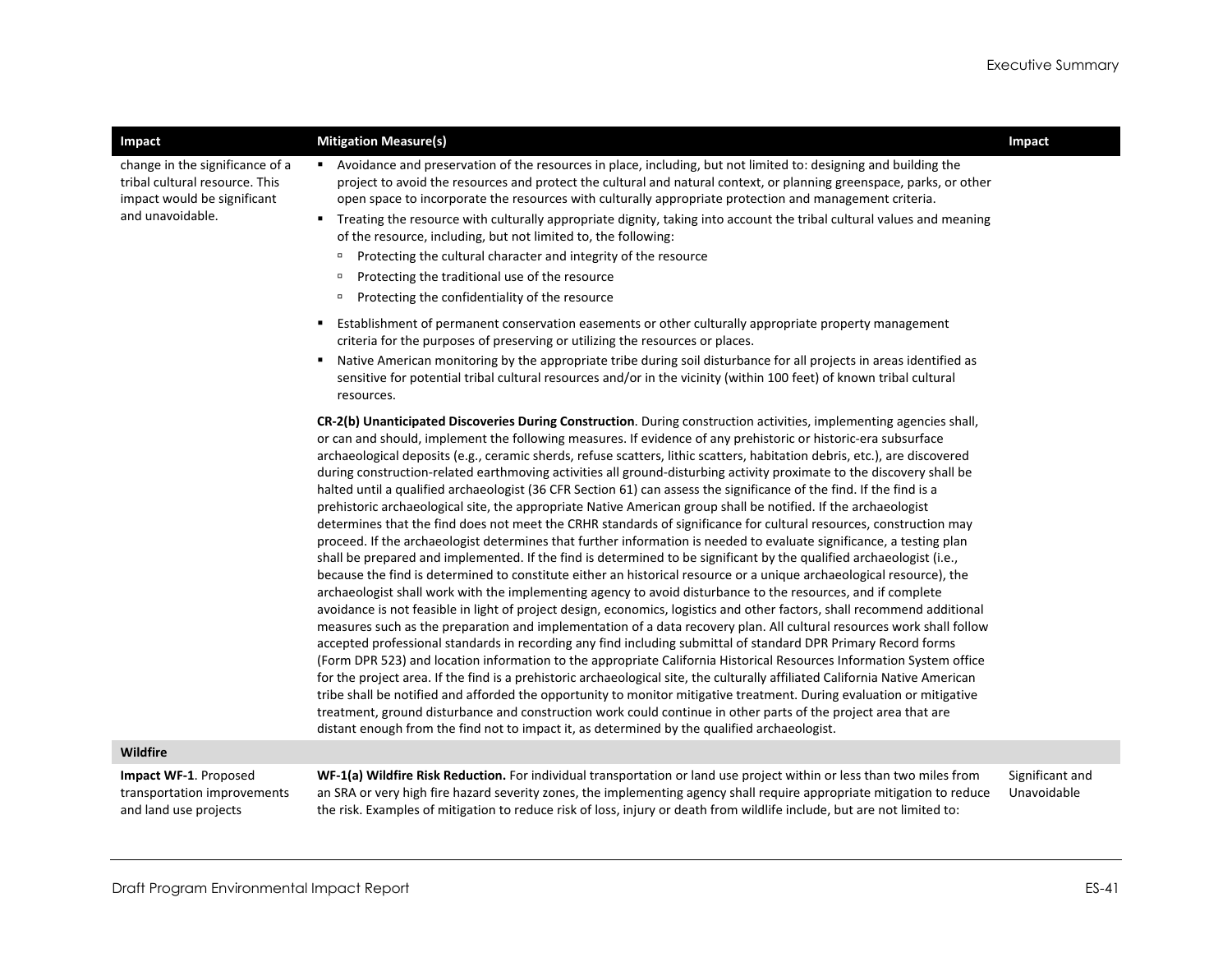| Impact | Mitigation Measure(s) | Impact |
|---|---|---|
| change in the significance of a tribal cultural resource. This impact would be significant and unavoidable. | ▪ Avoidance and preservation of the resources in place, including, but not limited to: designing and building the project to avoid the resources and protect the cultural and natural context, or planning greenspace, parks, or other open space to incorporate the resources with culturally appropriate protection and management criteria.<br>▪ Treating the resource with culturally appropriate dignity, taking into account the tribal cultural values and meaning of the resource, including, but not limited to, the following:<br>▫ Protecting the cultural character and integrity of the resource<br>▫ Protecting the traditional use of the resource<br>▫ Protecting the confidentiality of the resource<br>▪ Establishment of permanent conservation easements or other culturally appropriate property management criteria for the purposes of preserving or utilizing the resources or places.<br>▪ Native American monitoring by the appropriate tribe during soil disturbance for all projects in areas identified as sensitive for potential tribal cultural resources and/or in the vicinity (within 100 feet) of known tribal cultural resources.<br><br>**CR-2(b) Unanticipated Discoveries During Construction**. During construction activities, implementing agencies shall, or can and should, implement the following measures. If evidence of any prehistoric or historic-era subsurface archaeological deposits (e.g., ceramic sherds, refuse scatters, lithic scatters, habitation debris, etc.), are discovered during construction-related earthmoving activities all ground-disturbing activity proximate to the discovery shall be halted until a qualified archaeologist (36 CFR Section 61) can assess the significance of the find. If the find is a prehistoric archaeological site, the appropriate Native American group shall be notified. If the archaeologist determines that the find does not meet the CRHR standards of significance for cultural resources, construction may proceed. If the archaeologist determines that further information is needed to evaluate significance, a testing plan shall be prepared and implemented. If the find is determined to be significant by the qualified archaeologist (i.e., because the find is determined to constitute either an historical resource or a unique archaeological resource), the archaeologist shall work with the implementing agency to avoid disturbance to the resources, and if complete avoidance is not feasible in light of project design, economics, logistics and other factors, shall recommend additional measures such as the preparation and implementation of a data recovery plan. All cultural resources work shall follow accepted professional standards in recording any find including submittal of standard DPR Primary Record forms (Form DPR 523) and location information to the appropriate California Historical Resources Information System office for the project area. If the find is a prehistoric archaeological site, the culturally affiliated California Native American tribe shall be notified and afforded the opportunity to monitor mitigative treatment. During evaluation or mitigative treatment, ground disturbance and construction work could continue in other parts of the project area that are distant enough from the find not to impact it, as determined by the qualified archaeologist. | |
| **Wildfire** | | |
| **Impact WF-1**. Proposed transportation improvements and land use projects | **WF-1(a) Wildfire Risk Reduction.** For individual transportation or land use project within or less than two miles from an SRA or very high fire hazard severity zones, the implementing agency shall require appropriate mitigation to reduce the risk. Examples of mitigation to reduce risk of loss, injury or death from wildlife include, but are not limited to: | Significant and Unavoidable |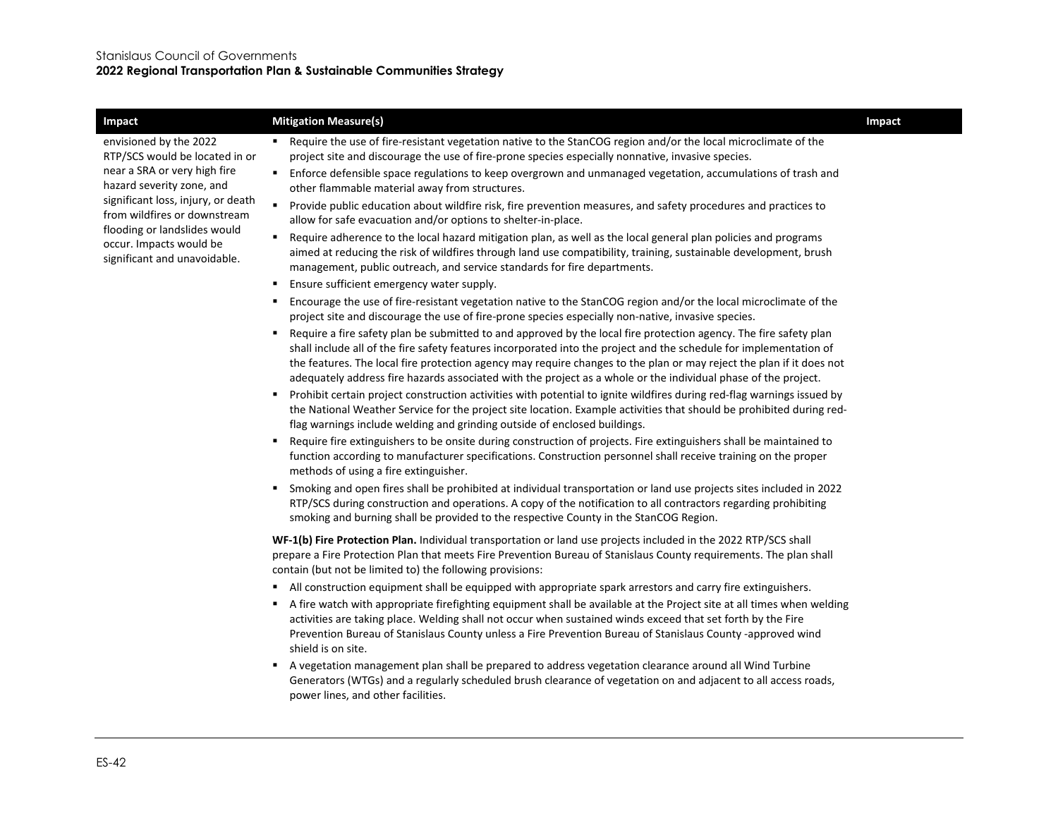| Impact | Mitigation Measure(s) | Impact |
|---|---|---|
| envisioned by the 2022 RTP/SCS would be located in or near a SRA or very high fire hazard severity zone, and significant loss, injury, or death from wildfires or downstream flooding or landslides would occur. Impacts would be significant and unavoidable. | ▪ Require the use of fire-resistant vegetation native to the StanCOG region and/or the local microclimate of the project site and discourage the use of fire-prone species especially nonnative, invasive species.<br>▪ Enforce defensible space regulations to keep overgrown and unmanaged vegetation, accumulations of trash and other flammable material away from structures.<br>▪ Provide public education about wildfire risk, fire prevention measures, and safety procedures and practices to allow for safe evacuation and/or options to shelter-in-place.<br>▪ Require adherence to the local hazard mitigation plan, as well as the local general plan policies and programs aimed at reducing the risk of wildfires through land use compatibility, training, sustainable development, brush management, public outreach, and service standards for fire departments.<br>▪ Ensure sufficient emergency water supply.<br>▪ Encourage the use of fire-resistant vegetation native to the StanCOG region and/or the local microclimate of the project site and discourage the use of fire-prone species especially non-native, invasive species.<br>▪ Require a fire safety plan be submitted to and approved by the local fire protection agency. The fire safety plan shall include all of the fire safety features incorporated into the project and the schedule for implementation of the features. The local fire protection agency may require changes to the plan or may reject the plan if it does not adequately address fire hazards associated with the project as a whole or the individual phase of the project.<br>▪ Prohibit certain project construction activities with potential to ignite wildfires during red-flag warnings issued by the National Weather Service for the project site location. Example activities that should be prohibited during red-flag warnings include welding and grinding outside of enclosed buildings.<br>▪ Require fire extinguishers to be onsite during construction of projects. Fire extinguishers shall be maintained to function according to manufacturer specifications. Construction personnel shall receive training on the proper methods of using a fire extinguisher.<br>▪ Smoking and open fires shall be prohibited at individual transportation or land use projects sites included in 2022 RTP/SCS during construction and operations. A copy of the notification to all contractors regarding prohibiting smoking and burning shall be provided to the respective County in the StanCOG Region.<br><br>**WF-1(b) Fire Protection Plan.** Individual transportation or land use projects included in the 2022 RTP/SCS shall prepare a Fire Protection Plan that meets Fire Prevention Bureau of Stanislaus County requirements. The plan shall contain (but not be limited to) the following provisions:<br>▪ All construction equipment shall be equipped with appropriate spark arrestors and carry fire extinguishers.<br>▪ A fire watch with appropriate firefighting equipment shall be available at the Project site at all times when welding activities are taking place. Welding shall not occur when sustained winds exceed that set forth by the Fire Prevention Bureau of Stanislaus County unless a Fire Prevention Bureau of Stanislaus County -approved wind shield is on site.<br>▪ A vegetation management plan shall be prepared to address vegetation clearance around all Wind Turbine Generators (WTGs) and a regularly scheduled brush clearance of vegetation on and adjacent to all access roads, power lines, and other facilities. | |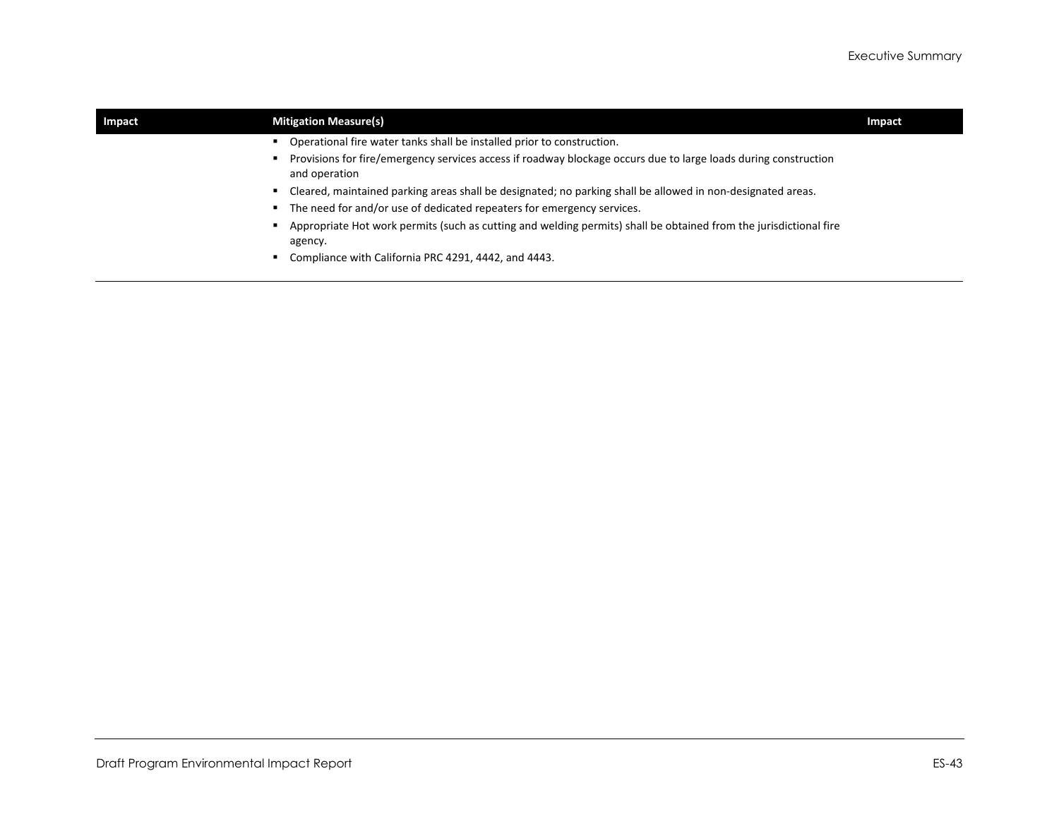| Impact | Mitigation Measure(s) | Impact |
|---|---|---|
| | ▪ Operational fire water tanks shall be installed prior to construction.<br>▪ Provisions for fire/emergency services access if roadway blockage occurs due to large loads during construction and operation<br>▪ Cleared, maintained parking areas shall be designated; no parking shall be allowed in non-designated areas.<br>▪ The need for and/or use of dedicated repeaters for emergency services.<br>▪ Appropriate Hot work permits (such as cutting and welding permits) shall be obtained from the jurisdictional fire agency.<br>▪ Compliance with California PRC 4291, 4442, and 4443. | |